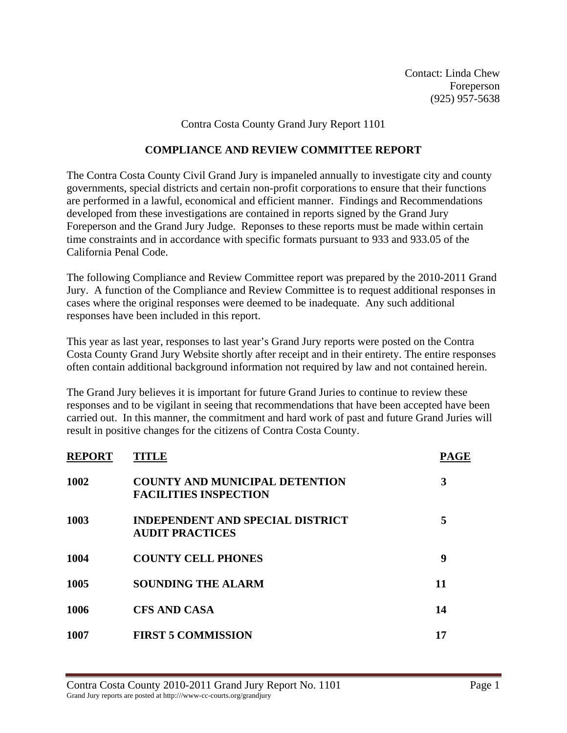Contact: Linda Chew
Foreperson
(925) 957-5638

Contra Costa County Grand Jury Report 1101

# COMPLIANCE AND REVIEW COMMITTEE REPORT

The Contra Costa County Civil Grand Jury is impaneled annually to investigate city and county governments, special districts and certain non-profit corporations to ensure that their functions are performed in a lawful, economical and efficient manner. Findings and Recommendations developed from these investigations are contained in reports signed by the Grand Jury Foreperson and the Grand Jury Judge. Reponses to these reports must be made within certain time constraints and in accordance with specific formats pursuant to 933 and 933.05 of the California Penal Code.

The following Compliance and Review Committee report was prepared by the 2010-2011 Grand Jury. A function of the Compliance and Review Committee is to request additional responses in cases where the original responses were deemed to be inadequate. Any such additional responses have been included in this report.

This year as last year, responses to last year's Grand Jury reports were posted on the Contra Costa County Grand Jury Website shortly after receipt and in their entirety. The entire responses often contain additional background information not required by law and not contained herein.

The Grand Jury believes it is important for future Grand Juries to continue to review these responses and to be vigilant in seeing that recommendations that have been accepted have been carried out. In this manner, the commitment and hard work of past and future Grand Juries will result in positive changes for the citizens of Contra Costa County.

| REPORT | TITLE | PAGE |
|---|---|---|
| **1002** | **COUNTY AND MUNICIPAL DETENTION FACILITIES INSPECTION** | **3** |
| **1003** | **INDEPENDENT AND SPECIAL DISTRICT AUDIT PRACTICES** | **5** |
| **1004** | **COUNTY CELL PHONES** | **9** |
| **1005** | **SOUNDING THE ALARM** | **11** |
| **1006** | **CFS AND CASA** | **14** |
| **1007** | **FIRST 5 COMMISSION** | **17** |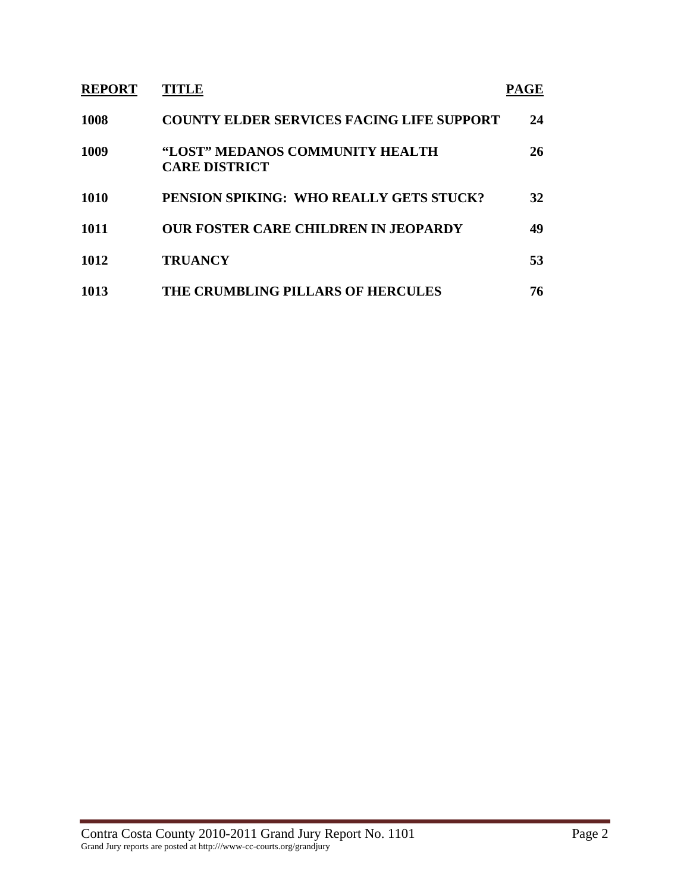| REPORT | TITLE | PAGE |
|---|---|---|
| 1008 | COUNTY ELDER SERVICES FACING LIFE SUPPORT | 24 |
| 1009 | "LOST" MEDANOS COMMUNITY HEALTH CARE DISTRICT | 26 |
| 1010 | PENSION SPIKING: WHO REALLY GETS STUCK? | 32 |
| 1011 | OUR FOSTER CARE CHILDREN IN JEOPARDY | 49 |
| 1012 | TRUANCY | 53 |
| 1013 | THE CRUMBLING PILLARS OF HERCULES | 76 |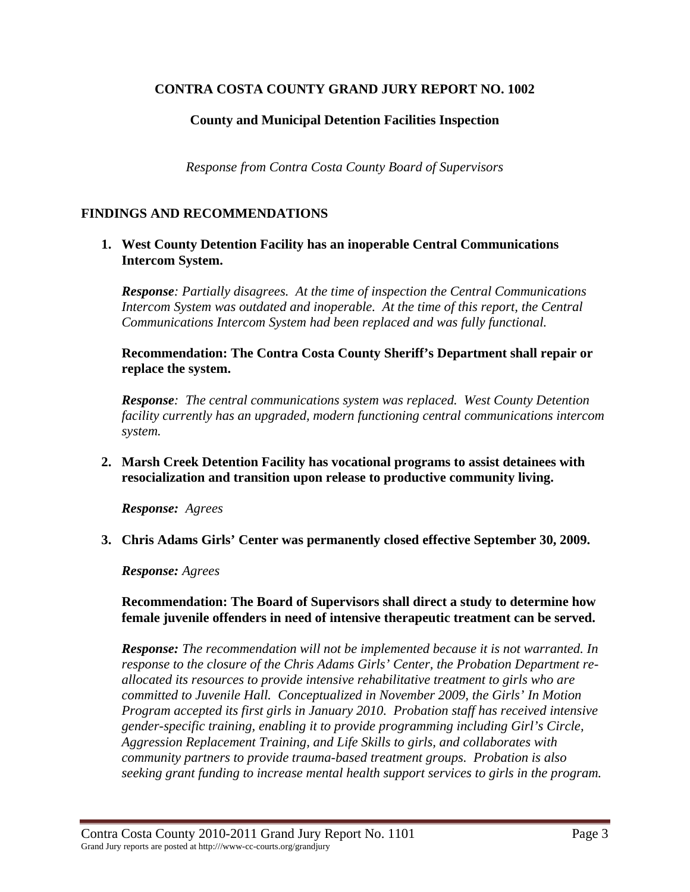**CONTRA COSTA COUNTY GRAND JURY REPORT NO. 1002**

**County and Municipal Detention Facilities Inspection**

*Response from Contra Costa County Board of Supervisors*

## FINDINGS AND RECOMMENDATIONS

1. **West County Detention Facility has an inoperable Central Communications Intercom System.**

   ***Response****: Partially disagrees. At the time of inspection the Central Communications Intercom System was outdated and inoperable. At the time of this report, the Central Communications Intercom System had been replaced and was fully functional.*

   **Recommendation: The Contra Costa County Sheriff's Department shall repair or replace the system.**

   ***Response****: The central communications system was replaced. West County Detention facility currently has an upgraded, modern functioning central communications intercom system.*

2. **Marsh Creek Detention Facility has vocational programs to assist detainees with resocialization and transition upon release to productive community living.**

   ***Response:*** *Agrees*

3. **Chris Adams Girls' Center was permanently closed effective September 30, 2009.**

   ***Response:*** *Agrees*

   **Recommendation: The Board of Supervisors shall direct a study to determine how female juvenile offenders in need of intensive therapeutic treatment can be served.**

   ***Response:*** *The recommendation will not be implemented because it is not warranted. In response to the closure of the Chris Adams Girls' Center, the Probation Department re-allocated its resources to provide intensive rehabilitative treatment to girls who are committed to Juvenile Hall. Conceptualized in November 2009, the Girls' In Motion Program accepted its first girls in January 2010. Probation staff has received intensive gender-specific training, enabling it to provide programming including Girl's Circle, Aggression Replacement Training, and Life Skills to girls, and collaborates with community partners to provide trauma-based treatment groups. Probation is also seeking grant funding to increase mental health support services to girls in the program.*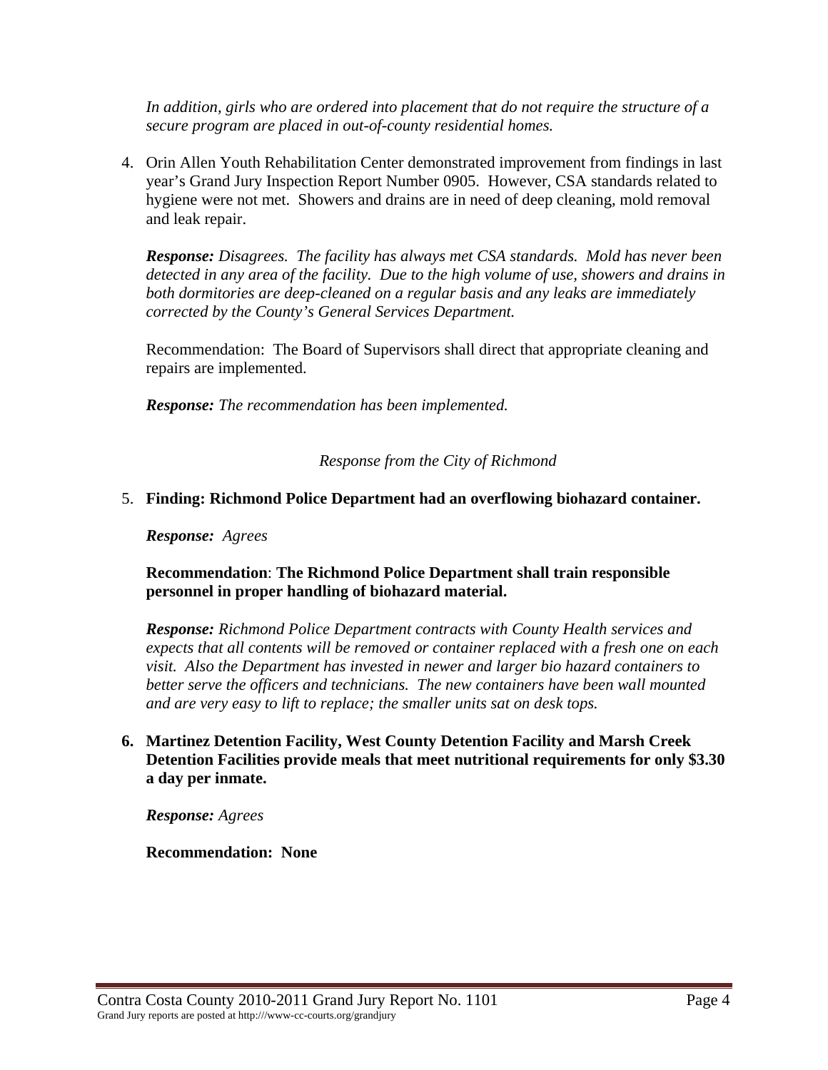*In addition, girls who are ordered into placement that do not require the structure of a secure program are placed in out-of-county residential homes.*

4. Orin Allen Youth Rehabilitation Center demonstrated improvement from findings in last year's Grand Jury Inspection Report Number 0905. However, CSA standards related to hygiene were not met. Showers and drains are in need of deep cleaning, mold removal and leak repair.

   ***Response:*** *Disagrees. The facility has always met CSA standards. Mold has never been detected in any area of the facility. Due to the high volume of use, showers and drains in both dormitories are deep-cleaned on a regular basis and any leaks are immediately corrected by the County's General Services Department.*

   Recommendation: The Board of Supervisors shall direct that appropriate cleaning and repairs are implemented.

   ***Response:*** *The recommendation has been implemented.*

*Response from the City of Richmond*

5. **Finding: Richmond Police Department had an overflowing biohazard container.**

   ***Response:*** *Agrees*

   **Recommendation**: **The Richmond Police Department shall train responsible personnel in proper handling of biohazard material.**

   ***Response:*** *Richmond Police Department contracts with County Health services and expects that all contents will be removed or container replaced with a fresh one on each visit. Also the Department has invested in newer and larger bio hazard containers to better serve the officers and technicians. The new containers have been wall mounted and are very easy to lift to replace; the smaller units sat on desk tops.*

6. **Martinez Detention Facility, West County Detention Facility and Marsh Creek Detention Facilities provide meals that meet nutritional requirements for only $3.30 a day per inmate.**

   ***Response:*** *Agrees*

   **Recommendation: None**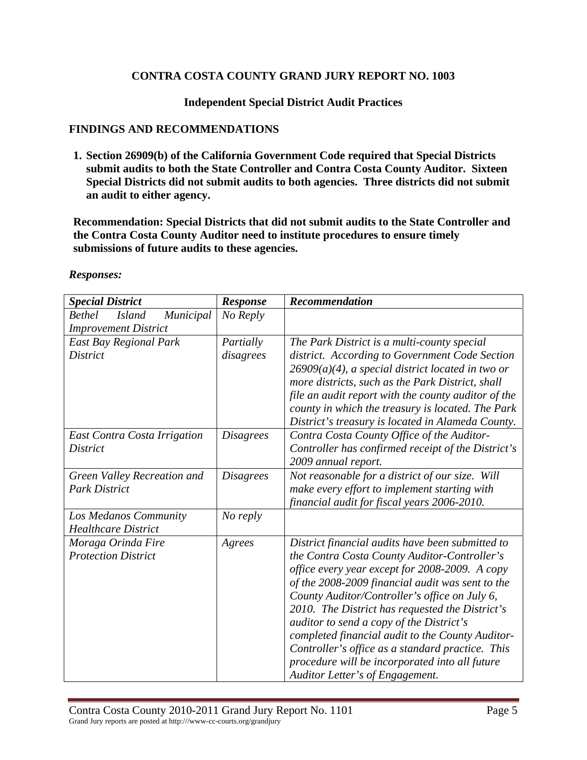**CONTRA COSTA COUNTY GRAND JURY REPORT NO. 1003**

**Independent Special District Audit Practices**

## FINDINGS AND RECOMMENDATIONS

1. **Section 26909(b) of the California Government Code required that Special Districts submit audits to both the State Controller and Contra Costa County Auditor. Sixteen Special Districts did not submit audits to both agencies. Three districts did not submit an audit to either agency.**

**Recommendation: Special Districts that did not submit audits to the State Controller and the Contra Costa County Auditor need to institute procedures to ensure timely submissions of future audits to these agencies.**

***Responses:***

| ***Special District*** | ***Response*** | ***Recommendation*** |
|---|---|---|
| *Bethel Island Municipal Improvement District* | *No Reply* | |
| *East Bay Regional Park District* | *Partially disagrees* | *The Park District is a multi-county special district. According to Government Code Section 26909(a)(4), a special district located in two or more districts, such as the Park District, shall file an audit report with the county auditor of the county in which the treasury is located. The Park District's treasury is located in Alameda County.* |
| *East Contra Costa Irrigation District* | *Disagrees* | *Contra Costa County Office of the Auditor-Controller has confirmed receipt of the District's 2009 annual report.* |
| *Green Valley Recreation and Park District* | *Disagrees* | *Not reasonable for a district of our size. Will make every effort to implement starting with financial audit for fiscal years 2006-2010.* |
| *Los Medanos Community Healthcare District* | *No reply* | |
| *Moraga Orinda Fire Protection District* | *Agrees* | *District financial audits have been submitted to the Contra Costa County Auditor-Controller's office every year except for 2008-2009. A copy of the 2008-2009 financial audit was sent to the County Auditor/Controller's office on July 6, 2010. The District has requested the District's auditor to send a copy of the District's completed financial audit to the County Auditor-Controller's office as a standard practice. This procedure will be incorporated into all future Auditor Letter's of Engagement.* |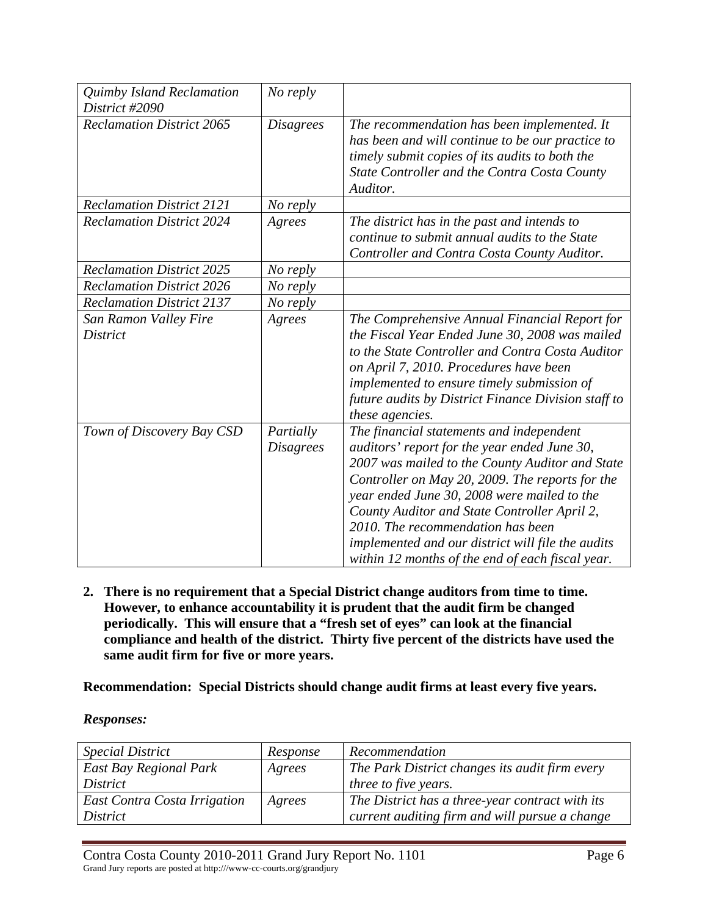| | | |
|---|---|---|
| *Quimby Island Reclamation District #2090* | *No reply* | |
| *Reclamation District 2065* | *Disagrees* | *The recommendation has been implemented. It has been and will continue to be our practice to timely submit copies of its audits to both the State Controller and the Contra Costa County Auditor.* |
| *Reclamation District 2121* | *No reply* | |
| *Reclamation District 2024* | *Agrees* | *The district has in the past and intends to continue to submit annual audits to the State Controller and Contra Costa County Auditor.* |
| *Reclamation District 2025* | *No reply* | |
| *Reclamation District 2026* | *No reply* | |
| *Reclamation District 2137* | *No reply* | |
| *San Ramon Valley Fire District* | *Agrees* | *The Comprehensive Annual Financial Report for the Fiscal Year Ended June 30, 2008 was mailed to the State Controller and Contra Costa Auditor on April 7, 2010. Procedures have been implemented to ensure timely submission of future audits by District Finance Division staff to these agencies.* |
| *Town of Discovery Bay CSD* | *Partially Disagrees* | *The financial statements and independent auditors' report for the year ended June 30, 2007 was mailed to the County Auditor and State Controller on May 20, 2009. The reports for the year ended June 30, 2008 were mailed to the County Auditor and State Controller April 2, 2010. The recommendation has been implemented and our district will file the audits within 12 months of the end of each fiscal year.* |

2. **There is no requirement that a Special District change auditors from time to time. However, to enhance accountability it is prudent that the audit firm be changed periodically. This will ensure that a "fresh set of eyes" can look at the financial compliance and health of the district. Thirty five percent of the districts have used the same audit firm for five or more years.**

**Recommendation: Special Districts should change audit firms at least every five years.**

***Responses:***

| *Special District* | *Response* | *Recommendation* |
|---|---|---|
| *East Bay Regional Park District* | *Agrees* | *The Park District changes its audit firm every three to five years.* |
| *East Contra Costa Irrigation District* | *Agrees* | *The District has a three-year contract with its current auditing firm and will pursue a change* |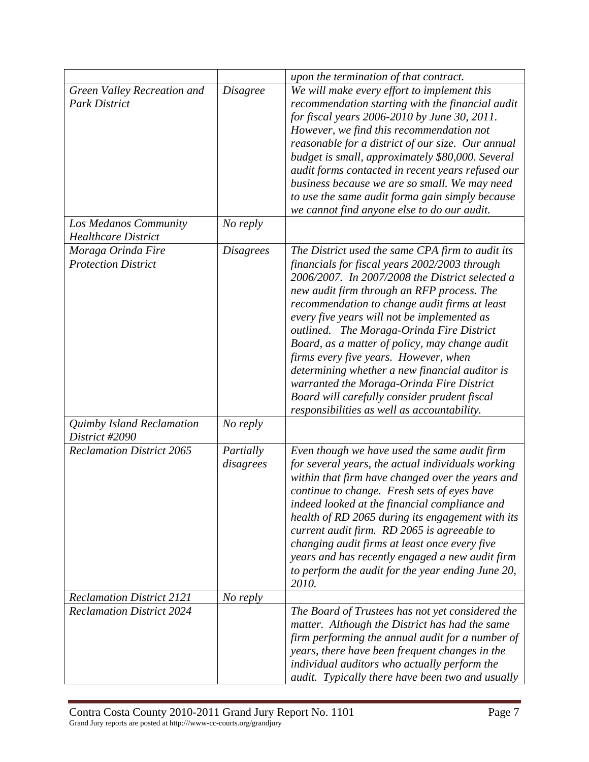| | | |
|---|---|---|
| | | *upon the termination of that contract.* |
| *Green Valley Recreation and Park District* | *Disagree* | *We will make every effort to implement this recommendation starting with the financial audit for fiscal years 2006-2010 by June 30, 2011. However, we find this recommendation not reasonable for a district of our size. Our annual budget is small, approximately $80,000. Several audit forms contacted in recent years refused our business because we are so small. We may need to use the same audit forma gain simply because we cannot find anyone else to do our audit.* |
| *Los Medanos Community Healthcare District* | *No reply* | |
| *Moraga Orinda Fire Protection District* | *Disagrees* | *The District used the same CPA firm to audit its financials for fiscal years 2002/2003 through 2006/2007. In 2007/2008 the District selected a new audit firm through an RFP process. The recommendation to change audit firms at least every five years will not be implemented as outlined. The Moraga-Orinda Fire District Board, as a matter of policy, may change audit firms every five years. However, when determining whether a new financial auditor is warranted the Moraga-Orinda Fire District Board will carefully consider prudent fiscal responsibilities as well as accountability.* |
| *Quimby Island Reclamation District #2090* | *No reply* | |
| *Reclamation District 2065* | *Partially disagrees* | *Even though we have used the same audit firm for several years, the actual individuals working within that firm have changed over the years and continue to change. Fresh sets of eyes have indeed looked at the financial compliance and health of RD 2065 during its engagement with its current audit firm. RD 2065 is agreeable to changing audit firms at least once every five years and has recently engaged a new audit firm to perform the audit for the year ending June 20, 2010.* |
| *Reclamation District 2121* | *No reply* | |
| *Reclamation District 2024* | | *The Board of Trustees has not yet considered the matter. Although the District has had the same firm performing the annual audit for a number of years, there have been frequent changes in the individual auditors who actually perform the audit. Typically there have been two and usually* |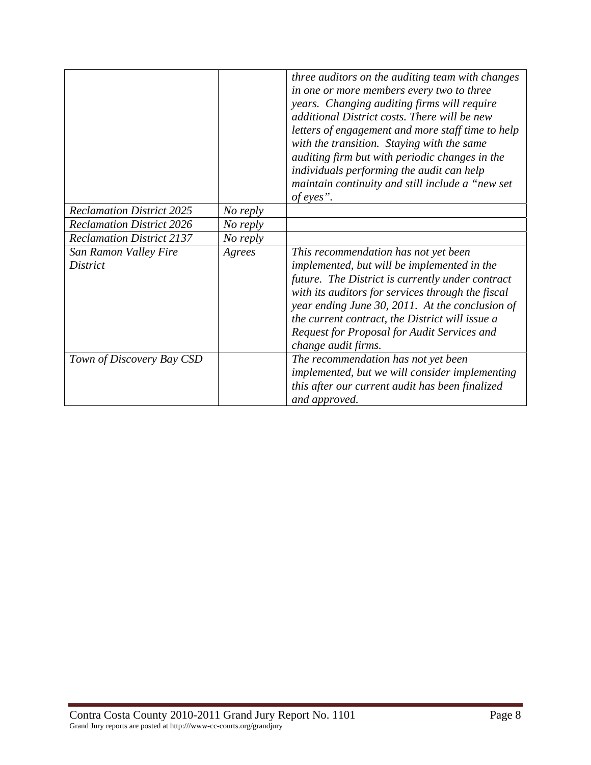| | | |
|---|---|---|
| | | *three auditors on the auditing team with changes in one or more members every two to three years. Changing auditing firms will require additional District costs. There will be new letters of engagement and more staff time to help with the transition. Staying with the same auditing firm but with periodic changes in the individuals performing the audit can help maintain continuity and still include a "new set of eyes".* |
| *Reclamation District 2025* | *No reply* | |
| *Reclamation District 2026* | *No reply* | |
| *Reclamation District 2137* | *No reply* | |
| *San Ramon Valley Fire District* | *Agrees* | *This recommendation has not yet been implemented, but will be implemented in the future. The District is currently under contract with its auditors for services through the fiscal year ending June 30, 2011. At the conclusion of the current contract, the District will issue a Request for Proposal for Audit Services and change audit firms.* |
| *Town of Discovery Bay CSD* | | *The recommendation has not yet been implemented, but we will consider implementing this after our current audit has been finalized and approved.* |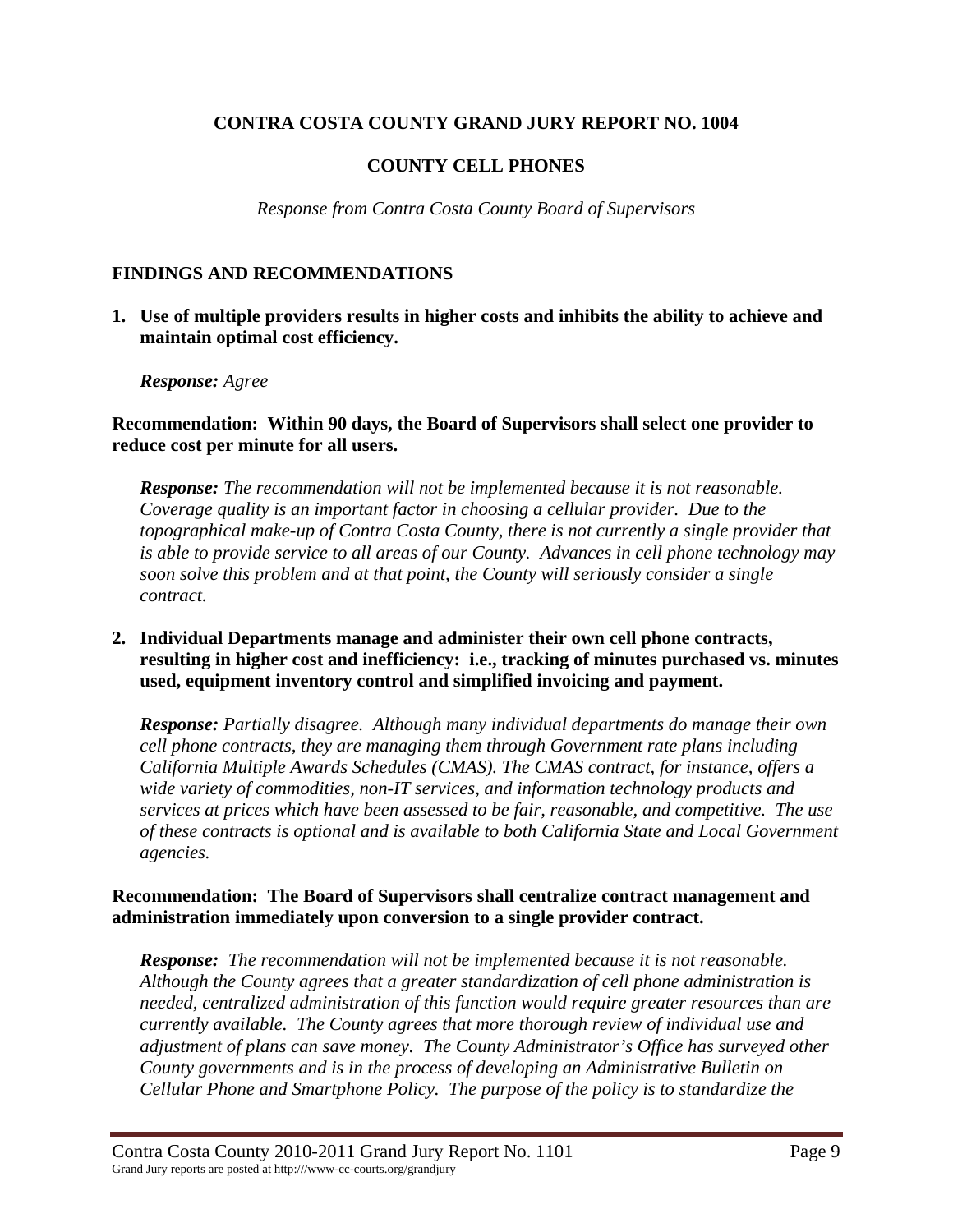**CONTRA COSTA COUNTY GRAND JURY REPORT NO. 1004**

**COUNTY CELL PHONES**

*Response from Contra Costa County Board of Supervisors*

## FINDINGS AND RECOMMENDATIONS

**1. Use of multiple providers results in higher costs and inhibits the ability to achieve and maintain optimal cost efficiency.**

***Response:*** *Agree*

**Recommendation: Within 90 days, the Board of Supervisors shall select one provider to reduce cost per minute for all users.**

***Response:*** *The recommendation will not be implemented because it is not reasonable. Coverage quality is an important factor in choosing a cellular provider. Due to the topographical make-up of Contra Costa County, there is not currently a single provider that is able to provide service to all areas of our County. Advances in cell phone technology may soon solve this problem and at that point, the County will seriously consider a single contract.*

**2. Individual Departments manage and administer their own cell phone contracts, resulting in higher cost and inefficiency: i.e., tracking of minutes purchased vs. minutes used, equipment inventory control and simplified invoicing and payment.**

***Response:*** *Partially disagree. Although many individual departments do manage their own cell phone contracts, they are managing them through Government rate plans including California Multiple Awards Schedules (CMAS). The CMAS contract, for instance, offers a wide variety of commodities, non-IT services, and information technology products and services at prices which have been assessed to be fair, reasonable, and competitive. The use of these contracts is optional and is available to both California State and Local Government agencies.*

**Recommendation: The Board of Supervisors shall centralize contract management and administration immediately upon conversion to a single provider contract.**

***Response:*** *The recommendation will not be implemented because it is not reasonable. Although the County agrees that a greater standardization of cell phone administration is needed, centralized administration of this function would require greater resources than are currently available. The County agrees that more thorough review of individual use and adjustment of plans can save money. The County Administrator's Office has surveyed other County governments and is in the process of developing an Administrative Bulletin on Cellular Phone and Smartphone Policy. The purpose of the policy is to standardize the*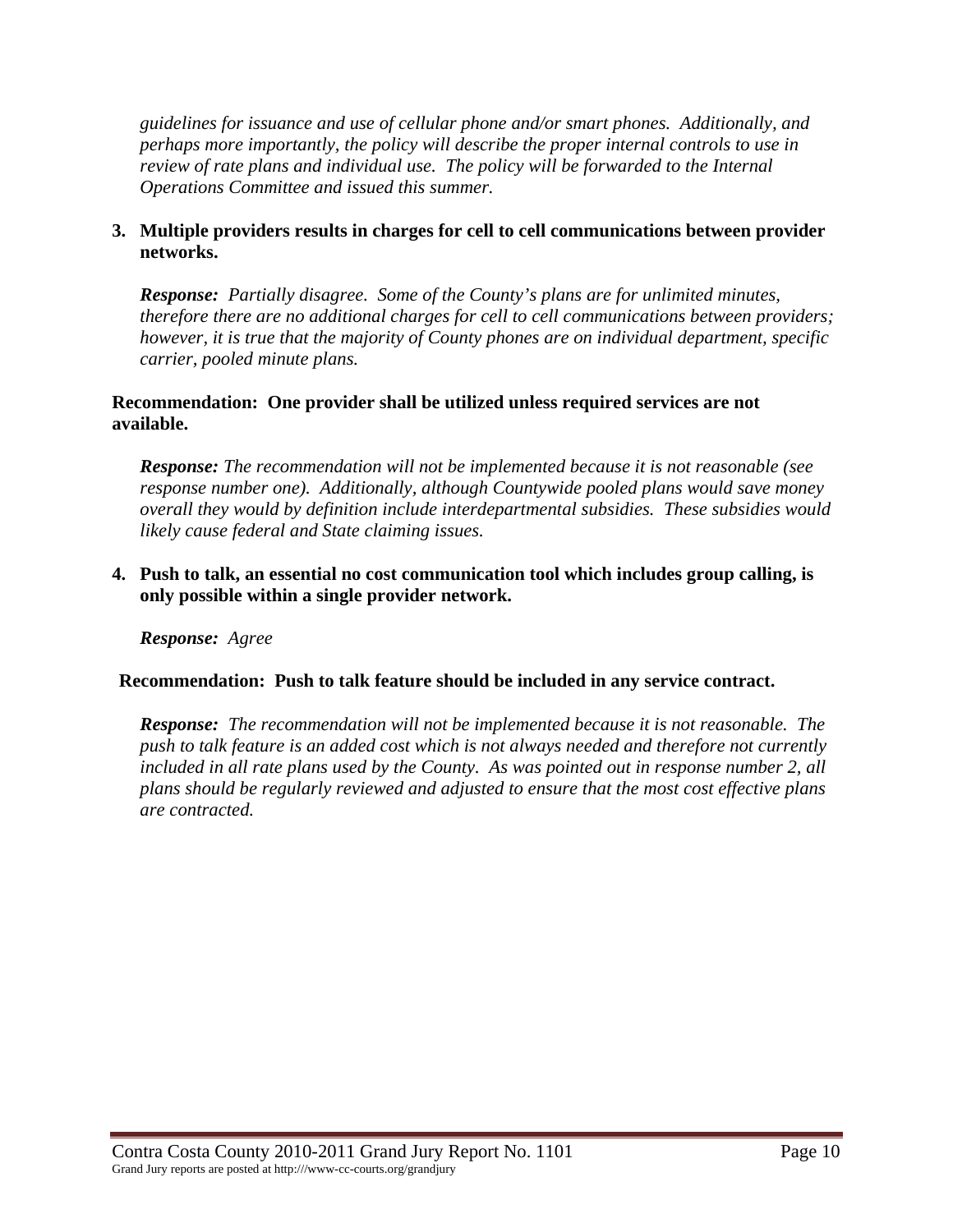*guidelines for issuance and use of cellular phone and/or smart phones. Additionally, and perhaps more importantly, the policy will describe the proper internal controls to use in review of rate plans and individual use. The policy will be forwarded to the Internal Operations Committee and issued this summer.*

3. **Multiple providers results in charges for cell to cell communications between provider networks.**

   ***Response:*** *Partially disagree. Some of the County's plans are for unlimited minutes, therefore there are no additional charges for cell to cell communications between providers; however, it is true that the majority of County phones are on individual department, specific carrier, pooled minute plans.*

**Recommendation: One provider shall be utilized unless required services are not available.**

***Response:*** *The recommendation will not be implemented because it is not reasonable (see response number one). Additionally, although Countywide pooled plans would save money overall they would by definition include interdepartmental subsidies. These subsidies would likely cause federal and State claiming issues.*

4. **Push to talk, an essential no cost communication tool which includes group calling, is only possible within a single provider network.**

   ***Response:*** *Agree*

**Recommendation: Push to talk feature should be included in any service contract.**

***Response:*** *The recommendation will not be implemented because it is not reasonable. The push to talk feature is an added cost which is not always needed and therefore not currently included in all rate plans used by the County. As was pointed out in response number 2, all plans should be regularly reviewed and adjusted to ensure that the most cost effective plans are contracted.*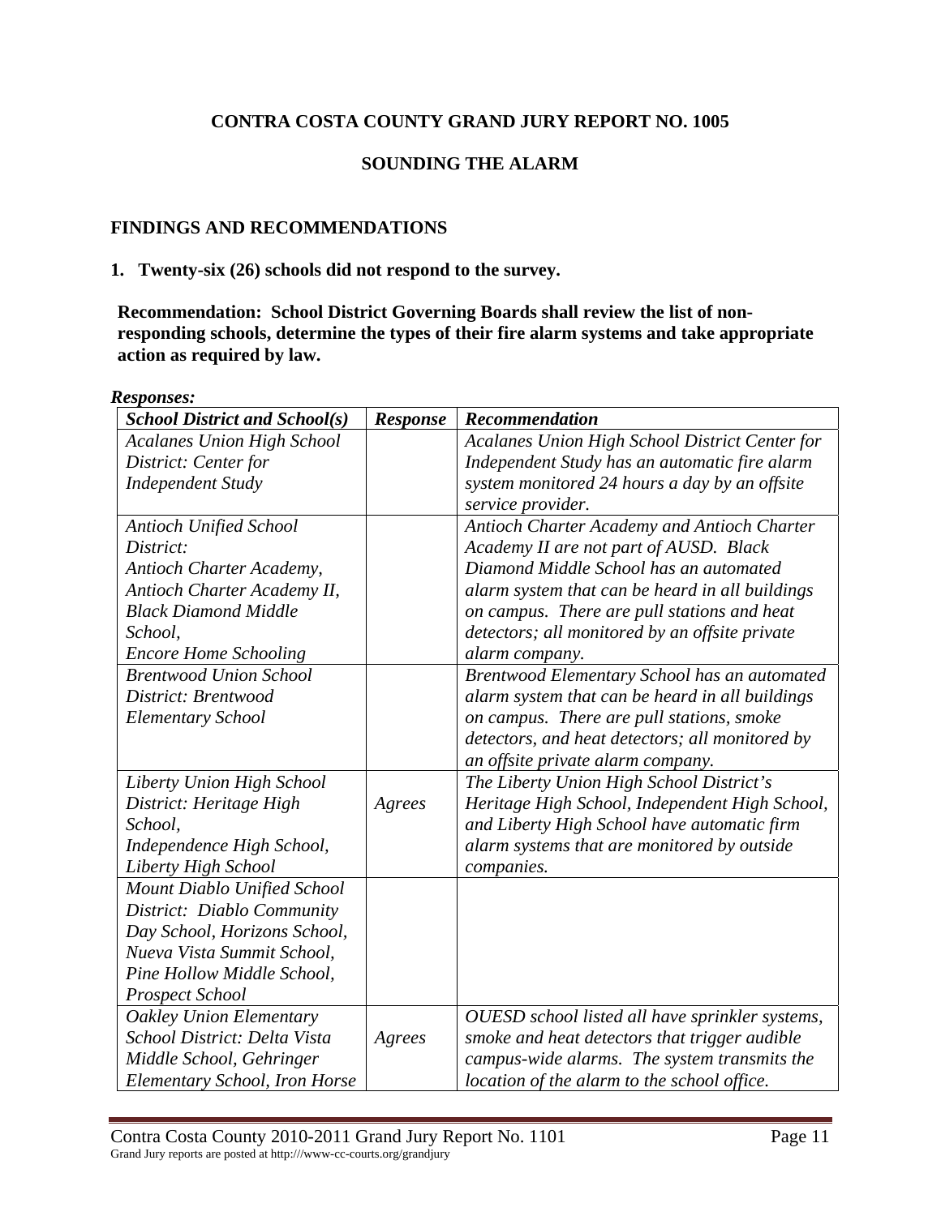**CONTRA COSTA COUNTY GRAND JURY REPORT NO. 1005**

**SOUNDING THE ALARM**

**FINDINGS AND RECOMMENDATIONS**

**1. Twenty-six (26) schools did not respond to the survey.**

**Recommendation: School District Governing Boards shall review the list of non-responding schools, determine the types of their fire alarm systems and take appropriate action as required by law.**

***Responses:***

| *School District and School(s)* | *Response* | *Recommendation* |
|---|---|---|
| *Acalanes Union High School District: Center for Independent Study* | | *Acalanes Union High School District Center for Independent Study has an automatic fire alarm system monitored 24 hours a day by an offsite service provider.* |
| *Antioch Unified School District: Antioch Charter Academy, Antioch Charter Academy II, Black Diamond Middle School, Encore Home Schooling* | | *Antioch Charter Academy and Antioch Charter Academy II are not part of AUSD. Black Diamond Middle School has an automated alarm system that can be heard in all buildings on campus. There are pull stations and heat detectors; all monitored by an offsite private alarm company.* |
| *Brentwood Union School District: Brentwood Elementary School* | | *Brentwood Elementary School has an automated alarm system that can be heard in all buildings on campus. There are pull stations, smoke detectors, and heat detectors; all monitored by an offsite private alarm company.* |
| *Liberty Union High School District: Heritage High School, Independence High School, Liberty High School* | *Agrees* | *The Liberty Union High School District's Heritage High School, Independent High School, and Liberty High School have automatic firm alarm systems that are monitored by outside companies.* |
| *Mount Diablo Unified School District: Diablo Community Day School, Horizons School, Nueva Vista Summit School, Pine Hollow Middle School, Prospect School* | | |
| *Oakley Union Elementary School District: Delta Vista Middle School, Gehringer Elementary School, Iron Horse* | *Agrees* | *OUESD school listed all have sprinkler systems, smoke and heat detectors that trigger audible campus-wide alarms. The system transmits the location of the alarm to the school office.* |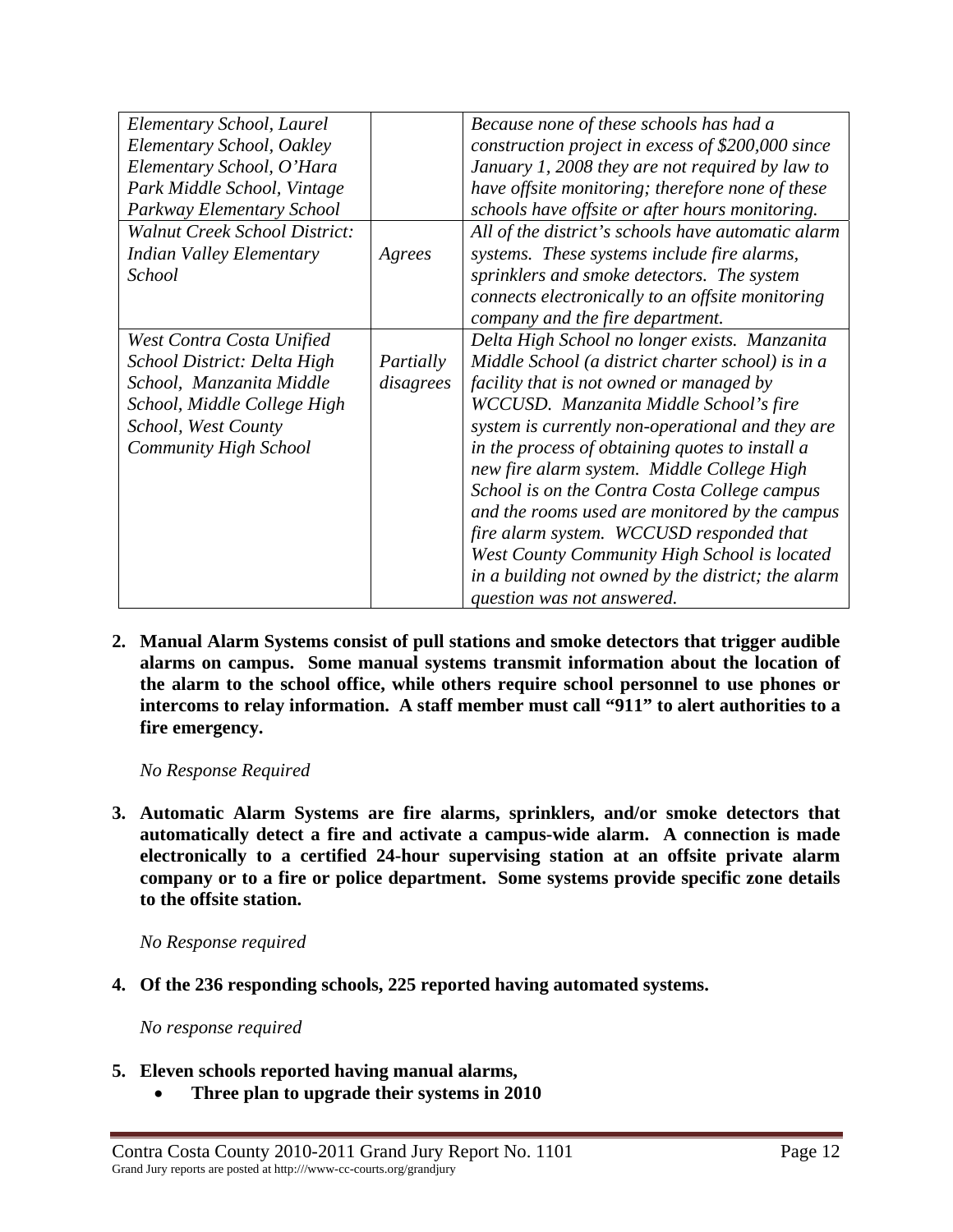| | | |
|---|---|---|
| *Elementary School, Laurel Elementary School, Oakley Elementary School, O'Hara Park Middle School, Vintage Parkway Elementary School* | | *Because none of these schools has had a construction project in excess of $200,000 since January 1, 2008 they are not required by law to have offsite monitoring; therefore none of these schools have offsite or after hours monitoring.* |
| *Walnut Creek School District: Indian Valley Elementary School* | *Agrees* | *All of the district's schools have automatic alarm systems. These systems include fire alarms, sprinklers and smoke detectors. The system connects electronically to an offsite monitoring company and the fire department.* |
| *West Contra Costa Unified School District: Delta High School, Manzanita Middle School, Middle College High School, West County Community High School* | *Partially disagrees* | *Delta High School no longer exists. Manzanita Middle School (a district charter school) is in a facility that is not owned or managed by WCCUSD. Manzanita Middle School's fire system is currently non-operational and they are in the process of obtaining quotes to install a new fire alarm system. Middle College High School is on the Contra Costa College campus and the rooms used are monitored by the campus fire alarm system. WCCUSD responded that West County Community High School is located in a building not owned by the district; the alarm question was not answered.* |

2. **Manual Alarm Systems consist of pull stations and smoke detectors that trigger audible alarms on campus. Some manual systems transmit information about the location of the alarm to the school office, while others require school personnel to use phones or intercoms to relay information. A staff member must call "911" to alert authorities to a fire emergency.**

   *No Response Required*

3. **Automatic Alarm Systems are fire alarms, sprinklers, and/or smoke detectors that automatically detect a fire and activate a campus-wide alarm. A connection is made electronically to a certified 24-hour supervising station at an offsite private alarm company or to a fire or police department. Some systems provide specific zone details to the offsite station.**

   *No Response required*

4. **Of the 236 responding schools, 225 reported having automated systems.**

   *No response required*

5. **Eleven schools reported having manual alarms,**
   - **Three plan to upgrade their systems in 2010**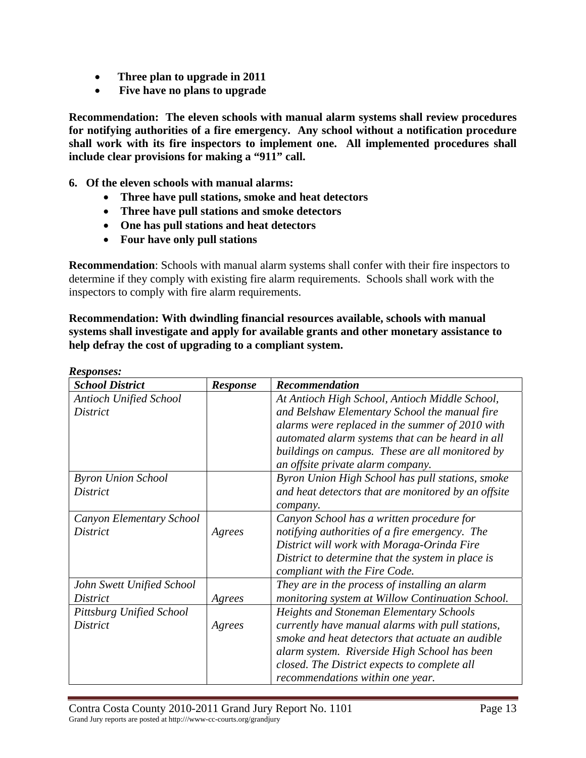- **Three plan to upgrade in 2011**
- **Five have no plans to upgrade**

**Recommendation: The eleven schools with manual alarm systems shall review procedures for notifying authorities of a fire emergency. Any school without a notification procedure shall work with its fire inspectors to implement one. All implemented procedures shall include clear provisions for making a "911" call.**

**6. Of the eleven schools with manual alarms:**

- **Three have pull stations, smoke and heat detectors**
- **Three have pull stations and smoke detectors**
- **One has pull stations and heat detectors**
- **Four have only pull stations**

**Recommendation**: Schools with manual alarm systems shall confer with their fire inspectors to determine if they comply with existing fire alarm requirements. Schools shall work with the inspectors to comply with fire alarm requirements.

**Recommendation: With dwindling financial resources available, schools with manual systems shall investigate and apply for available grants and other monetary assistance to help defray the cost of upgrading to a compliant system.**

***Responses:***

| ***School District*** | ***Response*** | ***Recommendation*** |
|---|---|---|
| *Antioch Unified School District* | | *At Antioch High School, Antioch Middle School, and Belshaw Elementary School the manual fire alarms were replaced in the summer of 2010 with automated alarm systems that can be heard in all buildings on campus. These are all monitored by an offsite private alarm company.* |
| *Byron Union School District* | | *Byron Union High School has pull stations, smoke and heat detectors that are monitored by an offsite company.* |
| *Canyon Elementary School District* | *Agrees* | *Canyon School has a written procedure for notifying authorities of a fire emergency. The District will work with Moraga-Orinda Fire District to determine that the system in place is compliant with the Fire Code.* |
| *John Swett Unified School District* | *Agrees* | *They are in the process of installing an alarm monitoring system at Willow Continuation School.* |
| *Pittsburg Unified School District* | *Agrees* | *Heights and Stoneman Elementary Schools currently have manual alarms with pull stations, smoke and heat detectors that actuate an audible alarm system. Riverside High School has been closed. The District expects to complete all recommendations within one year.* |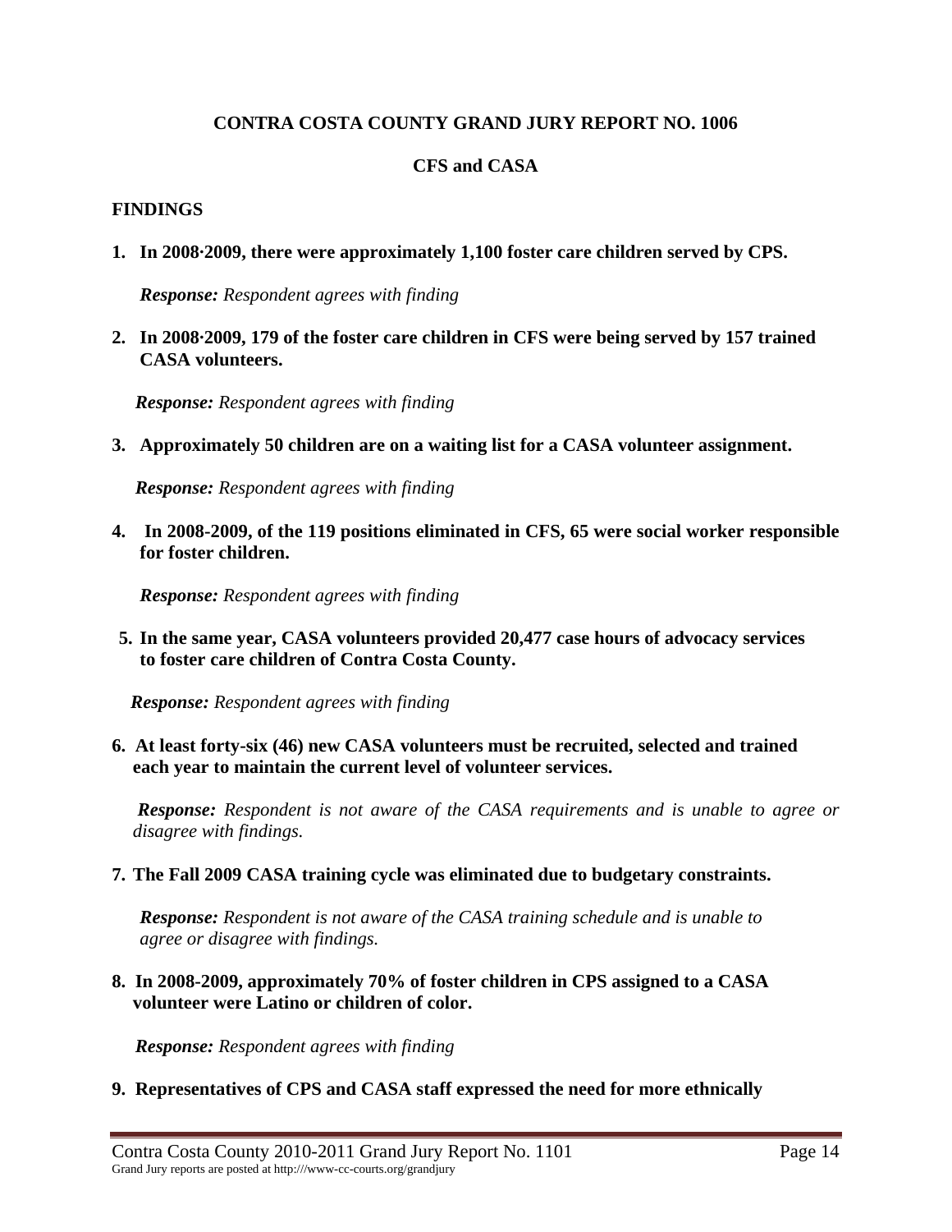**CONTRA COSTA COUNTY GRAND JURY REPORT NO. 1006**

**CFS and CASA**

**FINDINGS**

1. **In 2008·2009, there were approximately 1,100 foster care children served by CPS.**

   ***Response:*** *Respondent agrees with finding*

2. **In 2008·2009, 179 of the foster care children in CFS were being served by 157 trained CASA volunteers.**

   ***Response:*** *Respondent agrees with finding*

3. **Approximately 50 children are on a waiting list for a CASA volunteer assignment.**

   ***Response:*** *Respondent agrees with finding*

4. **In 2008-2009, of the 119 positions eliminated in CFS, 65 were social worker responsible for foster children.**

   ***Response:*** *Respondent agrees with finding*

5. **In the same year, CASA volunteers provided 20,477 case hours of advocacy services to foster care children of Contra Costa County.**

   ***Response:*** *Respondent agrees with finding*

6. **At least forty-six (46) new CASA volunteers must be recruited, selected and trained each year to maintain the current level of volunteer services.**

   ***Response:*** *Respondent is not aware of the CASA requirements and is unable to agree or disagree with findings.*

7. **The Fall 2009 CASA training cycle was eliminated due to budgetary constraints.**

   ***Response:*** *Respondent is not aware of the CASA training schedule and is unable to agree or disagree with findings.*

8. **In 2008-2009, approximately 70% of foster children in CPS assigned to a CASA volunteer were Latino or children of color.**

   ***Response:*** *Respondent agrees with finding*

9. **Representatives of CPS and CASA staff expressed the need for more ethnically**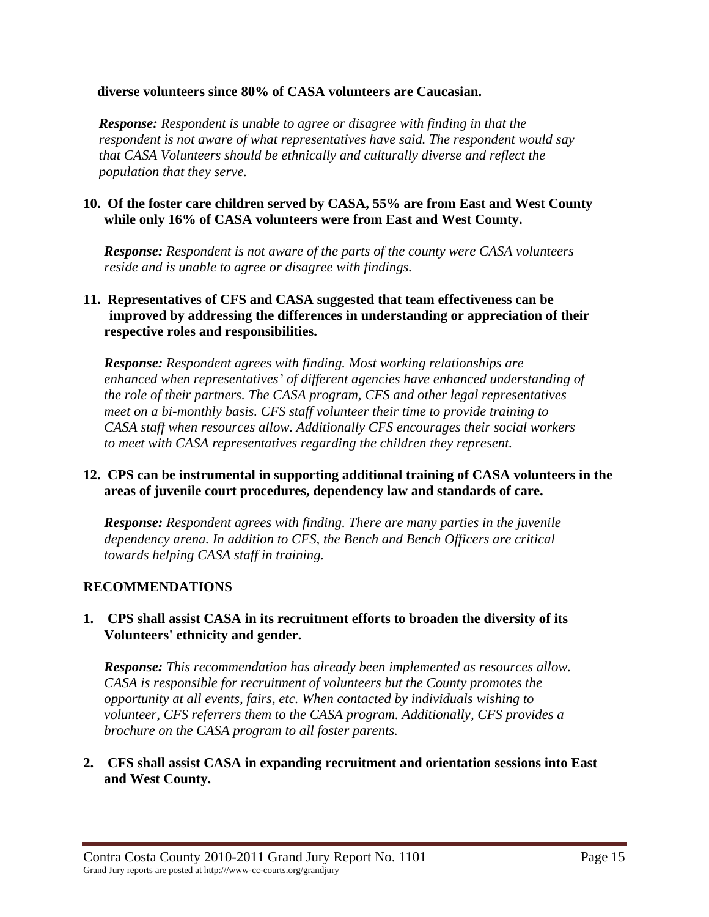**diverse volunteers since 80% of CASA volunteers are Caucasian.**

***Response:*** *Respondent is unable to agree or disagree with finding in that the respondent is not aware of what representatives have said. The respondent would say that CASA Volunteers should be ethnically and culturally diverse and reflect the population that they serve.*

**10. Of the foster care children served by CASA, 55% are from East and West County while only 16% of CASA volunteers were from East and West County.**

***Response:*** *Respondent is not aware of the parts of the county were CASA volunteers reside and is unable to agree or disagree with findings.*

**11. Representatives of CFS and CASA suggested that team effectiveness can be improved by addressing the differences in understanding or appreciation of their respective roles and responsibilities.**

***Response:*** *Respondent agrees with finding. Most working relationships are enhanced when representatives' of different agencies have enhanced understanding of the role of their partners. The CASA program, CFS and other legal representatives meet on a bi-monthly basis. CFS staff volunteer their time to provide training to CASA staff when resources allow. Additionally CFS encourages their social workers to meet with CASA representatives regarding the children they represent.*

**12. CPS can be instrumental in supporting additional training of CASA volunteers in the areas of juvenile court procedures, dependency law and standards of care.**

***Response:*** *Respondent agrees with finding. There are many parties in the juvenile dependency arena. In addition to CFS, the Bench and Bench Officers are critical towards helping CASA staff in training.*

## RECOMMENDATIONS

**1. CPS shall assist CASA in its recruitment efforts to broaden the diversity of its Volunteers' ethnicity and gender.**

***Response:*** *This recommendation has already been implemented as resources allow. CASA is responsible for recruitment of volunteers but the County promotes the opportunity at all events, fairs, etc. When contacted by individuals wishing to volunteer, CFS referrers them to the CASA program. Additionally, CFS provides a brochure on the CASA program to all foster parents.*

**2. CFS shall assist CASA in expanding recruitment and orientation sessions into East and West County.**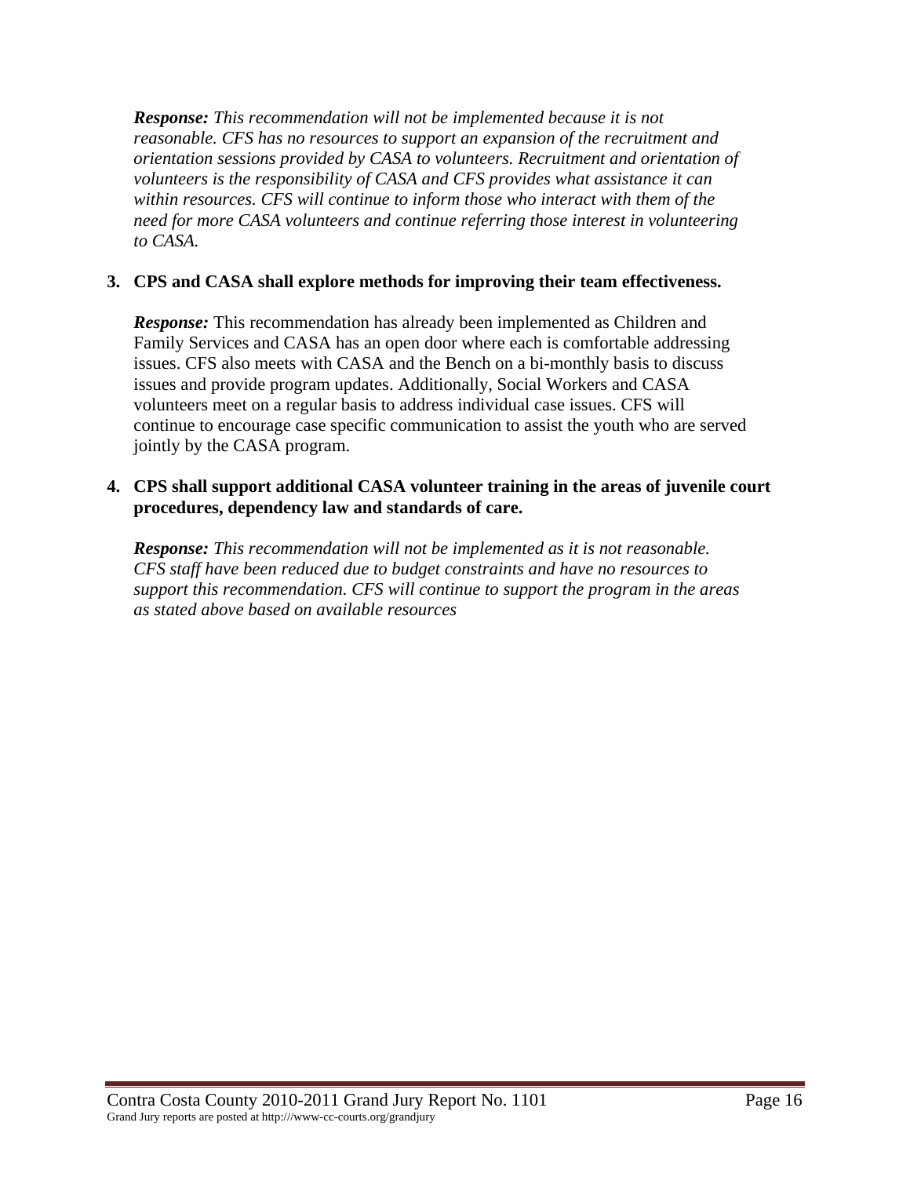***Response:*** *This recommendation will not be implemented because it is not reasonable. CFS has no resources to support an expansion of the recruitment and orientation sessions provided by CASA to volunteers. Recruitment and orientation of volunteers is the responsibility of CASA and CFS provides what assistance it can within resources. CFS will continue to inform those who interact with them of the need for more CASA volunteers and continue referring those interest in volunteering to CASA.*

3. **CPS and CASA shall explore methods for improving their team effectiveness.**

   ***Response:*** This recommendation has already been implemented as Children and Family Services and CASA has an open door where each is comfortable addressing issues. CFS also meets with CASA and the Bench on a bi-monthly basis to discuss issues and provide program updates. Additionally, Social Workers and CASA volunteers meet on a regular basis to address individual case issues. CFS will continue to encourage case specific communication to assist the youth who are served jointly by the CASA program.

4. **CPS shall support additional CASA volunteer training in the areas of juvenile court procedures, dependency law and standards of care.**

   ***Response:*** *This recommendation will not be implemented as it is not reasonable. CFS staff have been reduced due to budget constraints and have no resources to support this recommendation. CFS will continue to support the program in the areas as stated above based on available resources*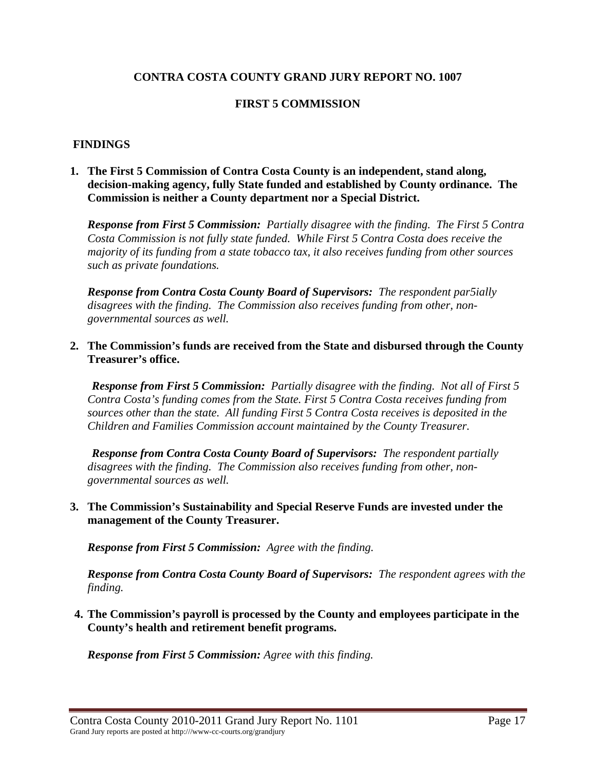**CONTRA COSTA COUNTY GRAND JURY REPORT NO. 1007**

**FIRST 5 COMMISSION**

**FINDINGS**

1. **The First 5 Commission of Contra Costa County is an independent, stand along, decision-making agency, fully State funded and established by County ordinance. The Commission is neither a County department nor a Special District.**

   ***Response from First 5 Commission:*** *Partially disagree with the finding. The First 5 Contra Costa Commission is not fully state funded. While First 5 Contra Costa does receive the majority of its funding from a state tobacco tax, it also receives funding from other sources such as private foundations.*

   ***Response from Contra Costa County Board of Supervisors:*** *The respondent par5ially disagrees with the finding. The Commission also receives funding from other, non-governmental sources as well.*

2. **The Commission's funds are received from the State and disbursed through the County Treasurer's office.**

   ***Response from First 5 Commission:*** *Partially disagree with the finding. Not all of First 5 Contra Costa's funding comes from the State. First 5 Contra Costa receives funding from sources other than the state. All funding First 5 Contra Costa receives is deposited in the Children and Families Commission account maintained by the County Treasurer.*

   ***Response from Contra Costa County Board of Supervisors:*** *The respondent partially disagrees with the finding. The Commission also receives funding from other, non-governmental sources as well.*

3. **The Commission's Sustainability and Special Reserve Funds are invested under the management of the County Treasurer.**

   ***Response from First 5 Commission:*** *Agree with the finding.*

   ***Response from Contra Costa County Board of Supervisors:*** *The respondent agrees with the finding.*

4. **The Commission's payroll is processed by the County and employees participate in the County's health and retirement benefit programs.**

   ***Response from First 5 Commission:*** *Agree with this finding.*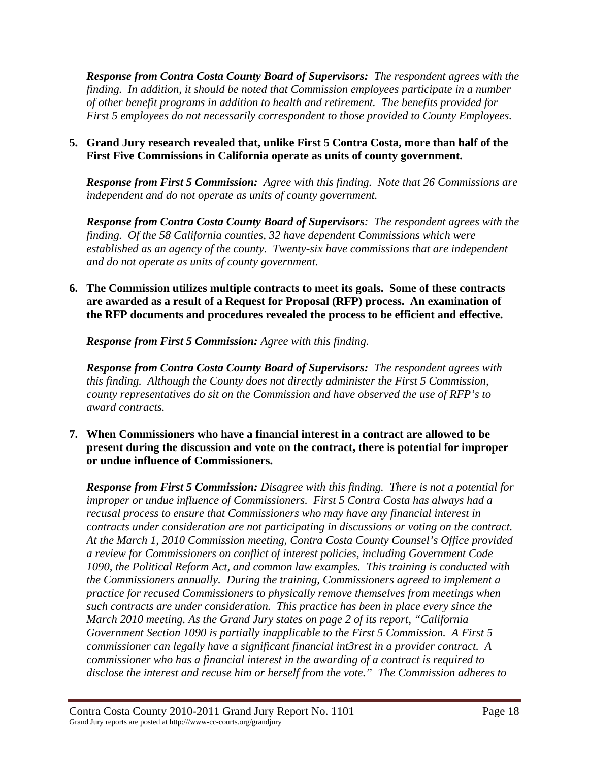*__Response from Contra Costa County Board of Supervisors:__ The respondent agrees with the finding. In addition, it should be noted that Commission employees participate in a number of other benefit programs in addition to health and retirement. The benefits provided for First 5 employees do not necessarily correspondent to those provided to County Employees.*

5. **Grand Jury research revealed that, unlike First 5 Contra Costa, more than half of the First Five Commissions in California operate as units of county government.**

   *__Response from First 5 Commission:__ Agree with this finding. Note that 26 Commissions are independent and do not operate as units of county government.*

   *__Response from Contra Costa County Board of Supervisors__: The respondent agrees with the finding. Of the 58 California counties, 32 have dependent Commissions which were established as an agency of the county. Twenty-six have commissions that are independent and do not operate as units of county government.*

6. **The Commission utilizes multiple contracts to meet its goals. Some of these contracts are awarded as a result of a Request for Proposal (RFP) process. An examination of the RFP documents and procedures revealed the process to be efficient and effective.**

   *__Response from First 5 Commission:__ Agree with this finding.*

   *__Response from Contra Costa County Board of Supervisors:__ The respondent agrees with this finding. Although the County does not directly administer the First 5 Commission, county representatives do sit on the Commission and have observed the use of RFP's to award contracts.*

7. **When Commissioners who have a financial interest in a contract are allowed to be present during the discussion and vote on the contract, there is potential for improper or undue influence of Commissioners.**

   *__Response from First 5 Commission:__ Disagree with this finding. There is not a potential for improper or undue influence of Commissioners. First 5 Contra Costa has always had a recusal process to ensure that Commissioners who may have any financial interest in contracts under consideration are not participating in discussions or voting on the contract. At the March 1, 2010 Commission meeting, Contra Costa County Counsel's Office provided a review for Commissioners on conflict of interest policies, including Government Code 1090, the Political Reform Act, and common law examples. This training is conducted with the Commissioners annually. During the training, Commissioners agreed to implement a practice for recused Commissioners to physically remove themselves from meetings when such contracts are under consideration. This practice has been in place every since the March 2010 meeting. As the Grand Jury states on page 2 of its report, "California Government Section 1090 is partially inapplicable to the First 5 Commission. A First 5 commissioner can legally have a significant financial int3rest in a provider contract. A commissioner who has a financial interest in the awarding of a contract is required to disclose the interest and recuse him or herself from the vote." The Commission adheres to*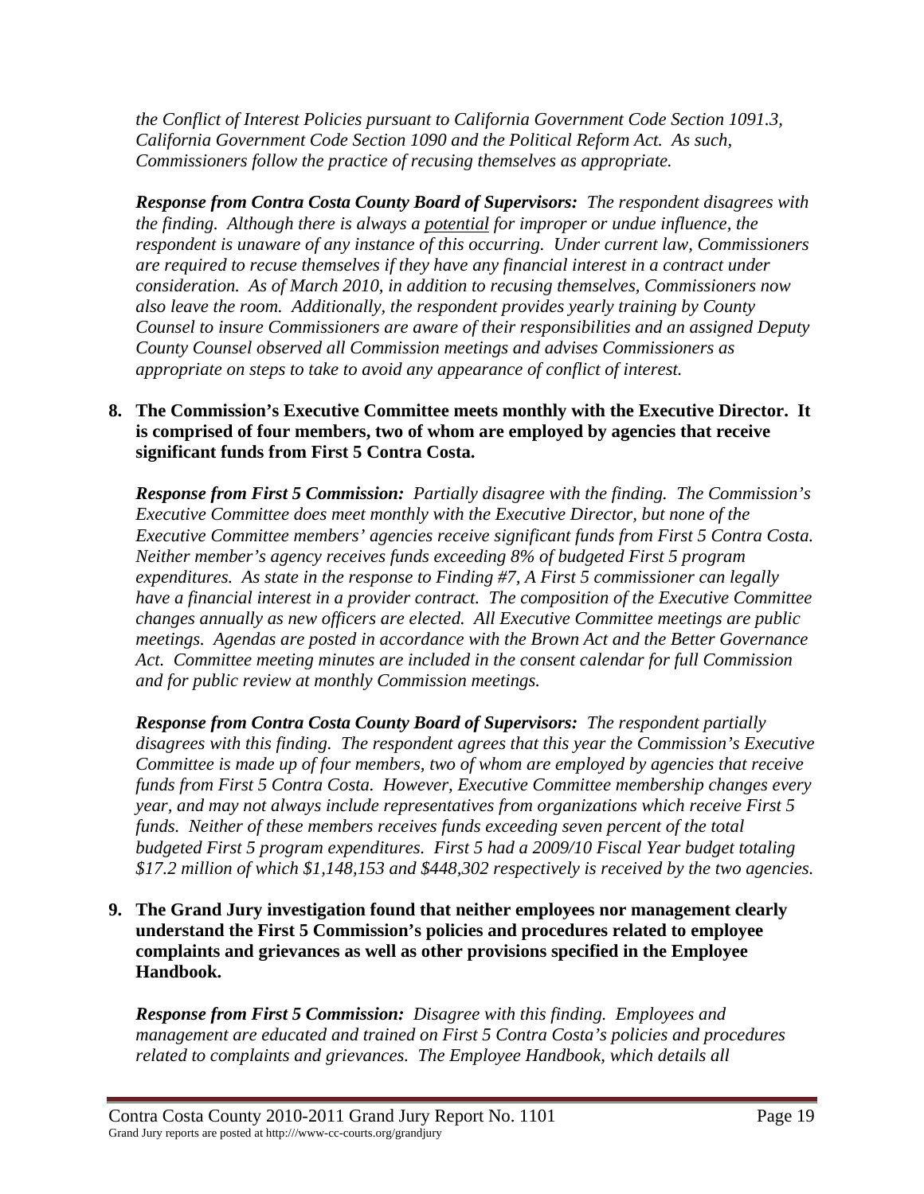*the Conflict of Interest Policies pursuant to California Government Code Section 1091.3, California Government Code Section 1090 and the Political Reform Act. As such, Commissioners follow the practice of recusing themselves as appropriate.*

***Response from Contra Costa County Board of Supervisors:*** *The respondent disagrees with the finding. Although there is always a potential for improper or undue influence, the respondent is unaware of any instance of this occurring. Under current law, Commissioners are required to recuse themselves if they have any financial interest in a contract under consideration. As of March 2010, in addition to recusing themselves, Commissioners now also leave the room. Additionally, the respondent provides yearly training by County Counsel to insure Commissioners are aware of their responsibilities and an assigned Deputy County Counsel observed all Commission meetings and advises Commissioners as appropriate on steps to take to avoid any appearance of conflict of interest.*

**8. The Commission's Executive Committee meets monthly with the Executive Director. It is comprised of four members, two of whom are employed by agencies that receive significant funds from First 5 Contra Costa.**

***Response from First 5 Commission:*** *Partially disagree with the finding. The Commission's Executive Committee does meet monthly with the Executive Director, but none of the Executive Committee members' agencies receive significant funds from First 5 Contra Costa. Neither member's agency receives funds exceeding 8% of budgeted First 5 program expenditures. As state in the response to Finding #7, A First 5 commissioner can legally have a financial interest in a provider contract. The composition of the Executive Committee changes annually as new officers are elected. All Executive Committee meetings are public meetings. Agendas are posted in accordance with the Brown Act and the Better Governance Act. Committee meeting minutes are included in the consent calendar for full Commission and for public review at monthly Commission meetings.*

***Response from Contra Costa County Board of Supervisors:*** *The respondent partially disagrees with this finding. The respondent agrees that this year the Commission's Executive Committee is made up of four members, two of whom are employed by agencies that receive funds from First 5 Contra Costa. However, Executive Committee membership changes every year, and may not always include representatives from organizations which receive First 5 funds. Neither of these members receives funds exceeding seven percent of the total budgeted First 5 program expenditures. First 5 had a 2009/10 Fiscal Year budget totaling $17.2 million of which $1,148,153 and $448,302 respectively is received by the two agencies.*

**9. The Grand Jury investigation found that neither employees nor management clearly understand the First 5 Commission's policies and procedures related to employee complaints and grievances as well as other provisions specified in the Employee Handbook.**

***Response from First 5 Commission:*** *Disagree with this finding. Employees and management are educated and trained on First 5 Contra Costa's policies and procedures related to complaints and grievances. The Employee Handbook, which details all*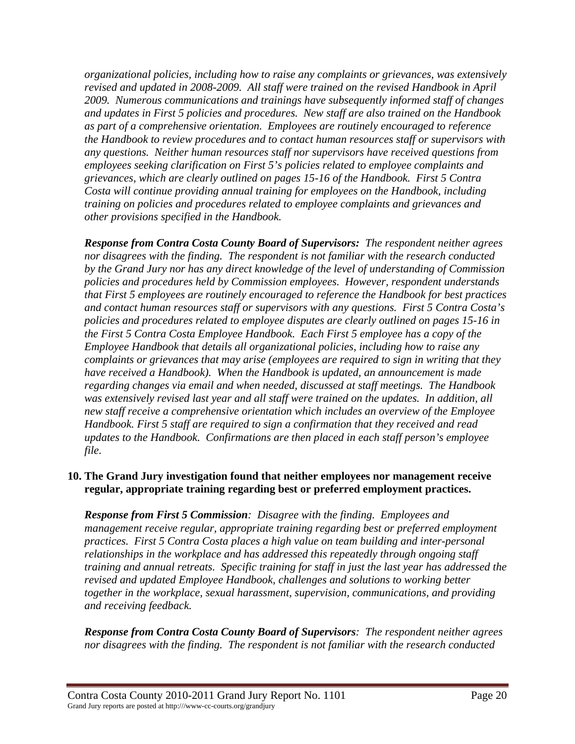*organizational policies, including how to raise any complaints or grievances, was extensively revised and updated in 2008-2009. All staff were trained on the revised Handbook in April 2009. Numerous communications and trainings have subsequently informed staff of changes and updates in First 5 policies and procedures. New staff are also trained on the Handbook as part of a comprehensive orientation. Employees are routinely encouraged to reference the Handbook to review procedures and to contact human resources staff or supervisors with any questions. Neither human resources staff nor supervisors have received questions from employees seeking clarification on First 5's policies related to employee complaints and grievances, which are clearly outlined on pages 15-16 of the Handbook. First 5 Contra Costa will continue providing annual training for employees on the Handbook, including training on policies and procedures related to employee complaints and grievances and other provisions specified in the Handbook.*

***Response from Contra Costa County Board of Supervisors:*** *The respondent neither agrees nor disagrees with the finding. The respondent is not familiar with the research conducted by the Grand Jury nor has any direct knowledge of the level of understanding of Commission policies and procedures held by Commission employees. However, respondent understands that First 5 employees are routinely encouraged to reference the Handbook for best practices and contact human resources staff or supervisors with any questions. First 5 Contra Costa's policies and procedures related to employee disputes are clearly outlined on pages 15-16 in the First 5 Contra Costa Employee Handbook. Each First 5 employee has a copy of the Employee Handbook that details all organizational policies, including how to raise any complaints or grievances that may arise (employees are required to sign in writing that they have received a Handbook). When the Handbook is updated, an announcement is made regarding changes via email and when needed, discussed at staff meetings. The Handbook was extensively revised last year and all staff were trained on the updates. In addition, all new staff receive a comprehensive orientation which includes an overview of the Employee Handbook. First 5 staff are required to sign a confirmation that they received and read updates to the Handbook. Confirmations are then placed in each staff person's employee file.*

**10. The Grand Jury investigation found that neither employees nor management receive regular, appropriate training regarding best or preferred employment practices.**

***Response from First 5 Commission****: Disagree with the finding. Employees and management receive regular, appropriate training regarding best or preferred employment practices. First 5 Contra Costa places a high value on team building and inter-personal relationships in the workplace and has addressed this repeatedly through ongoing staff training and annual retreats. Specific training for staff in just the last year has addressed the revised and updated Employee Handbook, challenges and solutions to working better together in the workplace, sexual harassment, supervision, communications, and providing and receiving feedback.*

***Response from Contra Costa County Board of Supervisors****: The respondent neither agrees nor disagrees with the finding. The respondent is not familiar with the research conducted*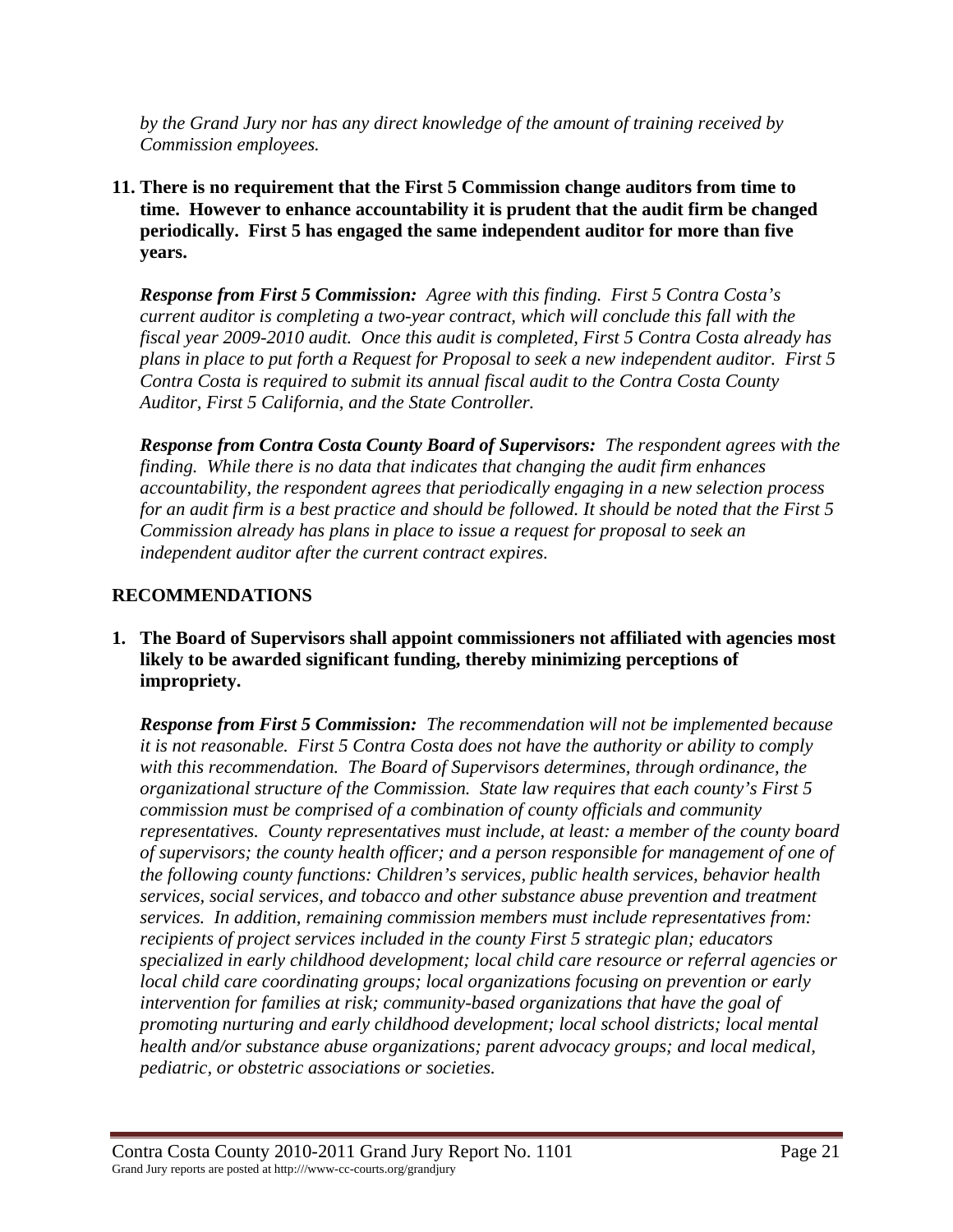*by the Grand Jury nor has any direct knowledge of the amount of training received by Commission employees.*

**11. There is no requirement that the First 5 Commission change auditors from time to time. However to enhance accountability it is prudent that the audit firm be changed periodically. First 5 has engaged the same independent auditor for more than five years.**

***Response from First 5 Commission:*** *Agree with this finding. First 5 Contra Costa's current auditor is completing a two-year contract, which will conclude this fall with the fiscal year 2009-2010 audit. Once this audit is completed, First 5 Contra Costa already has plans in place to put forth a Request for Proposal to seek a new independent auditor. First 5 Contra Costa is required to submit its annual fiscal audit to the Contra Costa County Auditor, First 5 California, and the State Controller.*

***Response from Contra Costa County Board of Supervisors:*** *The respondent agrees with the finding. While there is no data that indicates that changing the audit firm enhances accountability, the respondent agrees that periodically engaging in a new selection process for an audit firm is a best practice and should be followed. It should be noted that the First 5 Commission already has plans in place to issue a request for proposal to seek an independent auditor after the current contract expires.*

## RECOMMENDATIONS

**1. The Board of Supervisors shall appoint commissioners not affiliated with agencies most likely to be awarded significant funding, thereby minimizing perceptions of impropriety.**

***Response from First 5 Commission:*** *The recommendation will not be implemented because it is not reasonable. First 5 Contra Costa does not have the authority or ability to comply with this recommendation. The Board of Supervisors determines, through ordinance, the organizational structure of the Commission. State law requires that each county's First 5 commission must be comprised of a combination of county officials and community representatives. County representatives must include, at least: a member of the county board of supervisors; the county health officer; and a person responsible for management of one of the following county functions: Children's services, public health services, behavior health services, social services, and tobacco and other substance abuse prevention and treatment services. In addition, remaining commission members must include representatives from: recipients of project services included in the county First 5 strategic plan; educators specialized in early childhood development; local child care resource or referral agencies or local child care coordinating groups; local organizations focusing on prevention or early intervention for families at risk; community-based organizations that have the goal of promoting nurturing and early childhood development; local school districts; local mental health and/or substance abuse organizations; parent advocacy groups; and local medical, pediatric, or obstetric associations or societies.*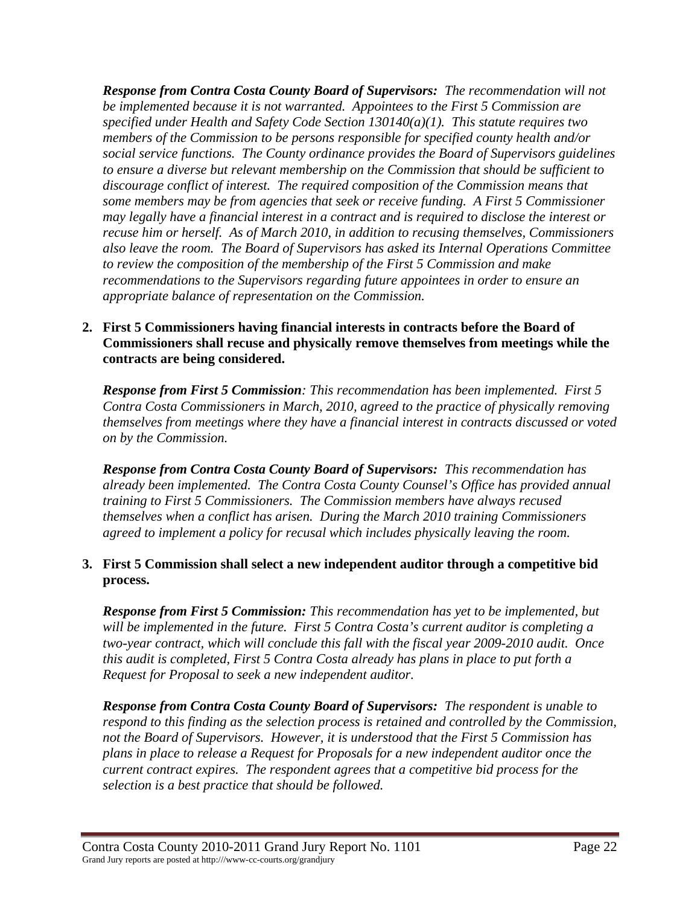***Response from Contra Costa County Board of Supervisors:*** *The recommendation will not be implemented because it is not warranted. Appointees to the First 5 Commission are specified under Health and Safety Code Section 130140(a)(1). This statute requires two members of the Commission to be persons responsible for specified county health and/or social service functions. The County ordinance provides the Board of Supervisors guidelines to ensure a diverse but relevant membership on the Commission that should be sufficient to discourage conflict of interest. The required composition of the Commission means that some members may be from agencies that seek or receive funding. A First 5 Commissioner may legally have a financial interest in a contract and is required to disclose the interest or recuse him or herself. As of March 2010, in addition to recusing themselves, Commissioners also leave the room. The Board of Supervisors has asked its Internal Operations Committee to review the composition of the membership of the First 5 Commission and make recommendations to the Supervisors regarding future appointees in order to ensure an appropriate balance of representation on the Commission.*

2. **First 5 Commissioners having financial interests in contracts before the Board of Commissioners shall recuse and physically remove themselves from meetings while the contracts are being considered.**

   ***Response from First 5 Commission****: This recommendation has been implemented. First 5 Contra Costa Commissioners in March, 2010, agreed to the practice of physically removing themselves from meetings where they have a financial interest in contracts discussed or voted on by the Commission.*

   ***Response from Contra Costa County Board of Supervisors:*** *This recommendation has already been implemented. The Contra Costa County Counsel's Office has provided annual training to First 5 Commissioners. The Commission members have always recused themselves when a conflict has arisen. During the March 2010 training Commissioners agreed to implement a policy for recusal which includes physically leaving the room.*

3. **First 5 Commission shall select a new independent auditor through a competitive bid process.**

   ***Response from First 5 Commission:*** *This recommendation has yet to be implemented, but will be implemented in the future. First 5 Contra Costa's current auditor is completing a two-year contract, which will conclude this fall with the fiscal year 2009-2010 audit. Once this audit is completed, First 5 Contra Costa already has plans in place to put forth a Request for Proposal to seek a new independent auditor.*

   ***Response from Contra Costa County Board of Supervisors:*** *The respondent is unable to respond to this finding as the selection process is retained and controlled by the Commission, not the Board of Supervisors. However, it is understood that the First 5 Commission has plans in place to release a Request for Proposals for a new independent auditor once the current contract expires. The respondent agrees that a competitive bid process for the selection is a best practice that should be followed.*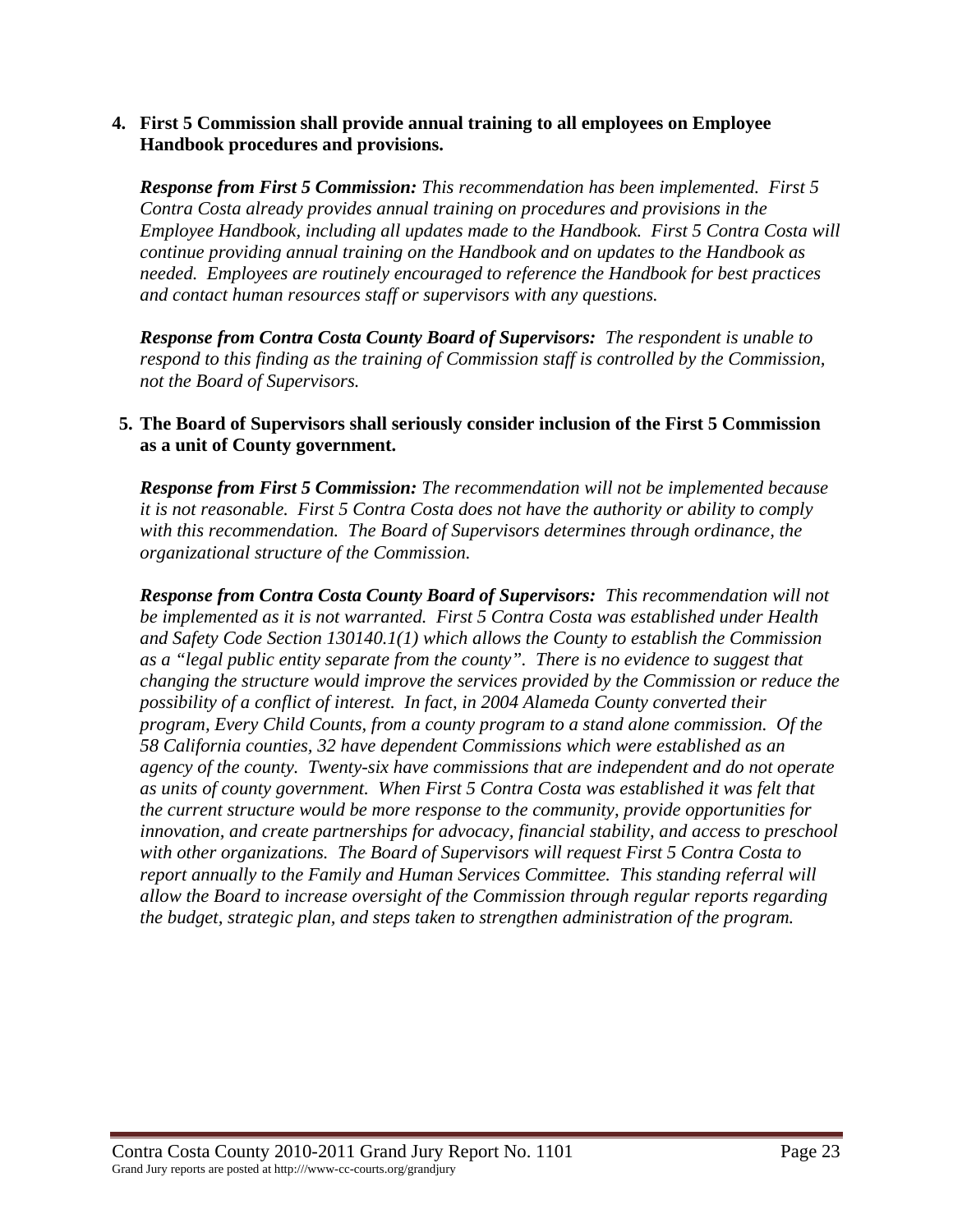4. **First 5 Commission shall provide annual training to all employees on Employee Handbook procedures and provisions.**

   ***Response from First 5 Commission:*** *This recommendation has been implemented. First 5 Contra Costa already provides annual training on procedures and provisions in the Employee Handbook, including all updates made to the Handbook. First 5 Contra Costa will continue providing annual training on the Handbook and on updates to the Handbook as needed. Employees are routinely encouraged to reference the Handbook for best practices and contact human resources staff or supervisors with any questions.*

   ***Response from Contra Costa County Board of Supervisors:*** *The respondent is unable to respond to this finding as the training of Commission staff is controlled by the Commission, not the Board of Supervisors.*

5. **The Board of Supervisors shall seriously consider inclusion of the First 5 Commission as a unit of County government.**

   ***Response from First 5 Commission:*** *The recommendation will not be implemented because it is not reasonable. First 5 Contra Costa does not have the authority or ability to comply with this recommendation. The Board of Supervisors determines through ordinance, the organizational structure of the Commission.*

   ***Response from Contra Costa County Board of Supervisors:*** *This recommendation will not be implemented as it is not warranted. First 5 Contra Costa was established under Health and Safety Code Section 130140.1(1) which allows the County to establish the Commission as a "legal public entity separate from the county". There is no evidence to suggest that changing the structure would improve the services provided by the Commission or reduce the possibility of a conflict of interest. In fact, in 2004 Alameda County converted their program, Every Child Counts, from a county program to a stand alone commission. Of the 58 California counties, 32 have dependent Commissions which were established as an agency of the county. Twenty-six have commissions that are independent and do not operate as units of county government. When First 5 Contra Costa was established it was felt that the current structure would be more response to the community, provide opportunities for innovation, and create partnerships for advocacy, financial stability, and access to preschool with other organizations. The Board of Supervisors will request First 5 Contra Costa to report annually to the Family and Human Services Committee. This standing referral will allow the Board to increase oversight of the Commission through regular reports regarding the budget, strategic plan, and steps taken to strengthen administration of the program.*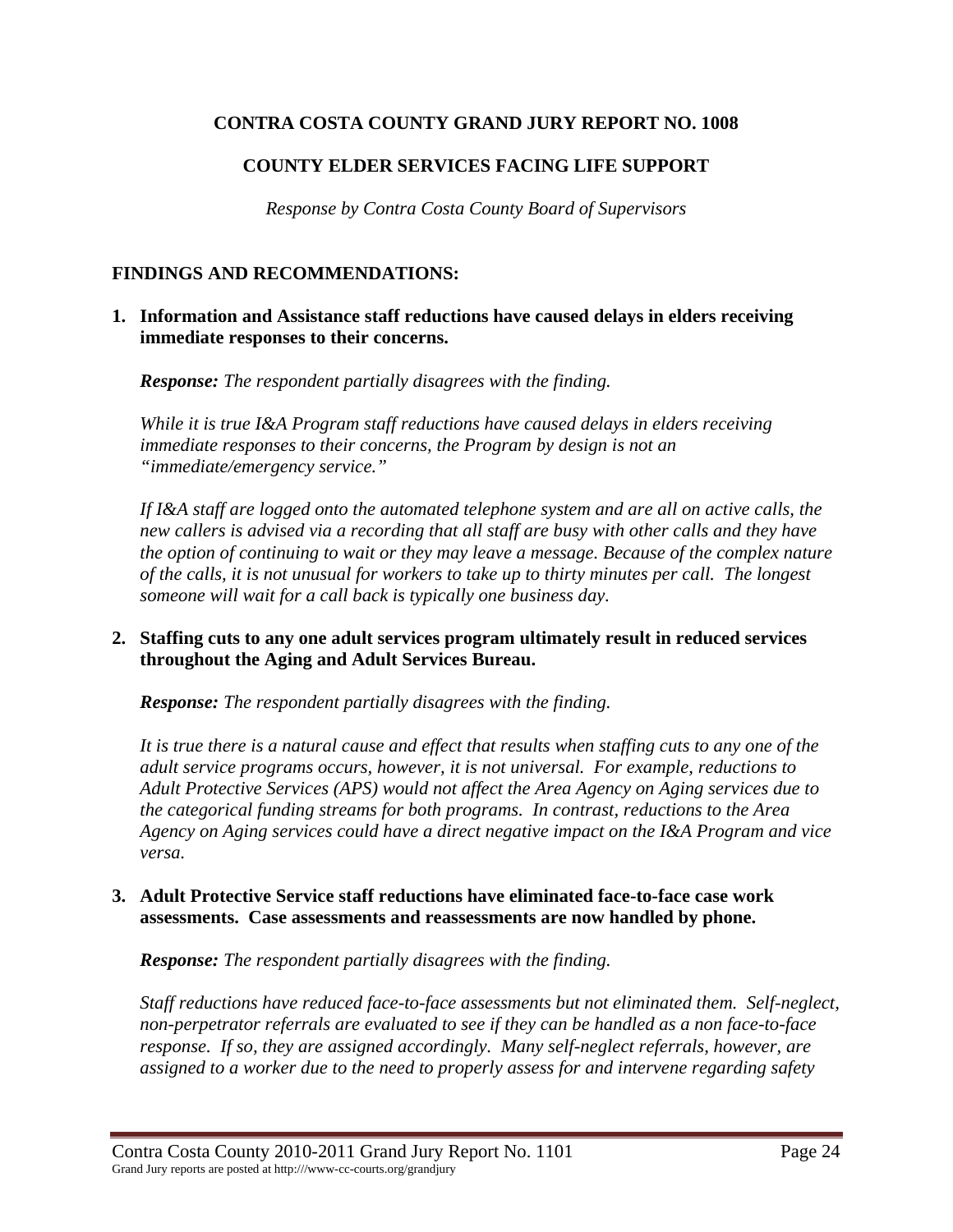**CONTRA COSTA COUNTY GRAND JURY REPORT NO. 1008**

**COUNTY ELDER SERVICES FACING LIFE SUPPORT**

*Response by Contra Costa County Board of Supervisors*

## FINDINGS AND RECOMMENDATIONS:

**1. Information and Assistance staff reductions have caused delays in elders receiving immediate responses to their concerns.**

***Response:*** *The respondent partially disagrees with the finding.*

*While it is true I&A Program staff reductions have caused delays in elders receiving immediate responses to their concerns, the Program by design is not an "immediate/emergency service."*

*If I&A staff are logged onto the automated telephone system and are all on active calls, the new callers is advised via a recording that all staff are busy with other calls and they have the option of continuing to wait or they may leave a message. Because of the complex nature of the calls, it is not unusual for workers to take up to thirty minutes per call. The longest someone will wait for a call back is typically one business day.*

**2. Staffing cuts to any one adult services program ultimately result in reduced services throughout the Aging and Adult Services Bureau.**

***Response:*** *The respondent partially disagrees with the finding.*

*It is true there is a natural cause and effect that results when staffing cuts to any one of the adult service programs occurs, however, it is not universal. For example, reductions to Adult Protective Services (APS) would not affect the Area Agency on Aging services due to the categorical funding streams for both programs. In contrast, reductions to the Area Agency on Aging services could have a direct negative impact on the I&A Program and vice versa.*

**3. Adult Protective Service staff reductions have eliminated face-to-face case work assessments. Case assessments and reassessments are now handled by phone.**

***Response:*** *The respondent partially disagrees with the finding.*

*Staff reductions have reduced face-to-face assessments but not eliminated them. Self-neglect, non-perpetrator referrals are evaluated to see if they can be handled as a non face-to-face response. If so, they are assigned accordingly. Many self-neglect referrals, however, are assigned to a worker due to the need to properly assess for and intervene regarding safety*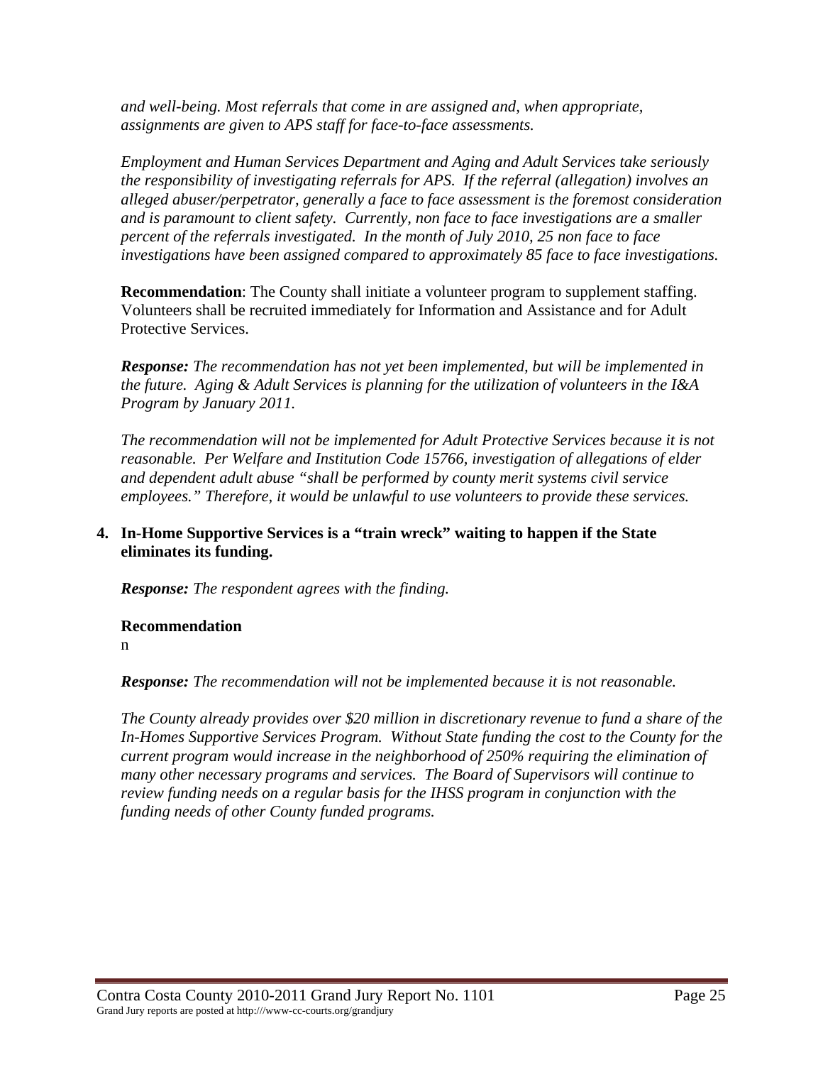*and well-being. Most referrals that come in are assigned and, when appropriate, assignments are given to APS staff for face-to-face assessments.*

*Employment and Human Services Department and Aging and Adult Services take seriously the responsibility of investigating referrals for APS. If the referral (allegation) involves an alleged abuser/perpetrator, generally a face to face assessment is the foremost consideration and is paramount to client safety. Currently, non face to face investigations are a smaller percent of the referrals investigated. In the month of July 2010, 25 non face to face investigations have been assigned compared to approximately 85 face to face investigations.*

**Recommendation**: The County shall initiate a volunteer program to supplement staffing. Volunteers shall be recruited immediately for Information and Assistance and for Adult Protective Services.

***Response:*** *The recommendation has not yet been implemented, but will be implemented in the future. Aging & Adult Services is planning for the utilization of volunteers in the I&A Program by January 2011.*

*The recommendation will not be implemented for Adult Protective Services because it is not reasonable. Per Welfare and Institution Code 15766, investigation of allegations of elder and dependent adult abuse "shall be performed by county merit systems civil service employees." Therefore, it would be unlawful to use volunteers to provide these services.*

**4. In-Home Supportive Services is a "train wreck" waiting to happen if the State eliminates its funding.**

***Response:*** *The respondent agrees with the finding.*

**Recommendation**

n

***Response:*** *The recommendation will not be implemented because it is not reasonable.*

*The County already provides over $20 million in discretionary revenue to fund a share of the In-Homes Supportive Services Program. Without State funding the cost to the County for the current program would increase in the neighborhood of 250% requiring the elimination of many other necessary programs and services. The Board of Supervisors will continue to review funding needs on a regular basis for the IHSS program in conjunction with the funding needs of other County funded programs.*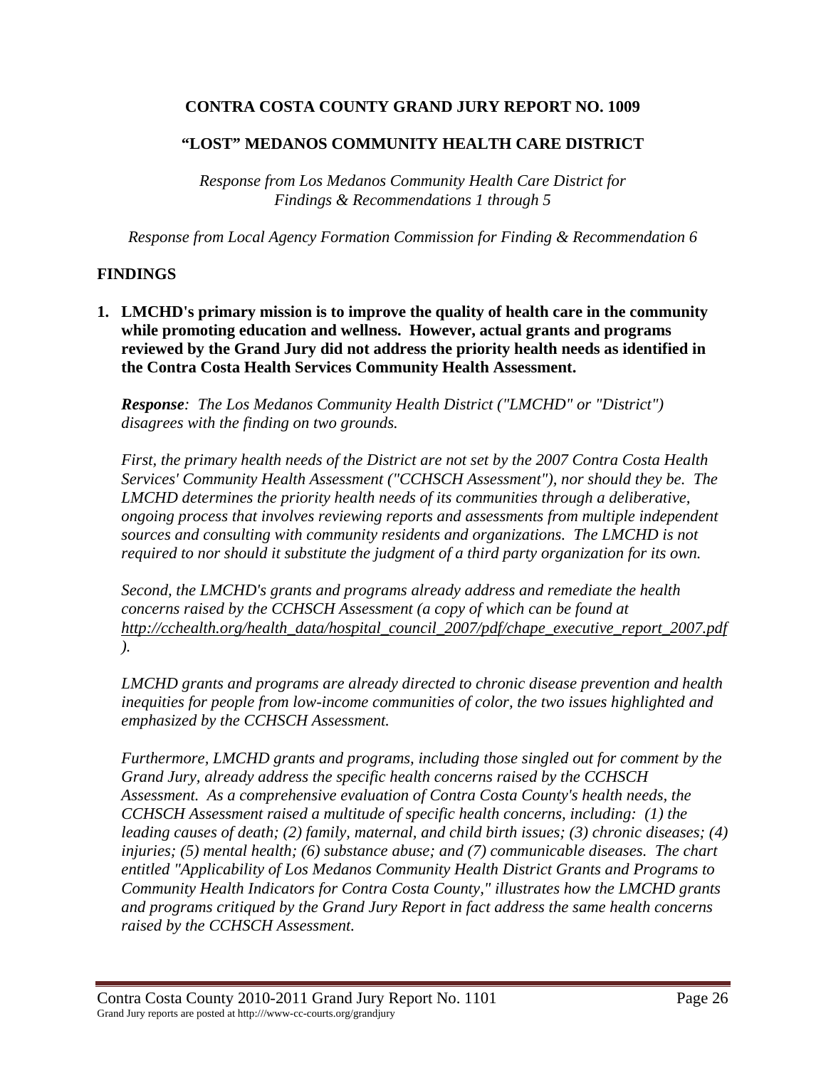**CONTRA COSTA COUNTY GRAND JURY REPORT NO. 1009**

**"LOST" MEDANOS COMMUNITY HEALTH CARE DISTRICT**

*Response from Los Medanos Community Health Care District for Findings & Recommendations 1 through 5*

*Response from Local Agency Formation Commission for Finding & Recommendation 6*

## FINDINGS

**1. LMCHD's primary mission is to improve the quality of health care in the community while promoting education and wellness. However, actual grants and programs reviewed by the Grand Jury did not address the priority health needs as identified in the Contra Costa Health Services Community Health Assessment.**

***Response**: The Los Medanos Community Health District ("LMCHD" or "District") disagrees with the finding on two grounds.*

*First, the primary health needs of the District are not set by the 2007 Contra Costa Health Services' Community Health Assessment ("CCHSCH Assessment"), nor should they be. The LMCHD determines the priority health needs of its communities through a deliberative, ongoing process that involves reviewing reports and assessments from multiple independent sources and consulting with community residents and organizations. The LMCHD is not required to nor should it substitute the judgment of a third party organization for its own.*

*Second, the LMCHD's grants and programs already address and remediate the health concerns raised by the CCHSCH Assessment (a copy of which can be found at http://cchealth.org/health_data/hospital_council_2007/pdf/chape_executive_report_2007.pdf ).*

*LMCHD grants and programs are already directed to chronic disease prevention and health inequities for people from low-income communities of color, the two issues highlighted and emphasized by the CCHSCH Assessment.*

*Furthermore, LMCHD grants and programs, including those singled out for comment by the Grand Jury, already address the specific health concerns raised by the CCHSCH Assessment. As a comprehensive evaluation of Contra Costa County's health needs, the CCHSCH Assessment raised a multitude of specific health concerns, including: (1) the leading causes of death; (2) family, maternal, and child birth issues; (3) chronic diseases; (4) injuries; (5) mental health; (6) substance abuse; and (7) communicable diseases. The chart entitled "Applicability of Los Medanos Community Health District Grants and Programs to Community Health Indicators for Contra Costa County," illustrates how the LMCHD grants and programs critiqued by the Grand Jury Report in fact address the same health concerns raised by the CCHSCH Assessment.*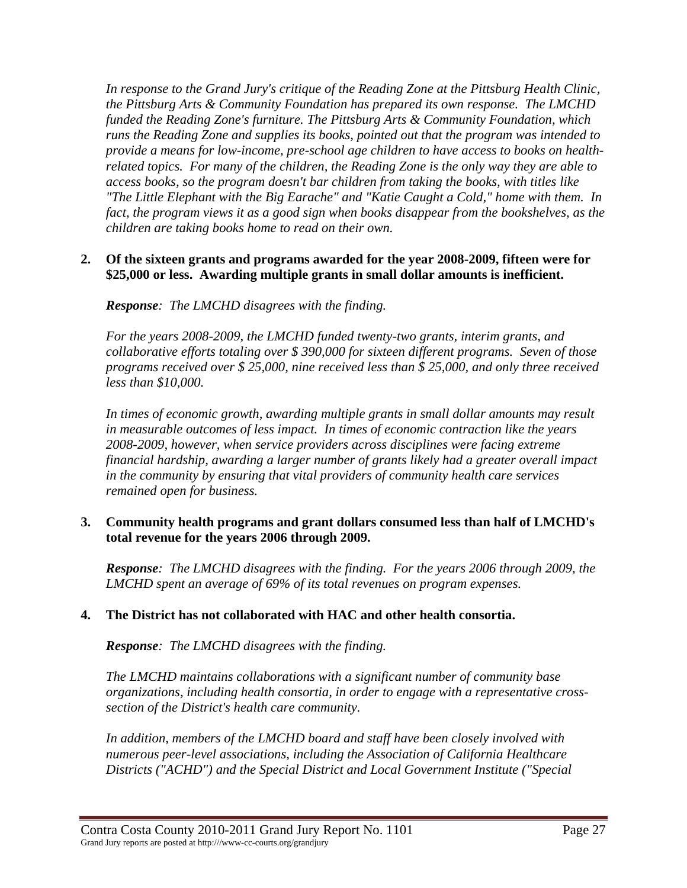*In response to the Grand Jury's critique of the Reading Zone at the Pittsburg Health Clinic, the Pittsburg Arts & Community Foundation has prepared its own response. The LMCHD funded the Reading Zone's furniture. The Pittsburg Arts & Community Foundation, which runs the Reading Zone and supplies its books, pointed out that the program was intended to provide a means for low-income, pre-school age children to have access to books on health-related topics. For many of the children, the Reading Zone is the only way they are able to access books, so the program doesn't bar children from taking the books, with titles like "The Little Elephant with the Big Earache" and "Katie Caught a Cold," home with them. In fact, the program views it as a good sign when books disappear from the bookshelves, as the children are taking books home to read on their own.*

**2. Of the sixteen grants and programs awarded for the year 2008-2009, fifteen were for $25,000 or less. Awarding multiple grants in small dollar amounts is inefficient.**

***Response****: The LMCHD disagrees with the finding.*

*For the years 2008-2009, the LMCHD funded twenty-two grants, interim grants, and collaborative efforts totaling over $ 390,000 for sixteen different programs. Seven of those programs received over $ 25,000, nine received less than $ 25,000, and only three received less than $10,000.*

*In times of economic growth, awarding multiple grants in small dollar amounts may result in measurable outcomes of less impact. In times of economic contraction like the years 2008-2009, however, when service providers across disciplines were facing extreme financial hardship, awarding a larger number of grants likely had a greater overall impact in the community by ensuring that vital providers of community health care services remained open for business.*

**3. Community health programs and grant dollars consumed less than half of LMCHD's total revenue for the years 2006 through 2009.**

***Response****: The LMCHD disagrees with the finding. For the years 2006 through 2009, the LMCHD spent an average of 69% of its total revenues on program expenses.*

**4. The District has not collaborated with HAC and other health consortia.**

***Response****: The LMCHD disagrees with the finding.*

*The LMCHD maintains collaborations with a significant number of community base organizations, including health consortia, in order to engage with a representative cross-section of the District's health care community.*

*In addition, members of the LMCHD board and staff have been closely involved with numerous peer-level associations, including the Association of California Healthcare Districts ("ACHD") and the Special District and Local Government Institute ("Special*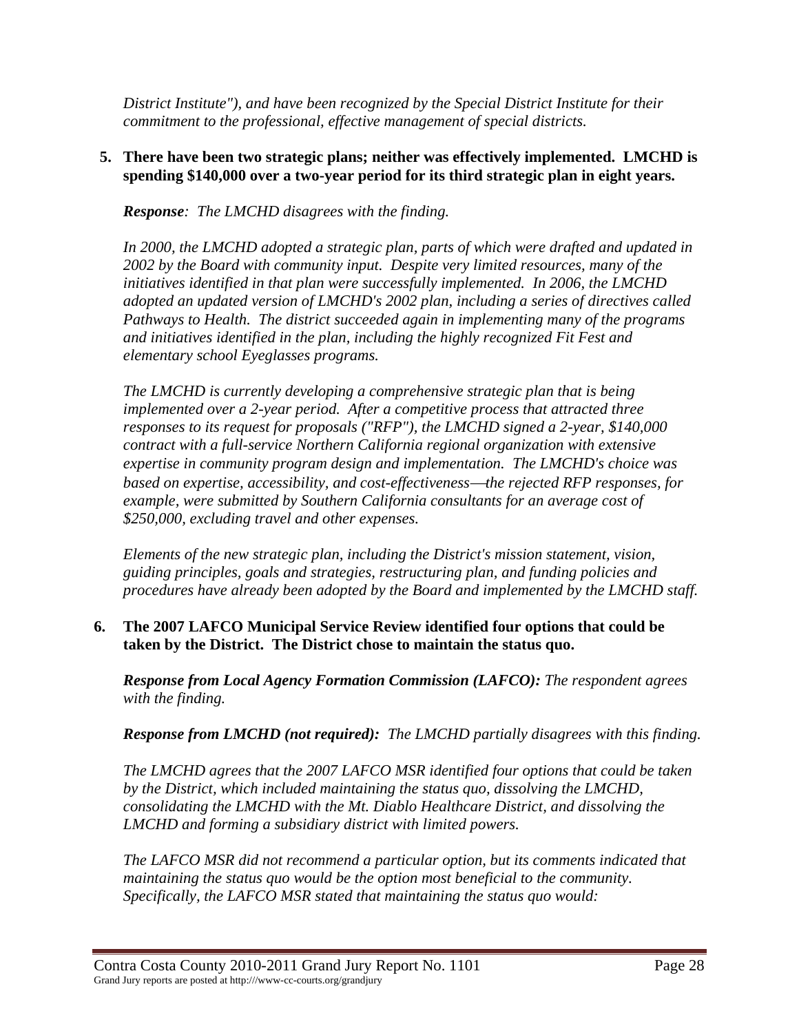*District Institute"), and have been recognized by the Special District Institute for their commitment to the professional, effective management of special districts.*

**5. There have been two strategic plans; neither was effectively implemented. LMCHD is spending $140,000 over a two-year period for its third strategic plan in eight years.**

***Response**: The LMCHD disagrees with the finding.*

*In 2000, the LMCHD adopted a strategic plan, parts of which were drafted and updated in 2002 by the Board with community input. Despite very limited resources, many of the initiatives identified in that plan were successfully implemented. In 2006, the LMCHD adopted an updated version of LMCHD's 2002 plan, including a series of directives called Pathways to Health. The district succeeded again in implementing many of the programs and initiatives identified in the plan, including the highly recognized Fit Fest and elementary school Eyeglasses programs.*

*The LMCHD is currently developing a comprehensive strategic plan that is being implemented over a 2-year period. After a competitive process that attracted three responses to its request for proposals ("RFP"), the LMCHD signed a 2-year, $140,000 contract with a full-service Northern California regional organization with extensive expertise in community program design and implementation. The LMCHD's choice was based on expertise, accessibility, and cost-effectiveness—the rejected RFP responses, for example, were submitted by Southern California consultants for an average cost of $250,000, excluding travel and other expenses.*

*Elements of the new strategic plan, including the District's mission statement, vision, guiding principles, goals and strategies, restructuring plan, and funding policies and procedures have already been adopted by the Board and implemented by the LMCHD staff.*

**6. The 2007 LAFCO Municipal Service Review identified four options that could be taken by the District. The District chose to maintain the status quo.**

***Response from Local Agency Formation Commission (LAFCO):** The respondent agrees with the finding.*

***Response from LMCHD (not required):** The LMCHD partially disagrees with this finding.*

*The LMCHD agrees that the 2007 LAFCO MSR identified four options that could be taken by the District, which included maintaining the status quo, dissolving the LMCHD, consolidating the LMCHD with the Mt. Diablo Healthcare District, and dissolving the LMCHD and forming a subsidiary district with limited powers.*

*The LAFCO MSR did not recommend a particular option, but its comments indicated that maintaining the status quo would be the option most beneficial to the community. Specifically, the LAFCO MSR stated that maintaining the status quo would:*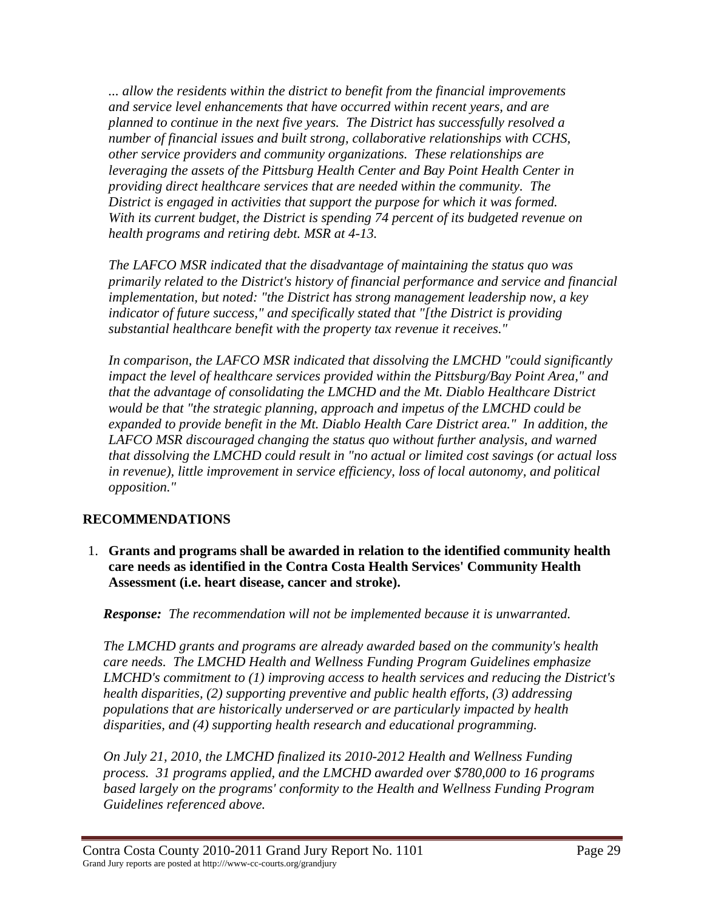*... allow the residents within the district to benefit from the financial improvements and service level enhancements that have occurred within recent years, and are planned to continue in the next five years. The District has successfully resolved a number of financial issues and built strong, collaborative relationships with CCHS, other service providers and community organizations. These relationships are leveraging the assets of the Pittsburg Health Center and Bay Point Health Center in providing direct healthcare services that are needed within the community. The District is engaged in activities that support the purpose for which it was formed. With its current budget, the District is spending 74 percent of its budgeted revenue on health programs and retiring debt. MSR at 4-13.*

*The LAFCO MSR indicated that the disadvantage of maintaining the status quo was primarily related to the District's history of financial performance and service and financial implementation, but noted: "the District has strong management leadership now, a key indicator of future success," and specifically stated that "[the District is providing substantial healthcare benefit with the property tax revenue it receives."*

*In comparison, the LAFCO MSR indicated that dissolving the LMCHD "could significantly impact the level of healthcare services provided within the Pittsburg/Bay Point Area," and that the advantage of consolidating the LMCHD and the Mt. Diablo Healthcare District would be that "the strategic planning, approach and impetus of the LMCHD could be expanded to provide benefit in the Mt. Diablo Health Care District area." In addition, the LAFCO MSR discouraged changing the status quo without further analysis, and warned that dissolving the LMCHD could result in "no actual or limited cost savings (or actual loss in revenue), little improvement in service efficiency, loss of local autonomy, and political opposition."*

## RECOMMENDATIONS

1. **Grants and programs shall be awarded in relation to the identified community health care needs as identified in the Contra Costa Health Services' Community Health Assessment (i.e. heart disease, cancer and stroke).**

   ***Response:*** *The recommendation will not be implemented because it is unwarranted.*

   *The LMCHD grants and programs are already awarded based on the community's health care needs. The LMCHD Health and Wellness Funding Program Guidelines emphasize LMCHD's commitment to (1) improving access to health services and reducing the District's health disparities, (2) supporting preventive and public health efforts, (3) addressing populations that are historically underserved or are particularly impacted by health disparities, and (4) supporting health research and educational programming.*

   *On July 21, 2010, the LMCHD finalized its 2010-2012 Health and Wellness Funding process. 31 programs applied, and the LMCHD awarded over $780,000 to 16 programs based largely on the programs' conformity to the Health and Wellness Funding Program Guidelines referenced above.*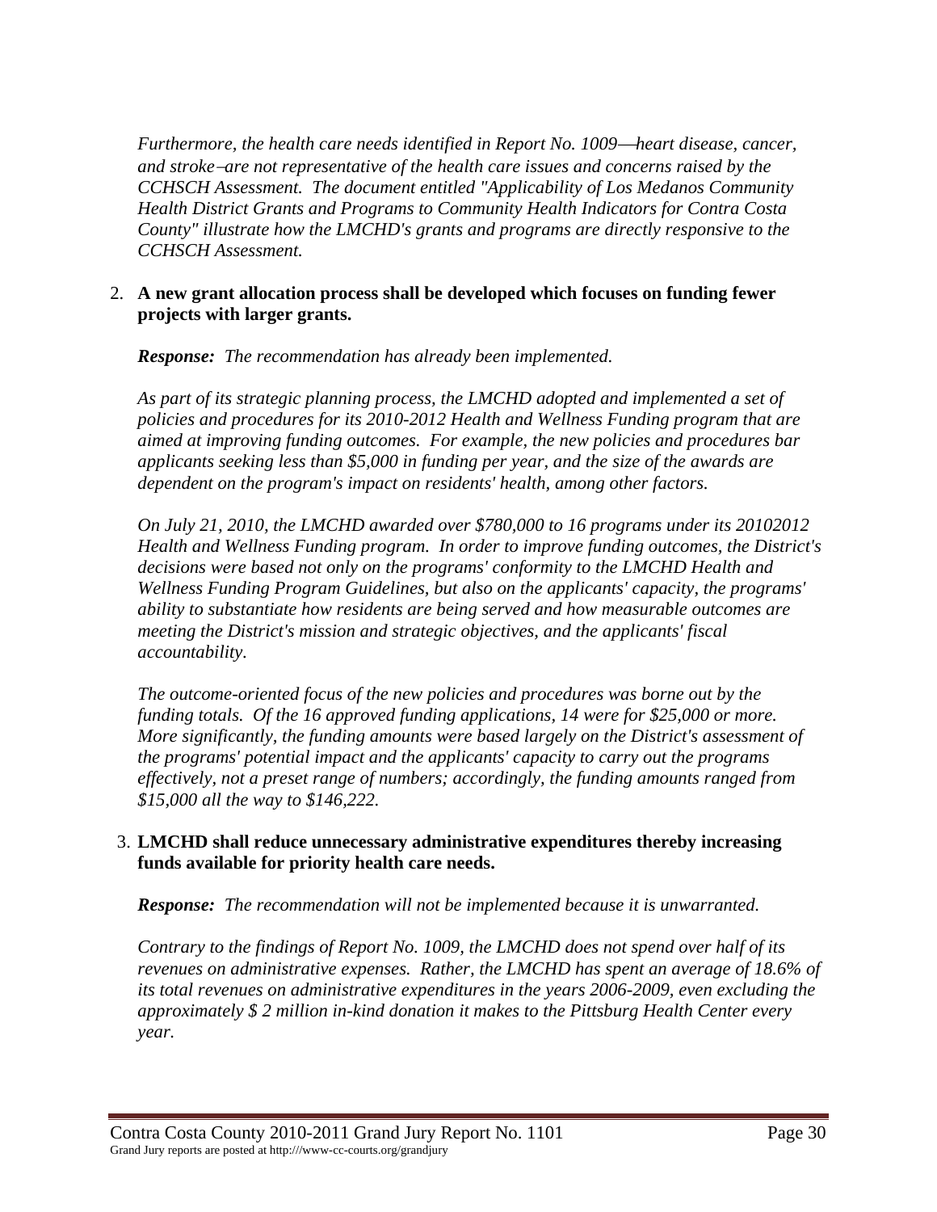*Furthermore, the health care needs identified in Report No. 1009—heart disease, cancer, and stroke–are not representative of the health care issues and concerns raised by the CCHSCH Assessment. The document entitled "Applicability of Los Medanos Community Health District Grants and Programs to Community Health Indicators for Contra Costa County" illustrate how the LMCHD's grants and programs are directly responsive to the CCHSCH Assessment.*

2. **A new grant allocation process shall be developed which focuses on funding fewer projects with larger grants.**

   ***Response:*** *The recommendation has already been implemented.*

   *As part of its strategic planning process, the LMCHD adopted and implemented a set of policies and procedures for its 2010-2012 Health and Wellness Funding program that are aimed at improving funding outcomes. For example, the new policies and procedures bar applicants seeking less than $5,000 in funding per year, and the size of the awards are dependent on the program's impact on residents' health, among other factors.*

   *On July 21, 2010, the LMCHD awarded over $780,000 to 16 programs under its 20102012 Health and Wellness Funding program. In order to improve funding outcomes, the District's decisions were based not only on the programs' conformity to the LMCHD Health and Wellness Funding Program Guidelines, but also on the applicants' capacity, the programs' ability to substantiate how residents are being served and how measurable outcomes are meeting the District's mission and strategic objectives, and the applicants' fiscal accountability.*

   *The outcome-oriented focus of the new policies and procedures was borne out by the funding totals. Of the 16 approved funding applications, 14 were for $25,000 or more. More significantly, the funding amounts were based largely on the District's assessment of the programs' potential impact and the applicants' capacity to carry out the programs effectively, not a preset range of numbers; accordingly, the funding amounts ranged from $15,000 all the way to $146,222.*

3. **LMCHD shall reduce unnecessary administrative expenditures thereby increasing funds available for priority health care needs.**

   ***Response:*** *The recommendation will not be implemented because it is unwarranted.*

   *Contrary to the findings of Report No. 1009, the LMCHD does not spend over half of its revenues on administrative expenses. Rather, the LMCHD has spent an average of 18.6% of its total revenues on administrative expenditures in the years 2006-2009, even excluding the approximately $ 2 million in-kind donation it makes to the Pittsburg Health Center every year.*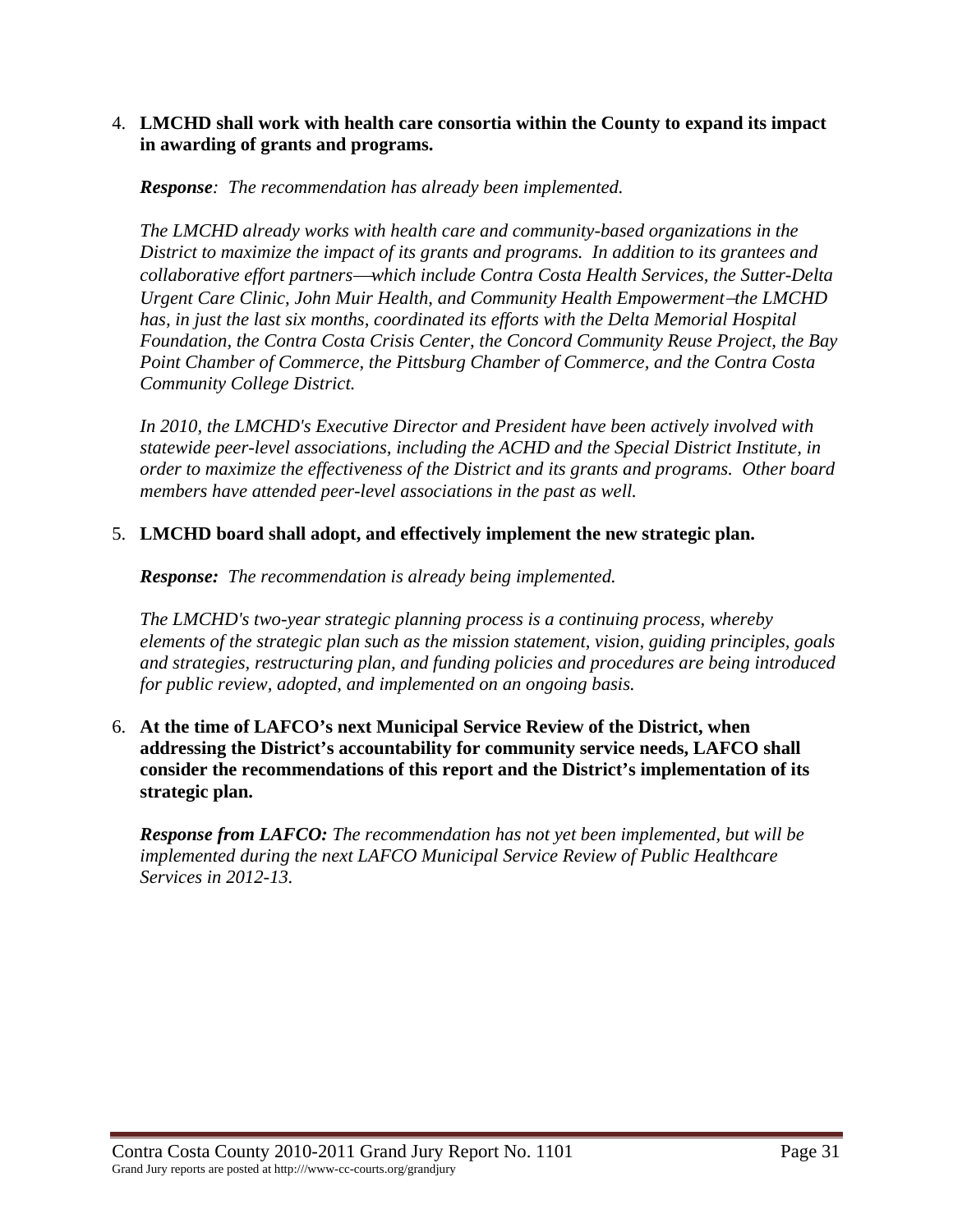4. **LMCHD shall work with health care consortia within the County to expand its impact in awarding of grants and programs.**

   ***Response**: The recommendation has already been implemented.*

   *The LMCHD already works with health care and community-based organizations in the District to maximize the impact of its grants and programs. In addition to its grantees and collaborative effort partners—which include Contra Costa Health Services, the Sutter-Delta Urgent Care Clinic, John Muir Health, and Community Health Empowerment–the LMCHD has, in just the last six months, coordinated its efforts with the Delta Memorial Hospital Foundation, the Contra Costa Crisis Center, the Concord Community Reuse Project, the Bay Point Chamber of Commerce, the Pittsburg Chamber of Commerce, and the Contra Costa Community College District.*

   *In 2010, the LMCHD's Executive Director and President have been actively involved with statewide peer-level associations, including the ACHD and the Special District Institute, in order to maximize the effectiveness of the District and its grants and programs. Other board members have attended peer-level associations in the past as well.*

5. **LMCHD board shall adopt, and effectively implement the new strategic plan.**

   ***Response:** The recommendation is already being implemented.*

   *The LMCHD's two-year strategic planning process is a continuing process, whereby elements of the strategic plan such as the mission statement, vision, guiding principles, goals and strategies, restructuring plan, and funding policies and procedures are being introduced for public review, adopted, and implemented on an ongoing basis.*

6. **At the time of LAFCO's next Municipal Service Review of the District, when addressing the District's accountability for community service needs, LAFCO shall consider the recommendations of this report and the District's implementation of its strategic plan.**

   ***Response from LAFCO:** The recommendation has not yet been implemented, but will be implemented during the next LAFCO Municipal Service Review of Public Healthcare Services in 2012-13.*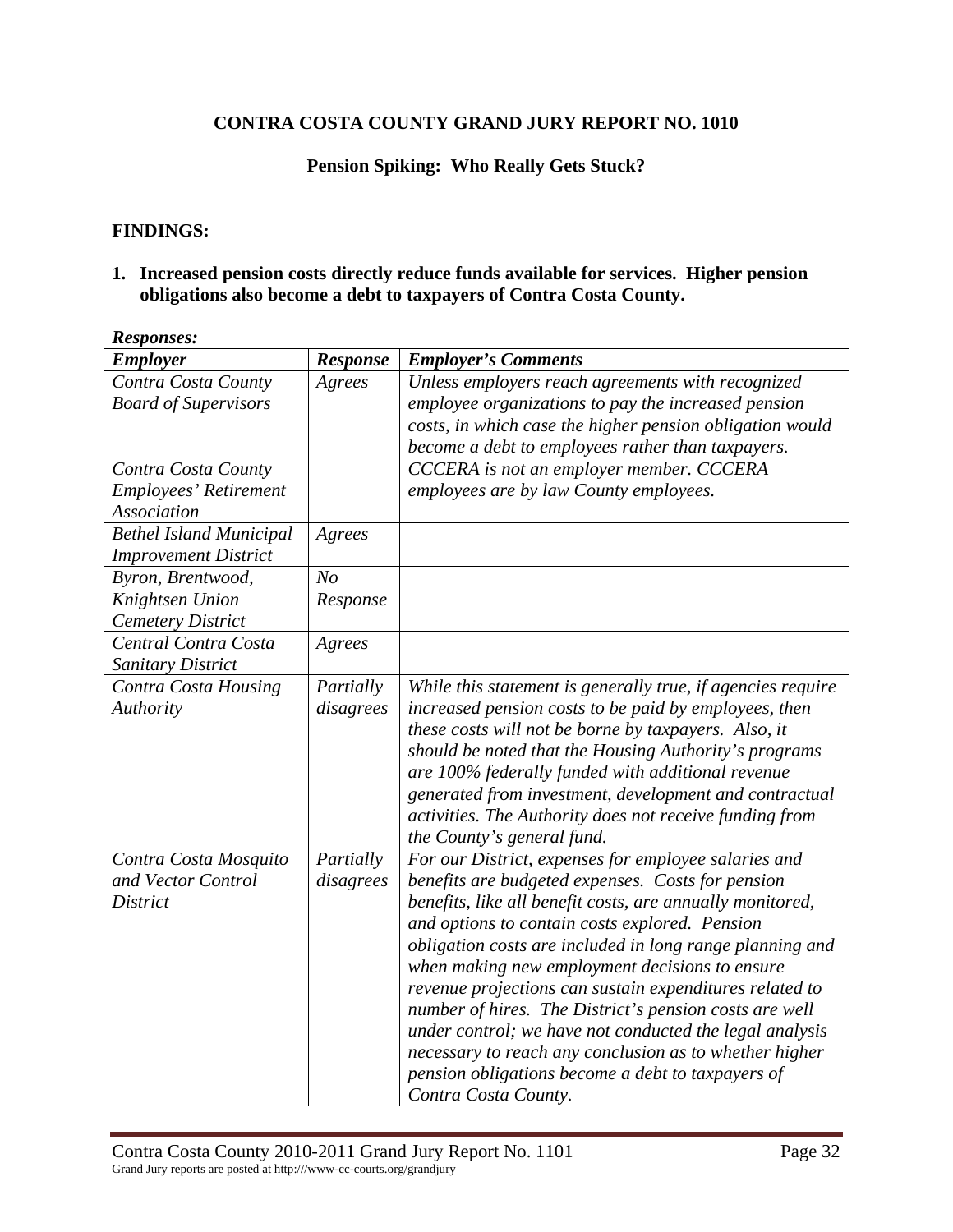**CONTRA COSTA COUNTY GRAND JURY REPORT NO. 1010**

**Pension Spiking: Who Really Gets Stuck?**

**FINDINGS:**

**1. Increased pension costs directly reduce funds available for services. Higher pension obligations also become a debt to taxpayers of Contra Costa County.**

***Responses:***

| ***Employer*** | ***Response*** | ***Employer's Comments*** |
|---|---|---|
| *Contra Costa County Board of Supervisors* | *Agrees* | *Unless employers reach agreements with recognized employee organizations to pay the increased pension costs, in which case the higher pension obligation would become a debt to employees rather than taxpayers.* |
| *Contra Costa County Employees' Retirement Association* | | *CCCERA is not an employer member. CCCERA employees are by law County employees.* |
| *Bethel Island Municipal Improvement District* | *Agrees* | |
| *Byron, Brentwood, Knightsen Union Cemetery District* | *No Response* | |
| *Central Contra Costa Sanitary District* | *Agrees* | |
| *Contra Costa Housing Authority* | *Partially disagrees* | *While this statement is generally true, if agencies require increased pension costs to be paid by employees, then these costs will not be borne by taxpayers. Also, it should be noted that the Housing Authority's programs are 100% federally funded with additional revenue generated from investment, development and contractual activities. The Authority does not receive funding from the County's general fund.* |
| *Contra Costa Mosquito and Vector Control District* | *Partially disagrees* | *For our District, expenses for employee salaries and benefits are budgeted expenses. Costs for pension benefits, like all benefit costs, are annually monitored, and options to contain costs explored. Pension obligation costs are included in long range planning and when making new employment decisions to ensure revenue projections can sustain expenditures related to number of hires. The District's pension costs are well under control; we have not conducted the legal analysis necessary to reach any conclusion as to whether higher pension obligations become a debt to taxpayers of Contra Costa County.* |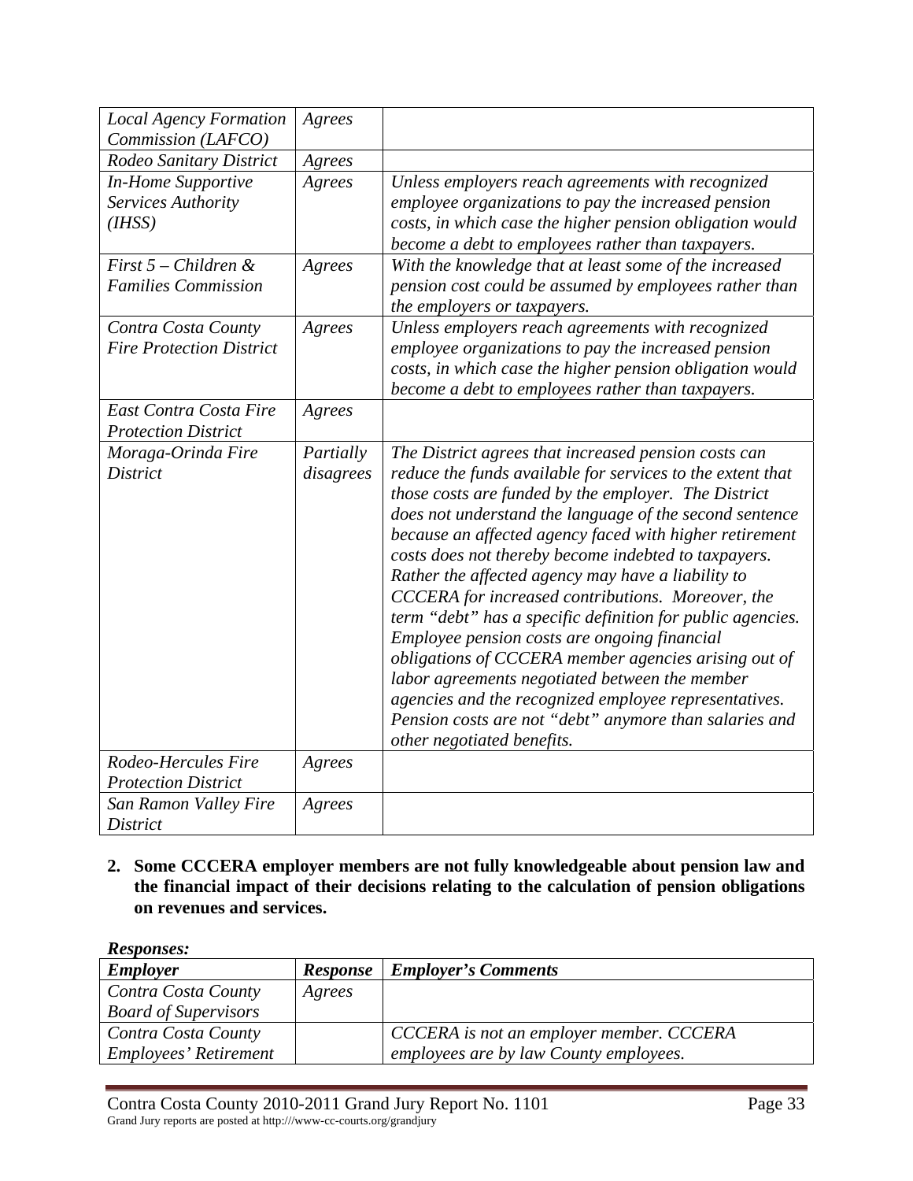| | | |
|---|---|---|
| *Local Agency Formation Commission (LAFCO)* | *Agrees* | |
| *Rodeo Sanitary District* | *Agrees* | |
| *In-Home Supportive Services Authority (IHSS)* | *Agrees* | *Unless employers reach agreements with recognized employee organizations to pay the increased pension costs, in which case the higher pension obligation would become a debt to employees rather than taxpayers.* |
| *First 5 – Children & Families Commission* | *Agrees* | *With the knowledge that at least some of the increased pension cost could be assumed by employees rather than the employers or taxpayers.* |
| *Contra Costa County Fire Protection District* | *Agrees* | *Unless employers reach agreements with recognized employee organizations to pay the increased pension costs, in which case the higher pension obligation would become a debt to employees rather than taxpayers.* |
| *East Contra Costa Fire Protection District* | *Agrees* | |
| *Moraga-Orinda Fire District* | *Partially disagrees* | *The District agrees that increased pension costs can reduce the funds available for services to the extent that those costs are funded by the employer. The District does not understand the language of the second sentence because an affected agency faced with higher retirement costs does not thereby become indebted to taxpayers. Rather the affected agency may have a liability to CCCERA for increased contributions. Moreover, the term "debt" has a specific definition for public agencies. Employee pension costs are ongoing financial obligations of CCCERA member agencies arising out of labor agreements negotiated between the member agencies and the recognized employee representatives. Pension costs are not "debt" anymore than salaries and other negotiated benefits.* |
| *Rodeo-Hercules Fire Protection District* | *Agrees* | |
| *San Ramon Valley Fire District* | *Agrees* | |

**2. Some CCCERA employer members are not fully knowledgeable about pension law and the financial impact of their decisions relating to the calculation of pension obligations on revenues and services.**

***Responses:***

| *Employer* | *Response* | *Employer's Comments* |
|---|---|---|
| *Contra Costa County Board of Supervisors* | *Agrees* | |
| *Contra Costa County Employees' Retirement* | | *CCCERA is not an employer member. CCCERA employees are by law County employees.* |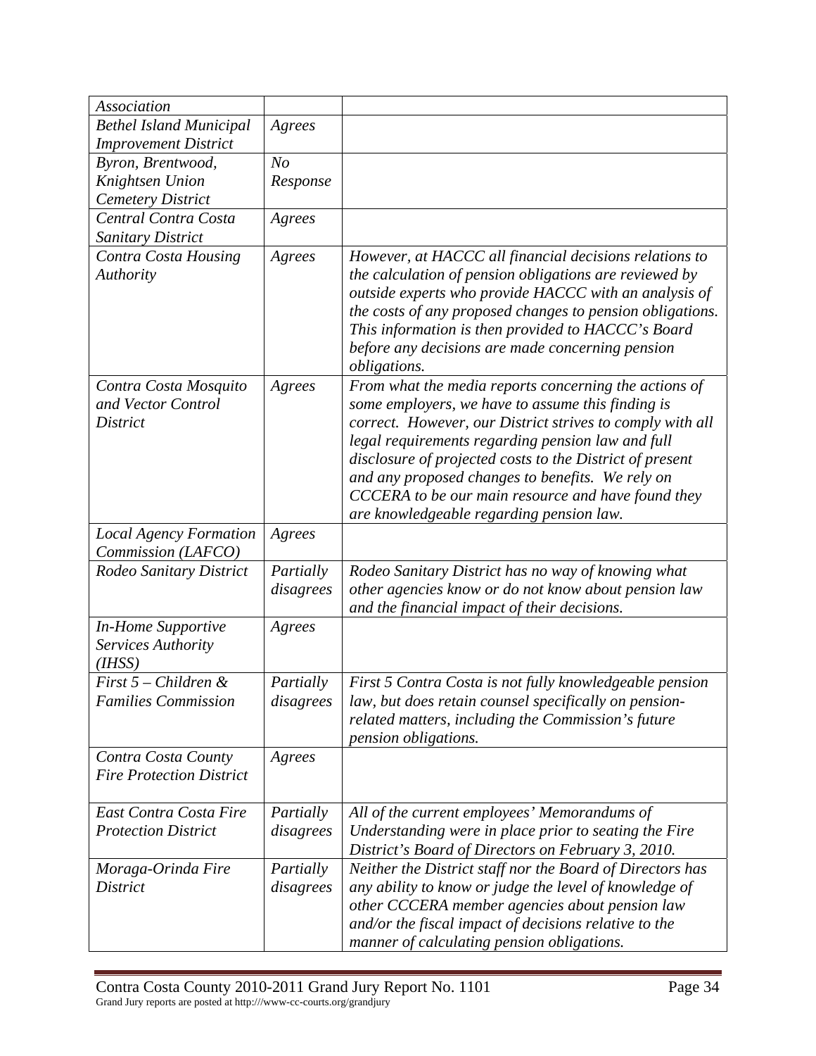| | | |
|---|---|---|
| *Association* | | |
| *Bethel Island Municipal Improvement District* | *Agrees* | |
| *Byron, Brentwood, Knightsen Union Cemetery District* | *No Response* | |
| *Central Contra Costa Sanitary District* | *Agrees* | |
| *Contra Costa Housing Authority* | *Agrees* | *However, at HACCC all financial decisions relations to the calculation of pension obligations are reviewed by outside experts who provide HACCC with an analysis of the costs of any proposed changes to pension obligations. This information is then provided to HACCC's Board before any decisions are made concerning pension obligations.* |
| *Contra Costa Mosquito and Vector Control District* | *Agrees* | *From what the media reports concerning the actions of some employers, we have to assume this finding is correct. However, our District strives to comply with all legal requirements regarding pension law and full disclosure of projected costs to the District of present and any proposed changes to benefits. We rely on CCCERA to be our main resource and have found they are knowledgeable regarding pension law.* |
| *Local Agency Formation Commission (LAFCO)* | *Agrees* | |
| *Rodeo Sanitary District* | *Partially disagrees* | *Rodeo Sanitary District has no way of knowing what other agencies know or do not know about pension law and the financial impact of their decisions.* |
| *In-Home Supportive Services Authority (IHSS)* | *Agrees* | |
| *First 5 – Children & Families Commission* | *Partially disagrees* | *First 5 Contra Costa is not fully knowledgeable pension law, but does retain counsel specifically on pension-related matters, including the Commission's future pension obligations.* |
| *Contra Costa County Fire Protection District* | *Agrees* | |
| *East Contra Costa Fire Protection District* | *Partially disagrees* | *All of the current employees' Memorandums of Understanding were in place prior to seating the Fire District's Board of Directors on February 3, 2010.* |
| *Moraga-Orinda Fire District* | *Partially disagrees* | *Neither the District staff nor the Board of Directors has any ability to know or judge the level of knowledge of other CCCERA member agencies about pension law and/or the fiscal impact of decisions relative to the manner of calculating pension obligations.* |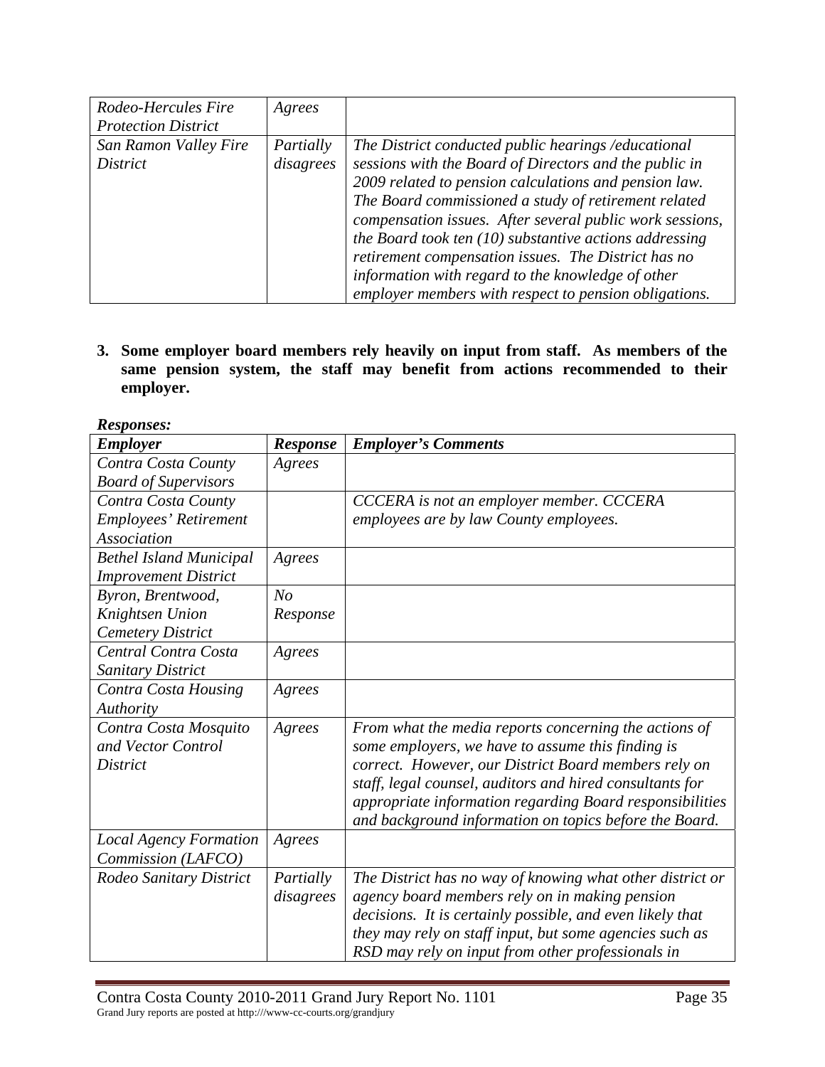| | | |
|---|---|---|
| *Rodeo-Hercules Fire Protection District* | *Agrees* | |
| *San Ramon Valley Fire District* | *Partially disagrees* | *The District conducted public hearings /educational sessions with the Board of Directors and the public in 2009 related to pension calculations and pension law. The Board commissioned a study of retirement related compensation issues. After several public work sessions, the Board took ten (10) substantive actions addressing retirement compensation issues. The District has no information with regard to the knowledge of other employer members with respect to pension obligations.* |

3. **Some employer board members rely heavily on input from staff. As members of the same pension system, the staff may benefit from actions recommended to their employer.**

***Responses:***

| *Employer* | *Response* | *Employer's Comments* |
|---|---|---|
| *Contra Costa County Board of Supervisors* | *Agrees* | |
| *Contra Costa County Employees' Retirement Association* | | *CCCERA is not an employer member. CCCERA employees are by law County employees.* |
| *Bethel Island Municipal Improvement District* | *Agrees* | |
| *Byron, Brentwood, Knightsen Union Cemetery District* | *No Response* | |
| *Central Contra Costa Sanitary District* | *Agrees* | |
| *Contra Costa Housing Authority* | *Agrees* | |
| *Contra Costa Mosquito and Vector Control District* | *Agrees* | *From what the media reports concerning the actions of some employers, we have to assume this finding is correct. However, our District Board members rely on staff, legal counsel, auditors and hired consultants for appropriate information regarding Board responsibilities and background information on topics before the Board.* |
| *Local Agency Formation Commission (LAFCO)* | *Agrees* | |
| *Rodeo Sanitary District* | *Partially disagrees* | *The District has no way of knowing what other district or agency board members rely on in making pension decisions. It is certainly possible, and even likely that they may rely on staff input, but some agencies such as RSD may rely on input from other professionals in* |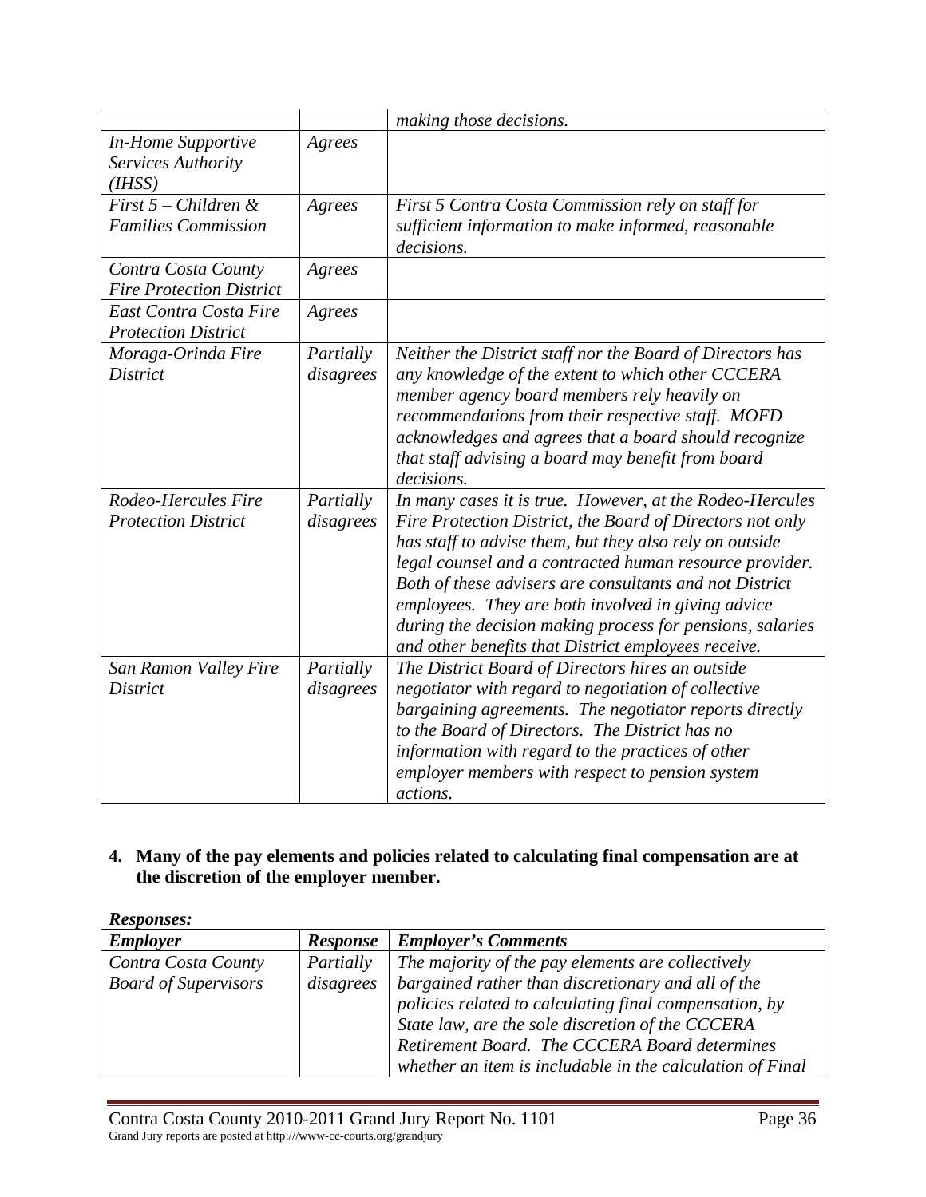| | | *making those decisions.* |
|---|---|---|
| *In-Home Supportive Services Authority (IHSS)* | *Agrees* | |
| *First 5 – Children & Families Commission* | *Agrees* | *First 5 Contra Costa Commission rely on staff for sufficient information to make informed, reasonable decisions.* |
| *Contra Costa County Fire Protection District* | *Agrees* | |
| *East Contra Costa Fire Protection District* | *Agrees* | |
| *Moraga-Orinda Fire District* | *Partially disagrees* | *Neither the District staff nor the Board of Directors has any knowledge of the extent to which other CCCERA member agency board members rely heavily on recommendations from their respective staff. MOFD acknowledges and agrees that a board should recognize that staff advising a board may benefit from board decisions.* |
| *Rodeo-Hercules Fire Protection District* | *Partially disagrees* | *In many cases it is true. However, at the Rodeo-Hercules Fire Protection District, the Board of Directors not only has staff to advise them, but they also rely on outside legal counsel and a contracted human resource provider. Both of these advisers are consultants and not District employees. They are both involved in giving advice during the decision making process for pensions, salaries and other benefits that District employees receive.* |
| *San Ramon Valley Fire District* | *Partially disagrees* | *The District Board of Directors hires an outside negotiator with regard to negotiation of collective bargaining agreements. The negotiator reports directly to the Board of Directors. The District has no information with regard to the practices of other employer members with respect to pension system actions.* |

**4. Many of the pay elements and policies related to calculating final compensation are at the discretion of the employer member.**

***Responses:***

| *Employer* | *Response* | *Employer's Comments* |
|---|---|---|
| *Contra Costa County Board of Supervisors* | *Partially disagrees* | *The majority of the pay elements are collectively bargained rather than discretionary and all of the policies related to calculating final compensation, by State law, are the sole discretion of the CCCERA Retirement Board. The CCCERA Board determines whether an item is includable in the calculation of Final* |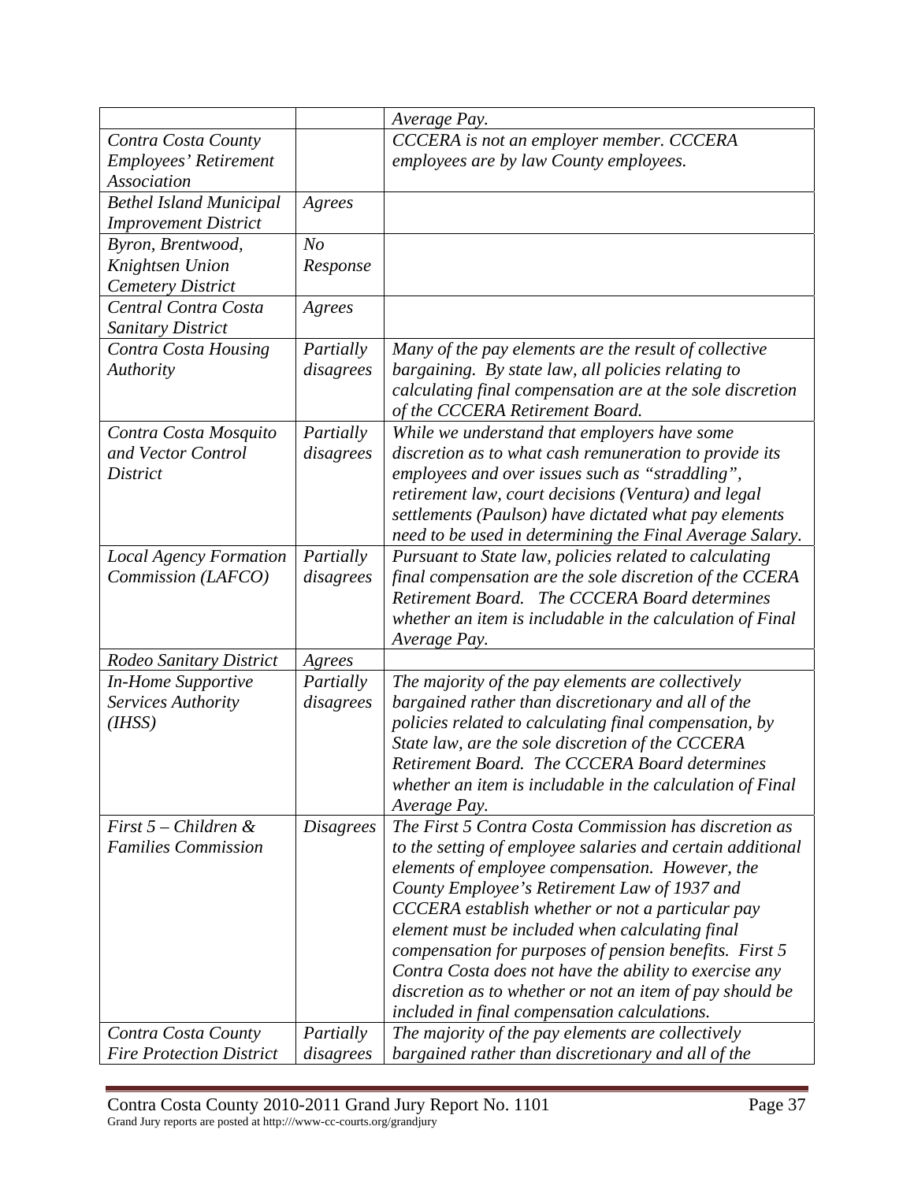| | | |
|---|---|---|
| | | *Average Pay.* |
| *Contra Costa County Employees' Retirement Association* | | *CCCERA is not an employer member. CCCERA employees are by law County employees.* |
| *Bethel Island Municipal Improvement District* | *Agrees* | |
| *Byron, Brentwood, Knightsen Union Cemetery District* | *No Response* | |
| *Central Contra Costa Sanitary District* | *Agrees* | |
| *Contra Costa Housing Authority* | *Partially disagrees* | *Many of the pay elements are the result of collective bargaining. By state law, all policies relating to calculating final compensation are at the sole discretion of the CCCERA Retirement Board.* |
| *Contra Costa Mosquito and Vector Control District* | *Partially disagrees* | *While we understand that employers have some discretion as to what cash remuneration to provide its employees and over issues such as "straddling", retirement law, court decisions (Ventura) and legal settlements (Paulson) have dictated what pay elements need to be used in determining the Final Average Salary.* |
| *Local Agency Formation Commission (LAFCO)* | *Partially disagrees* | *Pursuant to State law, policies related to calculating final compensation are the sole discretion of the CCERA Retirement Board. The CCCERA Board determines whether an item is includable in the calculation of Final Average Pay.* |
| *Rodeo Sanitary District* | *Agrees* | |
| *In-Home Supportive Services Authority (IHSS)* | *Partially disagrees* | *The majority of the pay elements are collectively bargained rather than discretionary and all of the policies related to calculating final compensation, by State law, are the sole discretion of the CCCERA Retirement Board. The CCCERA Board determines whether an item is includable in the calculation of Final Average Pay.* |
| *First 5 – Children & Families Commission* | *Disagrees* | *The First 5 Contra Costa Commission has discretion as to the setting of employee salaries and certain additional elements of employee compensation. However, the County Employee's Retirement Law of 1937 and CCCERA establish whether or not a particular pay element must be included when calculating final compensation for purposes of pension benefits. First 5 Contra Costa does not have the ability to exercise any discretion as to whether or not an item of pay should be included in final compensation calculations.* |
| *Contra Costa County Fire Protection District* | *Partially disagrees* | *The majority of the pay elements are collectively bargained rather than discretionary and all of the* |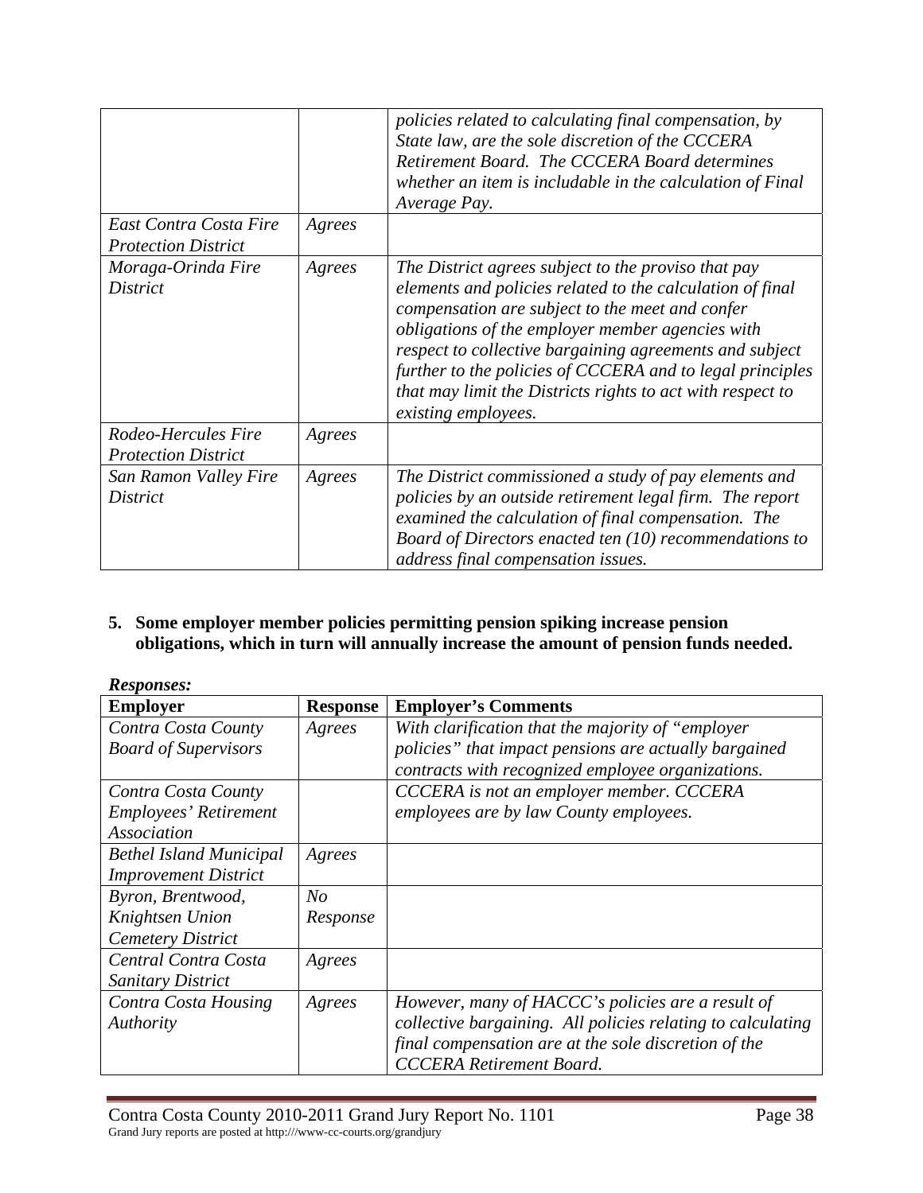| | | |
|---|---|---|
| | | *policies related to calculating final compensation, by State law, are the sole discretion of the CCCERA Retirement Board. The CCCERA Board determines whether an item is includable in the calculation of Final Average Pay.* |
| *East Contra Costa Fire Protection District* | *Agrees* | |
| *Moraga-Orinda Fire District* | *Agrees* | *The District agrees subject to the proviso that pay elements and policies related to the calculation of final compensation are subject to the meet and confer obligations of the employer member agencies with respect to collective bargaining agreements and subject further to the policies of CCCERA and to legal principles that may limit the Districts rights to act with respect to existing employees.* |
| *Rodeo-Hercules Fire Protection District* | *Agrees* | |
| *San Ramon Valley Fire District* | *Agrees* | *The District commissioned a study of pay elements and policies by an outside retirement legal firm. The report examined the calculation of final compensation. The Board of Directors enacted ten (10) recommendations to address final compensation issues.* |

**5. Some employer member policies permitting pension spiking increase pension obligations, which in turn will annually increase the amount of pension funds needed.**

***Responses:***

| Employer | Response | Employer's Comments |
|---|---|---|
| *Contra Costa County Board of Supervisors* | *Agrees* | *With clarification that the majority of "employer policies" that impact pensions are actually bargained contracts with recognized employee organizations.* |
| *Contra Costa County Employees' Retirement Association* | | *CCCERA is not an employer member. CCCERA employees are by law County employees.* |
| *Bethel Island Municipal Improvement District* | *Agrees* | |
| *Byron, Brentwood, Knightsen Union Cemetery District* | *No Response* | |
| *Central Contra Costa Sanitary District* | *Agrees* | |
| *Contra Costa Housing Authority* | *Agrees* | *However, many of HACCC's policies are a result of collective bargaining. All policies relating to calculating final compensation are at the sole discretion of the CCCERA Retirement Board.* |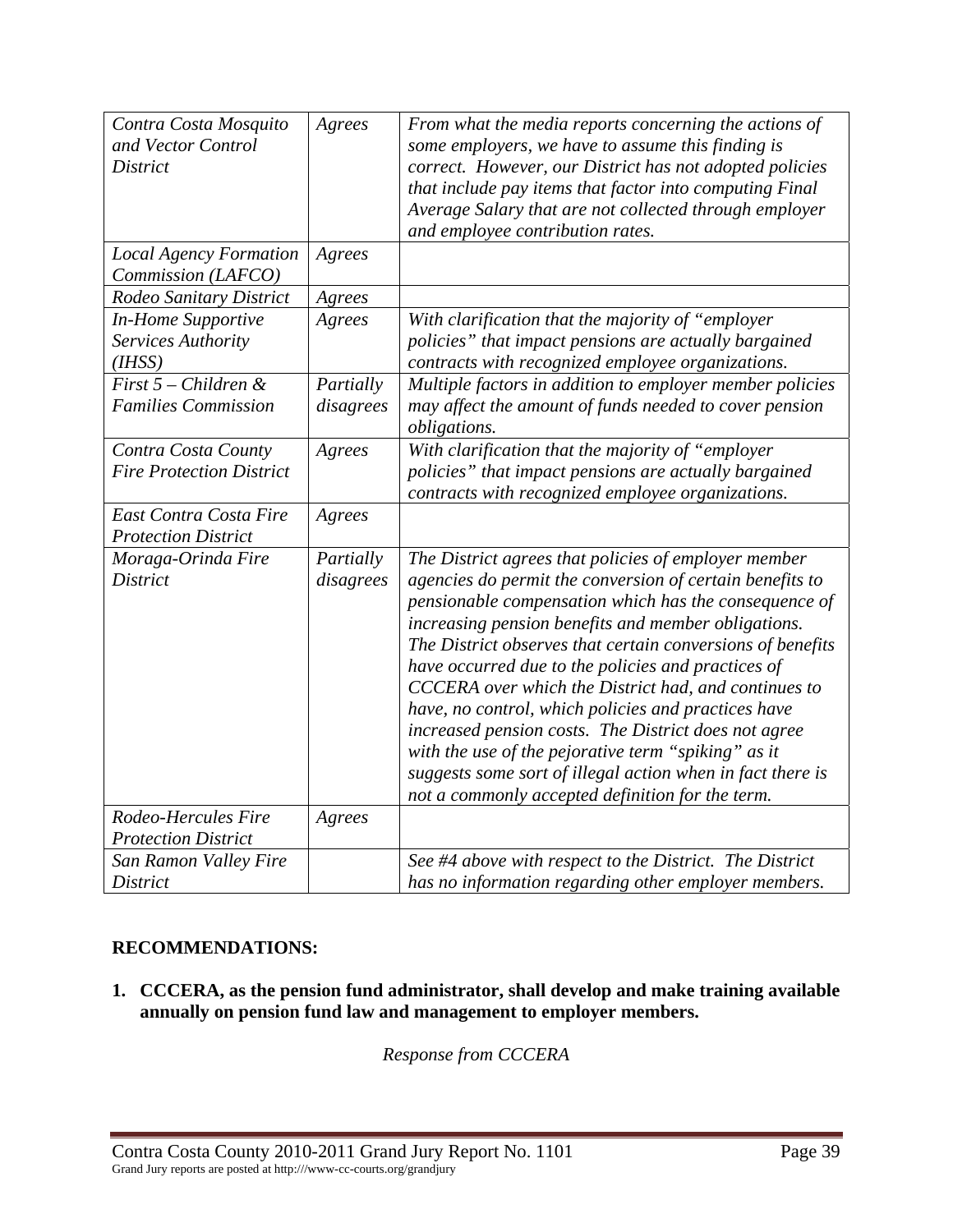| | | |
|---|---|---|
| *Contra Costa Mosquito and Vector Control District* | *Agrees* | *From what the media reports concerning the actions of some employers, we have to assume this finding is correct. However, our District has not adopted policies that include pay items that factor into computing Final Average Salary that are not collected through employer and employee contribution rates.* |
| *Local Agency Formation Commission (LAFCO)* | *Agrees* | |
| *Rodeo Sanitary District* | *Agrees* | |
| *In-Home Supportive Services Authority (IHSS)* | *Agrees* | *With clarification that the majority of "employer policies" that impact pensions are actually bargained contracts with recognized employee organizations.* |
| *First 5 – Children & Families Commission* | *Partially disagrees* | *Multiple factors in addition to employer member policies may affect the amount of funds needed to cover pension obligations.* |
| *Contra Costa County Fire Protection District* | *Agrees* | *With clarification that the majority of "employer policies" that impact pensions are actually bargained contracts with recognized employee organizations.* |
| *East Contra Costa Fire Protection District* | *Agrees* | |
| *Moraga-Orinda Fire District* | *Partially disagrees* | *The District agrees that policies of employer member agencies do permit the conversion of certain benefits to pensionable compensation which has the consequence of increasing pension benefits and member obligations. The District observes that certain conversions of benefits have occurred due to the policies and practices of CCCERA over which the District had, and continues to have, no control, which policies and practices have increased pension costs. The District does not agree with the use of the pejorative term "spiking" as it suggests some sort of illegal action when in fact there is not a commonly accepted definition for the term.* |
| *Rodeo-Hercules Fire Protection District* | *Agrees* | |
| *San Ramon Valley Fire District* | | *See #4 above with respect to the District. The District has no information regarding other employer members.* |

**RECOMMENDATIONS:**

**1. CCCERA, as the pension fund administrator, shall develop and make training available annually on pension fund law and management to employer members.**

*Response from CCCERA*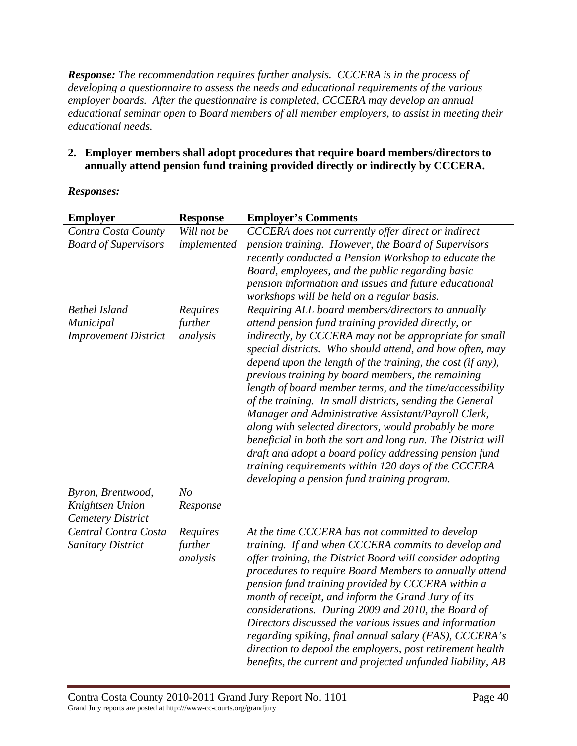***Response:*** *The recommendation requires further analysis. CCCERA is in the process of developing a questionnaire to assess the needs and educational requirements of the various employer boards. After the questionnaire is completed, CCCERA may develop an annual educational seminar open to Board members of all member employers, to assist in meeting their educational needs.*

2. **Employer members shall adopt procedures that require board members/directors to annually attend pension fund training provided directly or indirectly by CCCERA.**

***Responses:***

| **Employer** | **Response** | **Employer's Comments** |
|---|---|---|
| *Contra Costa County Board of Supervisors* | *Will not be implemented* | *CCCERA does not currently offer direct or indirect pension training. However, the Board of Supervisors recently conducted a Pension Workshop to educate the Board, employees, and the public regarding basic pension information and issues and future educational workshops will be held on a regular basis.* |
| *Bethel Island Municipal Improvement District* | *Requires further analysis* | *Requiring ALL board members/directors to annually attend pension fund training provided directly, or indirectly, by CCCERA may not be appropriate for small special districts. Who should attend, and how often, may depend upon the length of the training, the cost (if any), previous training by board members, the remaining length of board member terms, and the time/accessibility of the training. In small districts, sending the General Manager and Administrative Assistant/Payroll Clerk, along with selected directors, would probably be more beneficial in both the sort and long run. The District will draft and adopt a board policy addressing pension fund training requirements within 120 days of the CCCERA developing a pension fund training program.* |
| *Byron, Brentwood, Knightsen Union Cemetery District* | *No Response* | |
| *Central Contra Costa Sanitary District* | *Requires further analysis* | *At the time CCCERA has not committed to develop training. If and when CCCERA commits to develop and offer training, the District Board will consider adopting procedures to require Board Members to annually attend pension fund training provided by CCCERA within a month of receipt, and inform the Grand Jury of its considerations. During 2009 and 2010, the Board of Directors discussed the various issues and information regarding spiking, final annual salary (FAS), CCCERA's direction to depool the employers, post retirement health benefits, the current and projected unfunded liability, AB* |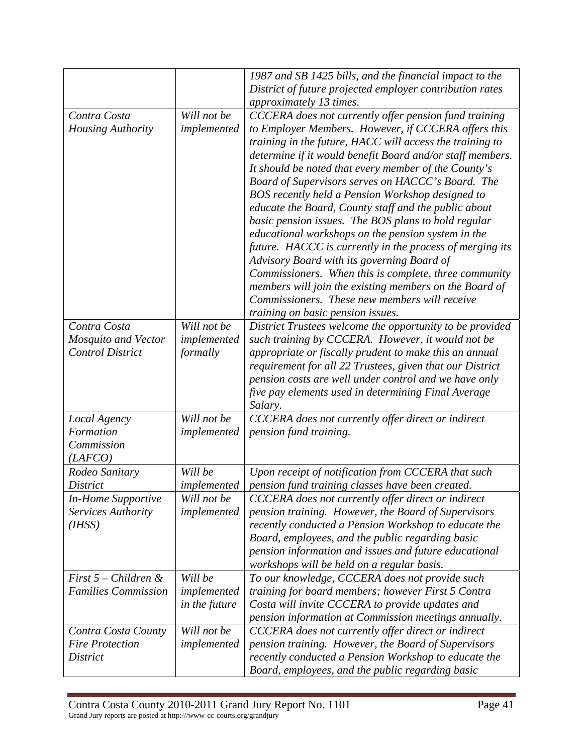| | | |
|---|---|---|
| | | *1987 and SB 1425 bills, and the financial impact to the District of future projected employer contribution rates approximately 13 times.* |
| *Contra Costa Housing Authority* | *Will not be implemented* | *CCCERA does not currently offer pension fund training to Employer Members. However, if CCCERA offers this training in the future, HACC will access the training to determine if it would benefit Board and/or staff members. It should be noted that every member of the County's Board of Supervisors serves on HACCC's Board. The BOS recently held a Pension Workshop designed to educate the Board, County staff and the public about basic pension issues. The BOS plans to hold regular educational workshops on the pension system in the future. HACCC is currently in the process of merging its Advisory Board with its governing Board of Commissioners. When this is complete, three community members will join the existing members on the Board of Commissioners. These new members will receive training on basic pension issues.* |
| *Contra Costa Mosquito and Vector Control District* | *Will not be implemented formally* | *District Trustees welcome the opportunity to be provided such training by CCCERA. However, it would not be appropriate or fiscally prudent to make this an annual requirement for all 22 Trustees, given that our District pension costs are well under control and we have only five pay elements used in determining Final Average Salary.* |
| *Local Agency Formation Commission (LAFCO)* | *Will not be implemented* | *CCCERA does not currently offer direct or indirect pension fund training.* |
| *Rodeo Sanitary District* | *Will be implemented* | *Upon receipt of notification from CCCERA that such pension fund training classes have been created.* |
| *In-Home Supportive Services Authority (IHSS)* | *Will not be implemented* | *CCCERA does not currently offer direct or indirect pension training. However, the Board of Supervisors recently conducted a Pension Workshop to educate the Board, employees, and the public regarding basic pension information and issues and future educational workshops will be held on a regular basis.* |
| *First 5 – Children & Families Commission* | *Will be implemented in the future* | *To our knowledge, CCCERA does not provide such training for board members; however First 5 Contra Costa will invite CCCERA to provide updates and pension information at Commission meetings annually.* |
| *Contra Costa County Fire Protection District* | *Will not be implemented* | *CCCERA does not currently offer direct or indirect pension training. However, the Board of Supervisors recently conducted a Pension Workshop to educate the Board, employees, and the public regarding basic* |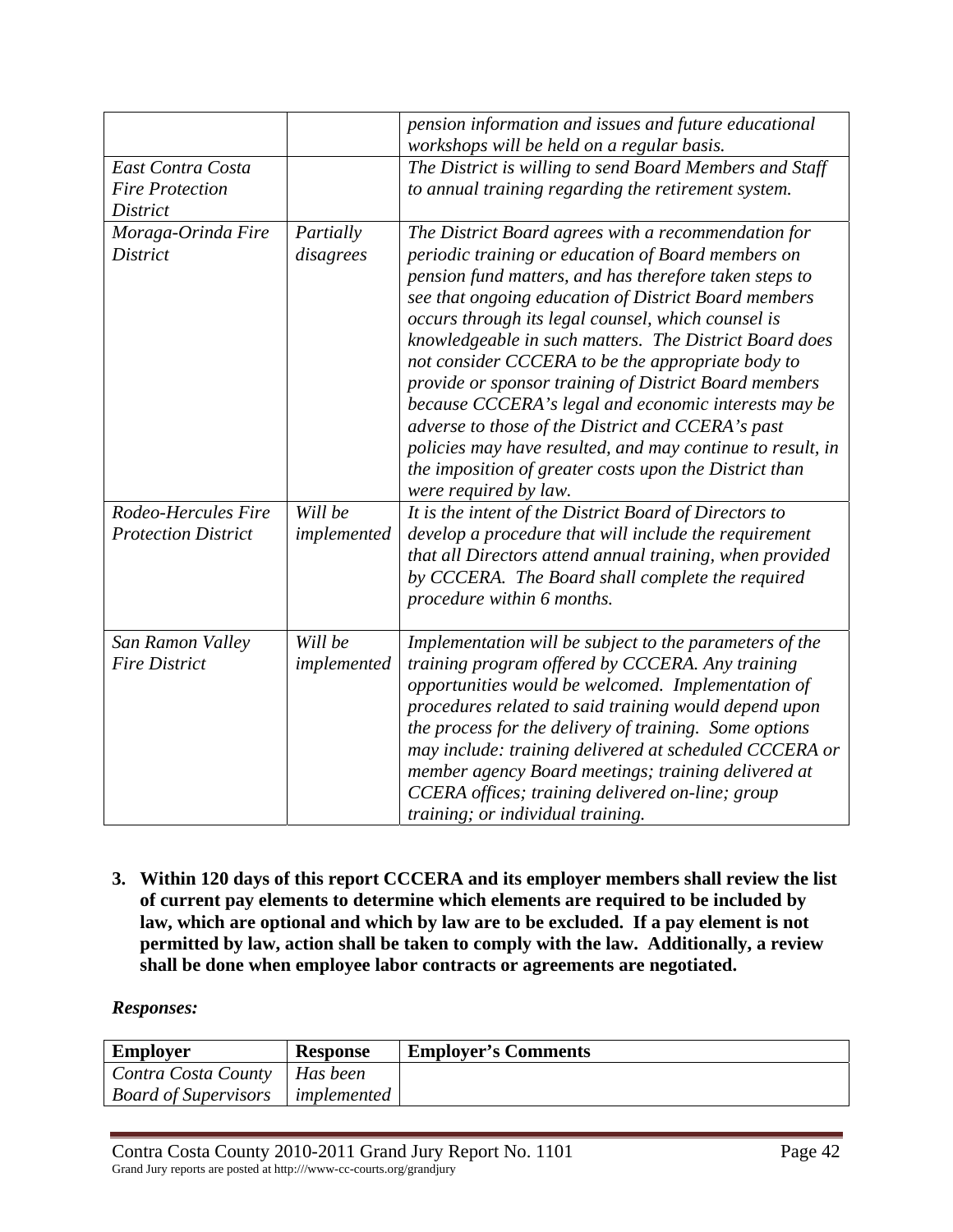| | | |
|---|---|---|
| | | *pension information and issues and future educational workshops will be held on a regular basis.* |
| *East Contra Costa Fire Protection District* | | *The District is willing to send Board Members and Staff to annual training regarding the retirement system.* |
| *Moraga-Orinda Fire District* | *Partially disagrees* | *The District Board agrees with a recommendation for periodic training or education of Board members on pension fund matters, and has therefore taken steps to see that ongoing education of District Board members occurs through its legal counsel, which counsel is knowledgeable in such matters. The District Board does not consider CCCERA to be the appropriate body to provide or sponsor training of District Board members because CCCERA's legal and economic interests may be adverse to those of the District and CCERA's past policies may have resulted, and may continue to result, in the imposition of greater costs upon the District than were required by law.* |
| *Rodeo-Hercules Fire Protection District* | *Will be implemented* | *It is the intent of the District Board of Directors to develop a procedure that will include the requirement that all Directors attend annual training, when provided by CCCERA. The Board shall complete the required procedure within 6 months.* |
| *San Ramon Valley Fire District* | *Will be implemented* | *Implementation will be subject to the parameters of the training program offered by CCCERA. Any training opportunities would be welcomed. Implementation of procedures related to said training would depend upon the process for the delivery of training. Some options may include: training delivered at scheduled CCCERA or member agency Board meetings; training delivered at CCERA offices; training delivered on-line; group training; or individual training.* |

**3. Within 120 days of this report CCCERA and its employer members shall review the list of current pay elements to determine which elements are required to be included by law, which are optional and which by law are to be excluded. If a pay element is not permitted by law, action shall be taken to comply with the law. Additionally, a review shall be done when employee labor contracts or agreements are negotiated.**

***Responses:***

| Employer | Response | Employer's Comments |
|---|---|---|
| *Contra Costa County Board of Supervisors* | *Has been implemented* | |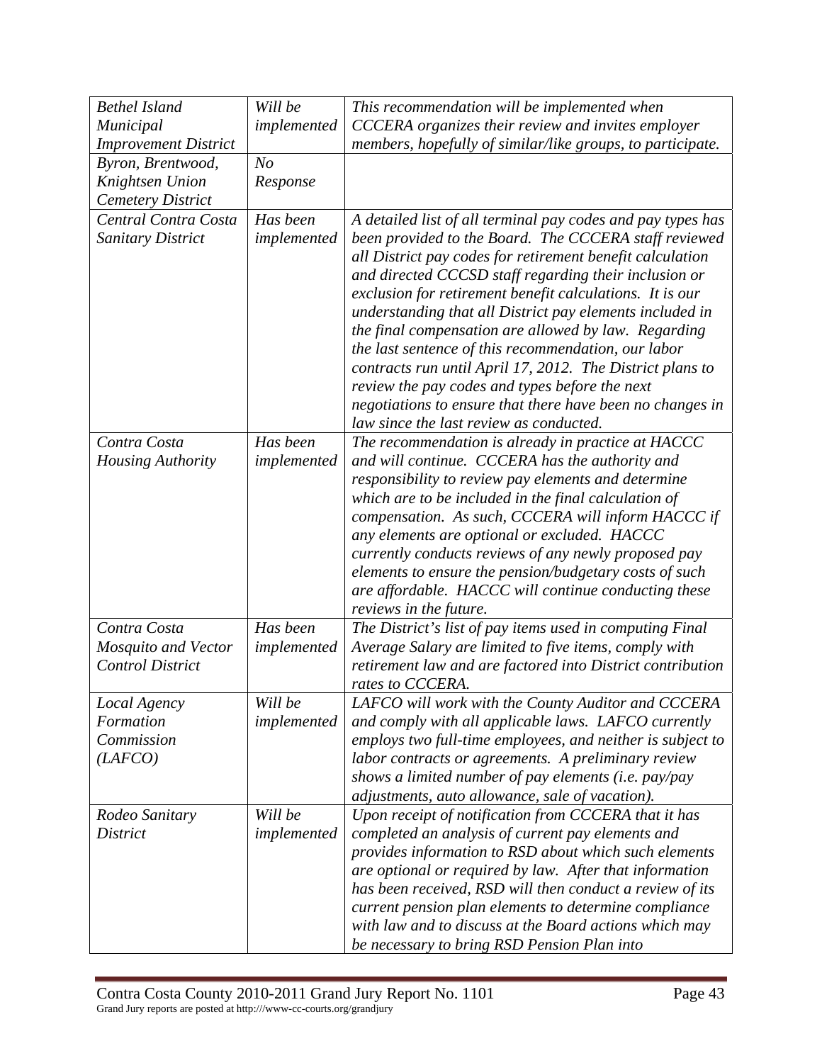| | | |
|---|---|---|
| *Bethel Island Municipal Improvement District* | *Will be implemented* | *This recommendation will be implemented when CCCERA organizes their review and invites employer members, hopefully of similar/like groups, to participate.* |
| *Byron, Brentwood, Knightsen Union Cemetery District* | *No Response* | |
| *Central Contra Costa Sanitary District* | *Has been implemented* | *A detailed list of all terminal pay codes and pay types has been provided to the Board. The CCCERA staff reviewed all District pay codes for retirement benefit calculation and directed CCCSD staff regarding their inclusion or exclusion for retirement benefit calculations. It is our understanding that all District pay elements included in the final compensation are allowed by law. Regarding the last sentence of this recommendation, our labor contracts run until April 17, 2012. The District plans to review the pay codes and types before the next negotiations to ensure that there have been no changes in law since the last review as conducted.* |
| *Contra Costa Housing Authority* | *Has been implemented* | *The recommendation is already in practice at HACCC and will continue. CCCERA has the authority and responsibility to review pay elements and determine which are to be included in the final calculation of compensation. As such, CCCERA will inform HACCC if any elements are optional or excluded. HACCC currently conducts reviews of any newly proposed pay elements to ensure the pension/budgetary costs of such are affordable. HACCC will continue conducting these reviews in the future.* |
| *Contra Costa Mosquito and Vector Control District* | *Has been implemented* | *The District's list of pay items used in computing Final Average Salary are limited to five items, comply with retirement law and are factored into District contribution rates to CCCERA.* |
| *Local Agency Formation Commission (LAFCO)* | *Will be implemented* | *LAFCO will work with the County Auditor and CCCERA and comply with all applicable laws. LAFCO currently employs two full-time employees, and neither is subject to labor contracts or agreements. A preliminary review shows a limited number of pay elements (i.e. pay/pay adjustments, auto allowance, sale of vacation).* |
| *Rodeo Sanitary District* | *Will be implemented* | *Upon receipt of notification from CCCERA that it has completed an analysis of current pay elements and provides information to RSD about which such elements are optional or required by law. After that information has been received, RSD will then conduct a review of its current pension plan elements to determine compliance with law and to discuss at the Board actions which may be necessary to bring RSD Pension Plan into* |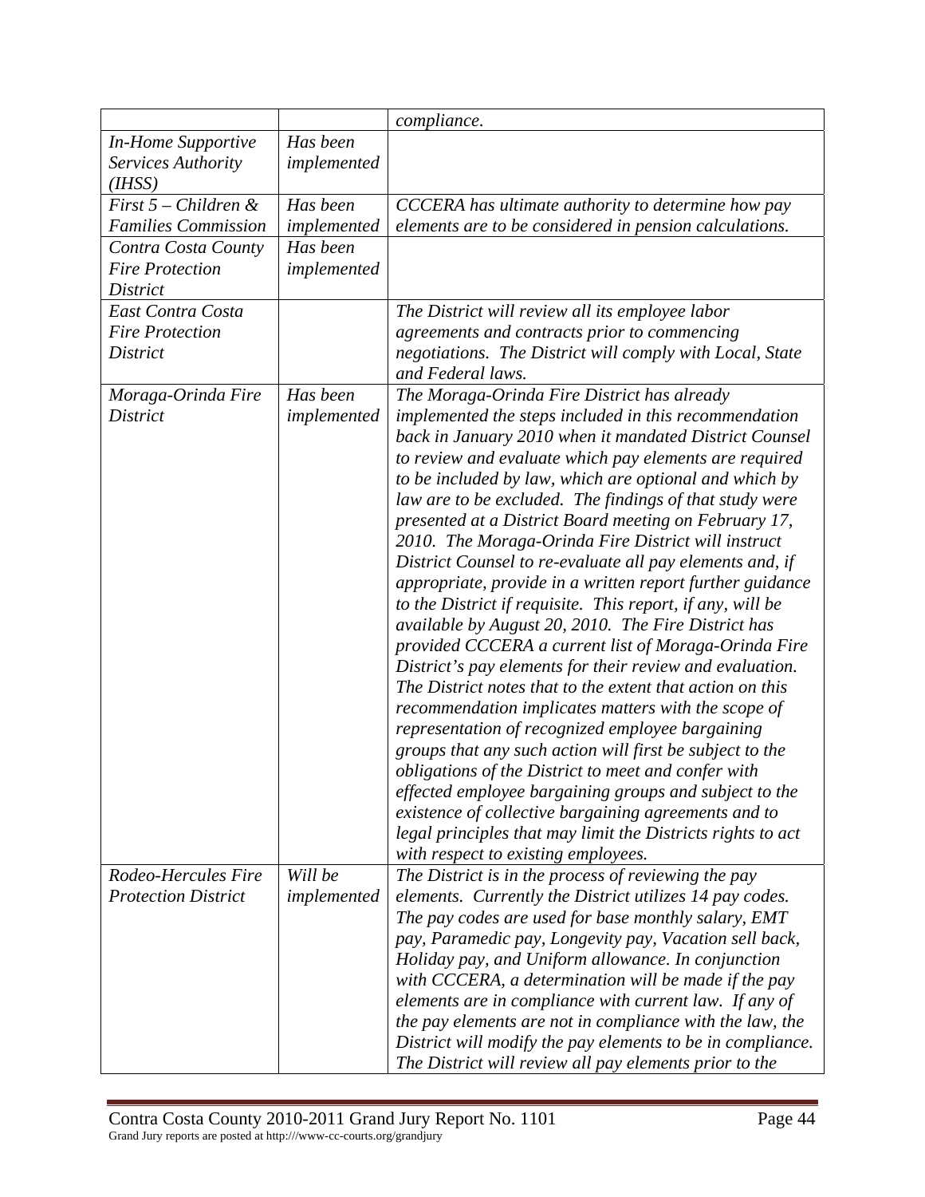| | | |
|---|---|---|
| | | *compliance.* |
| *In-Home Supportive Services Authority (IHSS)* | *Has been implemented* | |
| *First 5 – Children & Families Commission* | *Has been implemented* | *CCCERA has ultimate authority to determine how pay elements are to be considered in pension calculations.* |
| *Contra Costa County Fire Protection District* | *Has been implemented* | |
| *East Contra Costa Fire Protection District* | | *The District will review all its employee labor agreements and contracts prior to commencing negotiations. The District will comply with Local, State and Federal laws.* |
| *Moraga-Orinda Fire District* | *Has been implemented* | *The Moraga-Orinda Fire District has already implemented the steps included in this recommendation back in January 2010 when it mandated District Counsel to review and evaluate which pay elements are required to be included by law, which are optional and which by law are to be excluded. The findings of that study were presented at a District Board meeting on February 17, 2010. The Moraga-Orinda Fire District will instruct District Counsel to re-evaluate all pay elements and, if appropriate, provide in a written report further guidance to the District if requisite. This report, if any, will be available by August 20, 2010. The Fire District has provided CCCERA a current list of Moraga-Orinda Fire District's pay elements for their review and evaluation. The District notes that to the extent that action on this recommendation implicates matters with the scope of representation of recognized employee bargaining groups that any such action will first be subject to the obligations of the District to meet and confer with effected employee bargaining groups and subject to the existence of collective bargaining agreements and to legal principles that may limit the Districts rights to act with respect to existing employees.* |
| *Rodeo-Hercules Fire Protection District* | *Will be implemented* | *The District is in the process of reviewing the pay elements. Currently the District utilizes 14 pay codes. The pay codes are used for base monthly salary, EMT pay, Paramedic pay, Longevity pay, Vacation sell back, Holiday pay, and Uniform allowance. In conjunction with CCCERA, a determination will be made if the pay elements are in compliance with current law. If any of the pay elements are not in compliance with the law, the District will modify the pay elements to be in compliance. The District will review all pay elements prior to the* |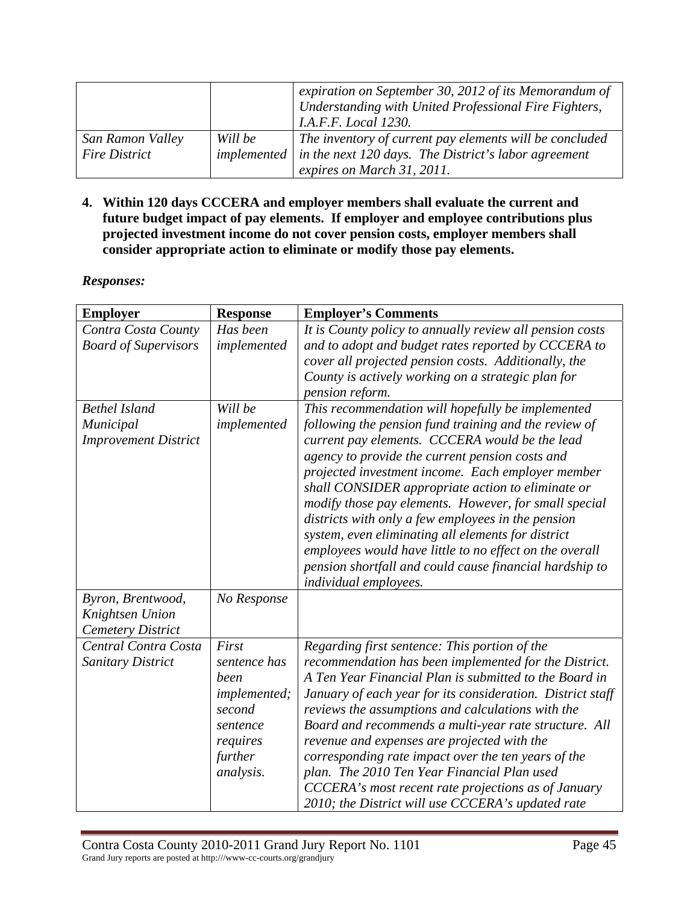| | | |
|---|---|---|
| | | *expiration on September 30, 2012 of its Memorandum of Understanding with United Professional Fire Fighters, I.A.F.F. Local 1230.* |
| *San Ramon Valley Fire District* | *Will be implemented* | *The inventory of current pay elements will be concluded in the next 120 days. The District's labor agreement expires on March 31, 2011.* |

**4. Within 120 days CCCERA and employer members shall evaluate the current and future budget impact of pay elements. If employer and employee contributions plus projected investment income do not cover pension costs, employer members shall consider appropriate action to eliminate or modify those pay elements.**

***Responses:***

| **Employer** | **Response** | **Employer's Comments** |
|---|---|---|
| *Contra Costa County Board of Supervisors* | *Has been implemented* | *It is County policy to annually review all pension costs and to adopt and budget rates reported by CCCERA to cover all projected pension costs. Additionally, the County is actively working on a strategic plan for pension reform.* |
| *Bethel Island Municipal Improvement District* | *Will be implemented* | *This recommendation will hopefully be implemented following the pension fund training and the review of current pay elements. CCCERA would be the lead agency to provide the current pension costs and projected investment income. Each employer member shall CONSIDER appropriate action to eliminate or modify those pay elements. However, for small special districts with only a few employees in the pension system, even eliminating all elements for district employees would have little to no effect on the overall pension shortfall and could cause financial hardship to individual employees.* |
| *Byron, Brentwood, Knightsen Union Cemetery District* | *No Response* | |
| *Central Contra Costa Sanitary District* | *First sentence has been implemented; second sentence requires further analysis.* | *Regarding first sentence: This portion of the recommendation has been implemented for the District. A Ten Year Financial Plan is submitted to the Board in January of each year for its consideration. District staff reviews the assumptions and calculations with the Board and recommends a multi-year rate structure. All revenue and expenses are projected with the corresponding rate impact over the ten years of the plan. The 2010 Ten Year Financial Plan used CCCERA's most recent rate projections as of January 2010; the District will use CCCERA's updated rate* |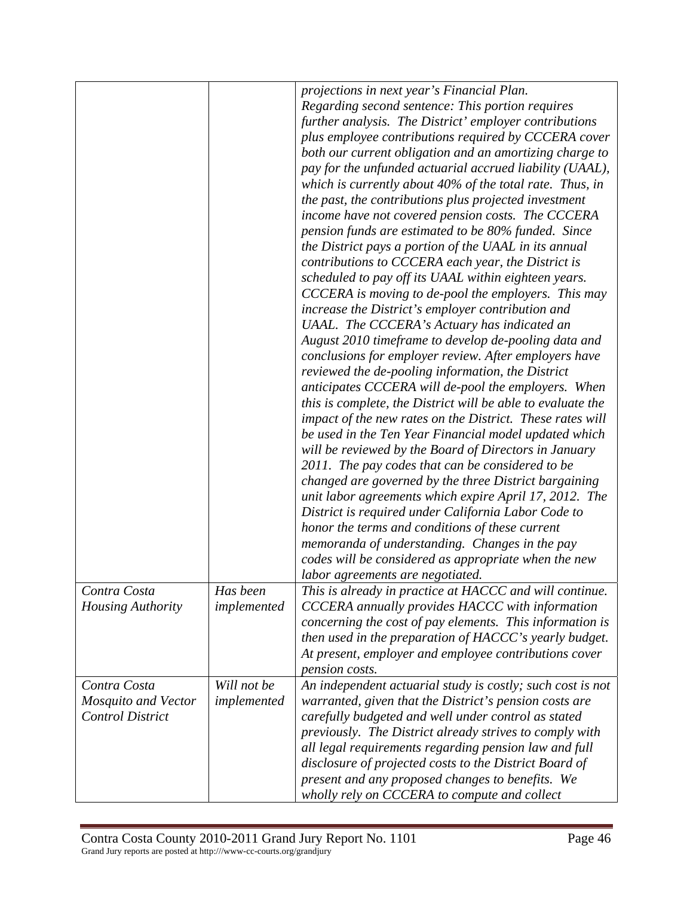| | | |
|---|---|---|
| | | *projections in next year's Financial Plan.*<br>*Regarding second sentence: This portion requires further analysis. The District' employer contributions plus employee contributions required by CCCERA cover both our current obligation and an amortizing charge to pay for the unfunded actuarial accrued liability (UAAL), which is currently about 40% of the total rate. Thus, in the past, the contributions plus projected investment income have not covered pension costs. The CCCERA pension funds are estimated to be 80% funded. Since the District pays a portion of the UAAL in its annual contributions to CCCERA each year, the District is scheduled to pay off its UAAL within eighteen years. CCCERA is moving to de-pool the employers. This may increase the District's employer contribution and UAAL. The CCCERA's Actuary has indicated an August 2010 timeframe to develop de-pooling data and conclusions for employer review. After employers have reviewed the de-pooling information, the District anticipates CCCERA will de-pool the employers. When this is complete, the District will be able to evaluate the impact of the new rates on the District. These rates will be used in the Ten Year Financial model updated which will be reviewed by the Board of Directors in January 2011. The pay codes that can be considered to be changed are governed by the three District bargaining unit labor agreements which expire April 17, 2012. The District is required under California Labor Code to honor the terms and conditions of these current memoranda of understanding. Changes in the pay codes will be considered as appropriate when the new labor agreements are negotiated.* |
| *Contra Costa Housing Authority* | *Has been implemented* | *This is already in practice at HACCC and will continue. CCCERA annually provides HACCC with information concerning the cost of pay elements. This information is then used in the preparation of HACCC's yearly budget. At present, employer and employee contributions cover pension costs.* |
| *Contra Costa Mosquito and Vector Control District* | *Will not be implemented* | *An independent actuarial study is costly; such cost is not warranted, given that the District's pension costs are carefully budgeted and well under control as stated previously. The District already strives to comply with all legal requirements regarding pension law and full disclosure of projected costs to the District Board of present and any proposed changes to benefits. We wholly rely on CCCERA to compute and collect* |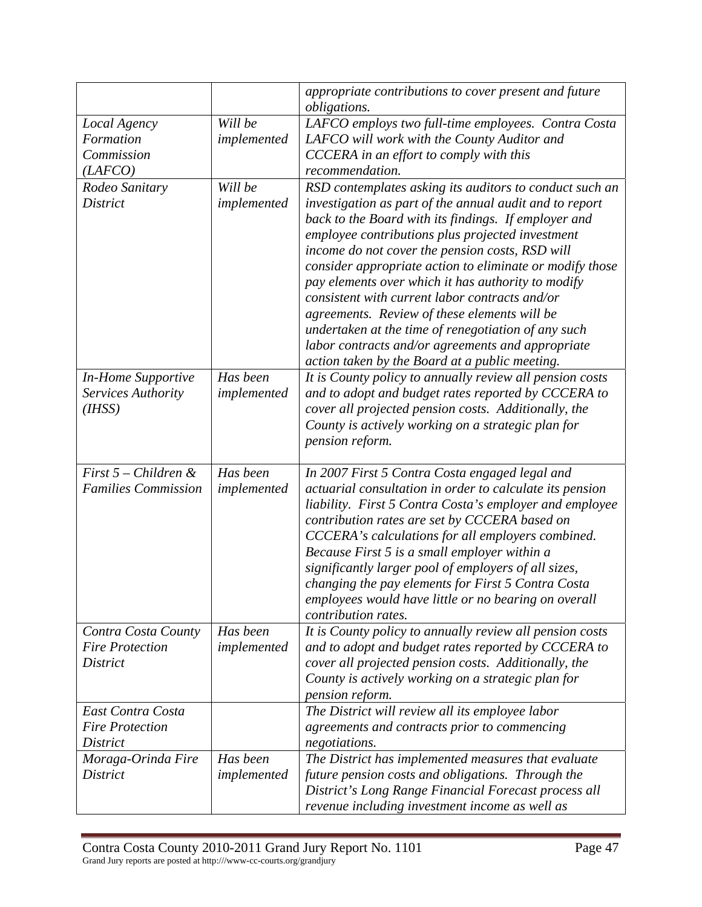| | | |
|---|---|---|
| | | *appropriate contributions to cover present and future obligations.* |
| *Local Agency Formation Commission (LAFCO)* | *Will be implemented* | *LAFCO employs two full-time employees. Contra Costa LAFCO will work with the County Auditor and CCCERA in an effort to comply with this recommendation.* |
| *Rodeo Sanitary District* | *Will be implemented* | *RSD contemplates asking its auditors to conduct such an investigation as part of the annual audit and to report back to the Board with its findings. If employer and employee contributions plus projected investment income do not cover the pension costs, RSD will consider appropriate action to eliminate or modify those pay elements over which it has authority to modify consistent with current labor contracts and/or agreements. Review of these elements will be undertaken at the time of renegotiation of any such labor contracts and/or agreements and appropriate action taken by the Board at a public meeting.* |
| *In-Home Supportive Services Authority (IHSS)* | *Has been implemented* | *It is County policy to annually review all pension costs and to adopt and budget rates reported by CCCERA to cover all projected pension costs. Additionally, the County is actively working on a strategic plan for pension reform.* |
| *First 5 – Children & Families Commission* | *Has been implemented* | *In 2007 First 5 Contra Costa engaged legal and actuarial consultation in order to calculate its pension liability. First 5 Contra Costa's employer and employee contribution rates are set by CCCERA based on CCCERA's calculations for all employers combined. Because First 5 is a small employer within a significantly larger pool of employers of all sizes, changing the pay elements for First 5 Contra Costa employees would have little or no bearing on overall contribution rates.* |
| *Contra Costa County Fire Protection District* | *Has been implemented* | *It is County policy to annually review all pension costs and to adopt and budget rates reported by CCCERA to cover all projected pension costs. Additionally, the County is actively working on a strategic plan for pension reform.* |
| *East Contra Costa Fire Protection District* | | *The District will review all its employee labor agreements and contracts prior to commencing negotiations.* |
| *Moraga-Orinda Fire District* | *Has been implemented* | *The District has implemented measures that evaluate future pension costs and obligations. Through the District's Long Range Financial Forecast process all revenue including investment income as well as* |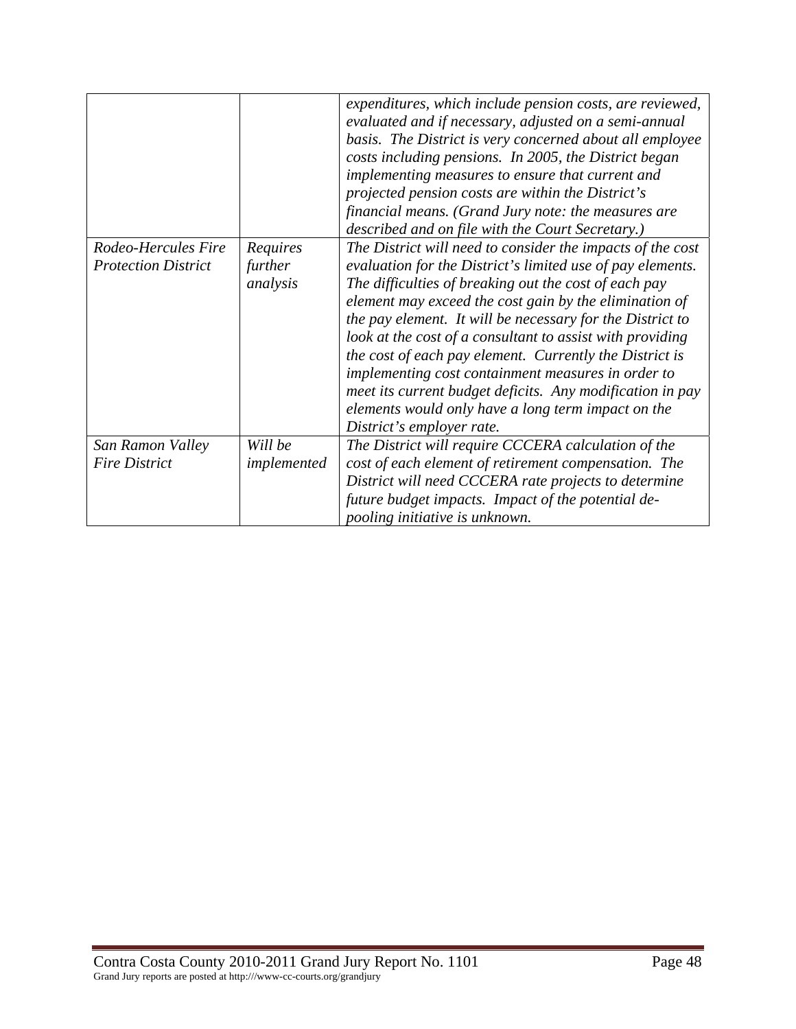| | | |
|---|---|---|
| | | *expenditures, which include pension costs, are reviewed, evaluated and if necessary, adjusted on a semi-annual basis. The District is very concerned about all employee costs including pensions. In 2005, the District began implementing measures to ensure that current and projected pension costs are within the District's financial means. (Grand Jury note: the measures are described and on file with the Court Secretary.)* |
| *Rodeo-Hercules Fire Protection District* | *Requires further analysis* | *The District will need to consider the impacts of the cost evaluation for the District's limited use of pay elements. The difficulties of breaking out the cost of each pay element may exceed the cost gain by the elimination of the pay element. It will be necessary for the District to look at the cost of a consultant to assist with providing the cost of each pay element. Currently the District is implementing cost containment measures in order to meet its current budget deficits. Any modification in pay elements would only have a long term impact on the District's employer rate.* |
| *San Ramon Valley Fire District* | *Will be implemented* | *The District will require CCCERA calculation of the cost of each element of retirement compensation. The District will need CCCERA rate projects to determine future budget impacts. Impact of the potential de-pooling initiative is unknown.* |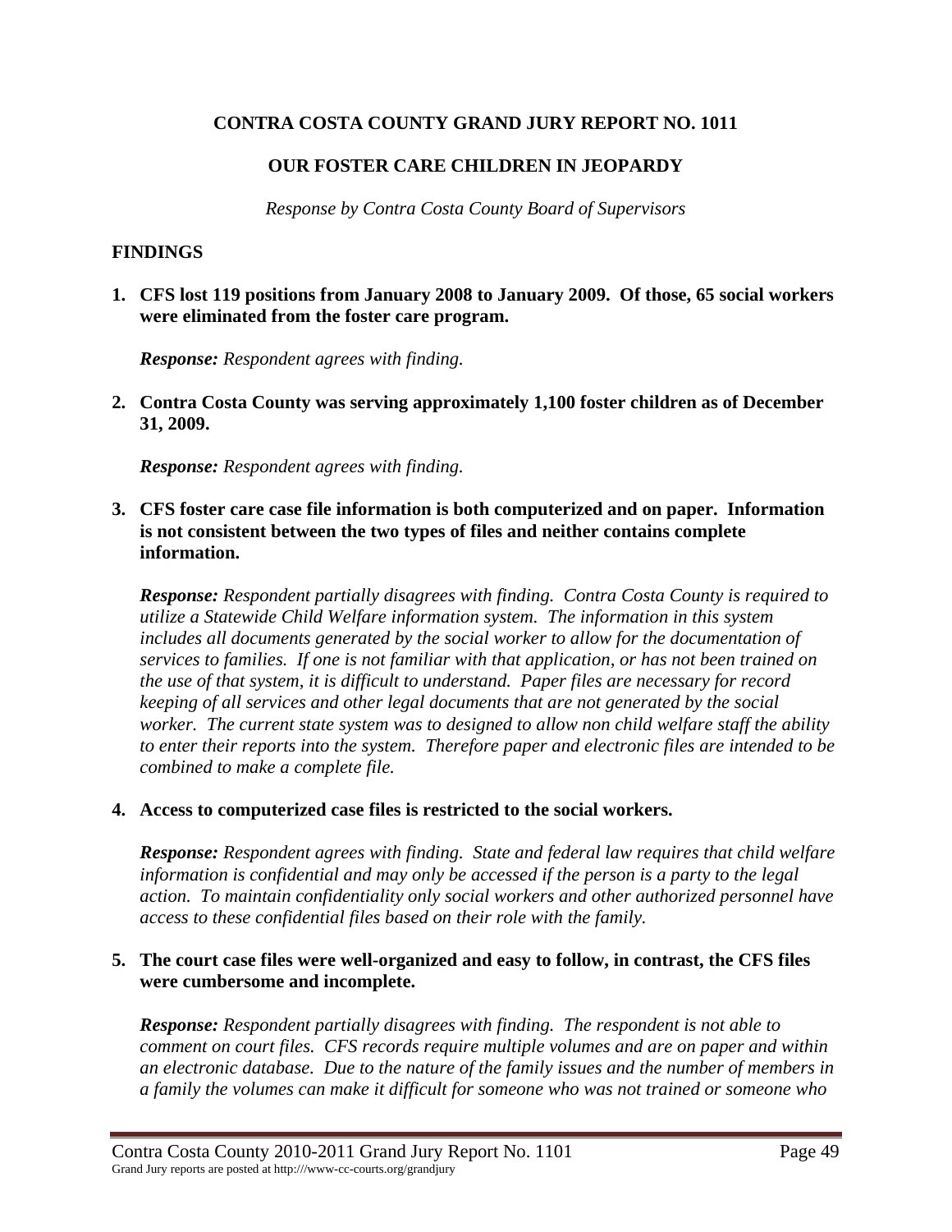**CONTRA COSTA COUNTY GRAND JURY REPORT NO. 1011**

**OUR FOSTER CARE CHILDREN IN JEOPARDY**

*Response by Contra Costa County Board of Supervisors*

## FINDINGS

**1. CFS lost 119 positions from January 2008 to January 2009. Of those, 65 social workers were eliminated from the foster care program.**

***Response:*** *Respondent agrees with finding.*

**2. Contra Costa County was serving approximately 1,100 foster children as of December 31, 2009.**

***Response:*** *Respondent agrees with finding.*

**3. CFS foster care case file information is both computerized and on paper. Information is not consistent between the two types of files and neither contains complete information.**

***Response:*** *Respondent partially disagrees with finding. Contra Costa County is required to utilize a Statewide Child Welfare information system. The information in this system includes all documents generated by the social worker to allow for the documentation of services to families. If one is not familiar with that application, or has not been trained on the use of that system, it is difficult to understand. Paper files are necessary for record keeping of all services and other legal documents that are not generated by the social worker. The current state system was to designed to allow non child welfare staff the ability to enter their reports into the system. Therefore paper and electronic files are intended to be combined to make a complete file.*

**4. Access to computerized case files is restricted to the social workers.**

***Response:*** *Respondent agrees with finding. State and federal law requires that child welfare information is confidential and may only be accessed if the person is a party to the legal action. To maintain confidentiality only social workers and other authorized personnel have access to these confidential files based on their role with the family.*

**5. The court case files were well-organized and easy to follow, in contrast, the CFS files were cumbersome and incomplete.**

***Response:*** *Respondent partially disagrees with finding. The respondent is not able to comment on court files. CFS records require multiple volumes and are on paper and within an electronic database. Due to the nature of the family issues and the number of members in a family the volumes can make it difficult for someone who was not trained or someone who*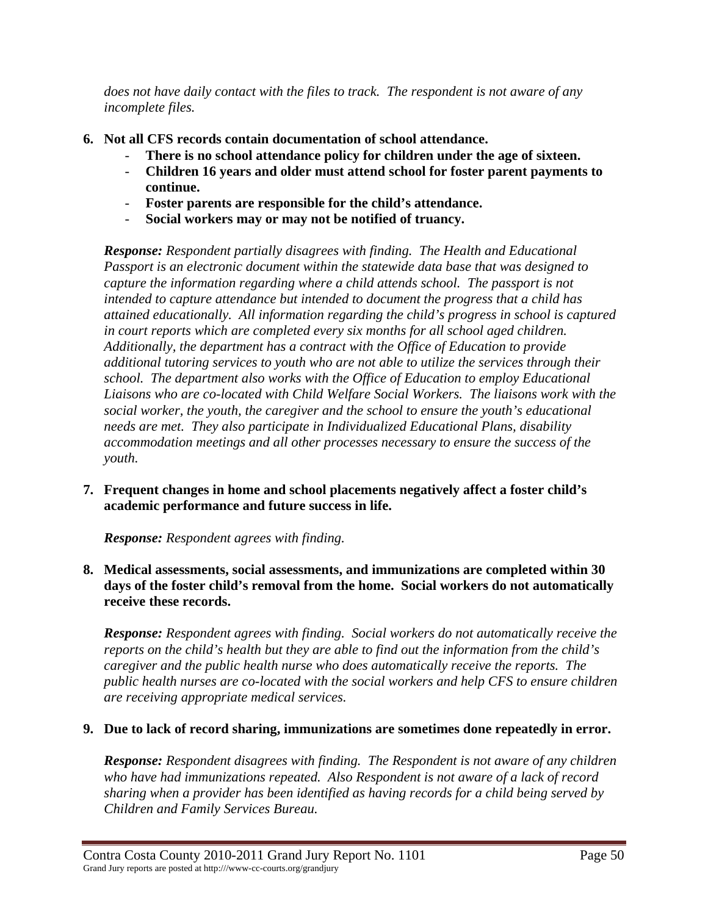*does not have daily contact with the files to track. The respondent is not aware of any incomplete files.*

6. **Not all CFS records contain documentation of school attendance.**
   - **There is no school attendance policy for children under the age of sixteen.**
   - **Children 16 years and older must attend school for foster parent payments to continue.**
   - **Foster parents are responsible for the child's attendance.**
   - **Social workers may or may not be notified of truancy.**

   ***Response:*** *Respondent partially disagrees with finding. The Health and Educational Passport is an electronic document within the statewide data base that was designed to capture the information regarding where a child attends school. The passport is not intended to capture attendance but intended to document the progress that a child has attained educationally. All information regarding the child's progress in school is captured in court reports which are completed every six months for all school aged children. Additionally, the department has a contract with the Office of Education to provide additional tutoring services to youth who are not able to utilize the services through their school. The department also works with the Office of Education to employ Educational Liaisons who are co-located with Child Welfare Social Workers. The liaisons work with the social worker, the youth, the caregiver and the school to ensure the youth's educational needs are met. They also participate in Individualized Educational Plans, disability accommodation meetings and all other processes necessary to ensure the success of the youth.*

7. **Frequent changes in home and school placements negatively affect a foster child's academic performance and future success in life.**

   ***Response:*** *Respondent agrees with finding.*

8. **Medical assessments, social assessments, and immunizations are completed within 30 days of the foster child's removal from the home. Social workers do not automatically receive these records.**

   ***Response:*** *Respondent agrees with finding. Social workers do not automatically receive the reports on the child's health but they are able to find out the information from the child's caregiver and the public health nurse who does automatically receive the reports. The public health nurses are co-located with the social workers and help CFS to ensure children are receiving appropriate medical services.*

9. **Due to lack of record sharing, immunizations are sometimes done repeatedly in error.**

   ***Response:*** *Respondent disagrees with finding. The Respondent is not aware of any children who have had immunizations repeated. Also Respondent is not aware of a lack of record sharing when a provider has been identified as having records for a child being served by Children and Family Services Bureau.*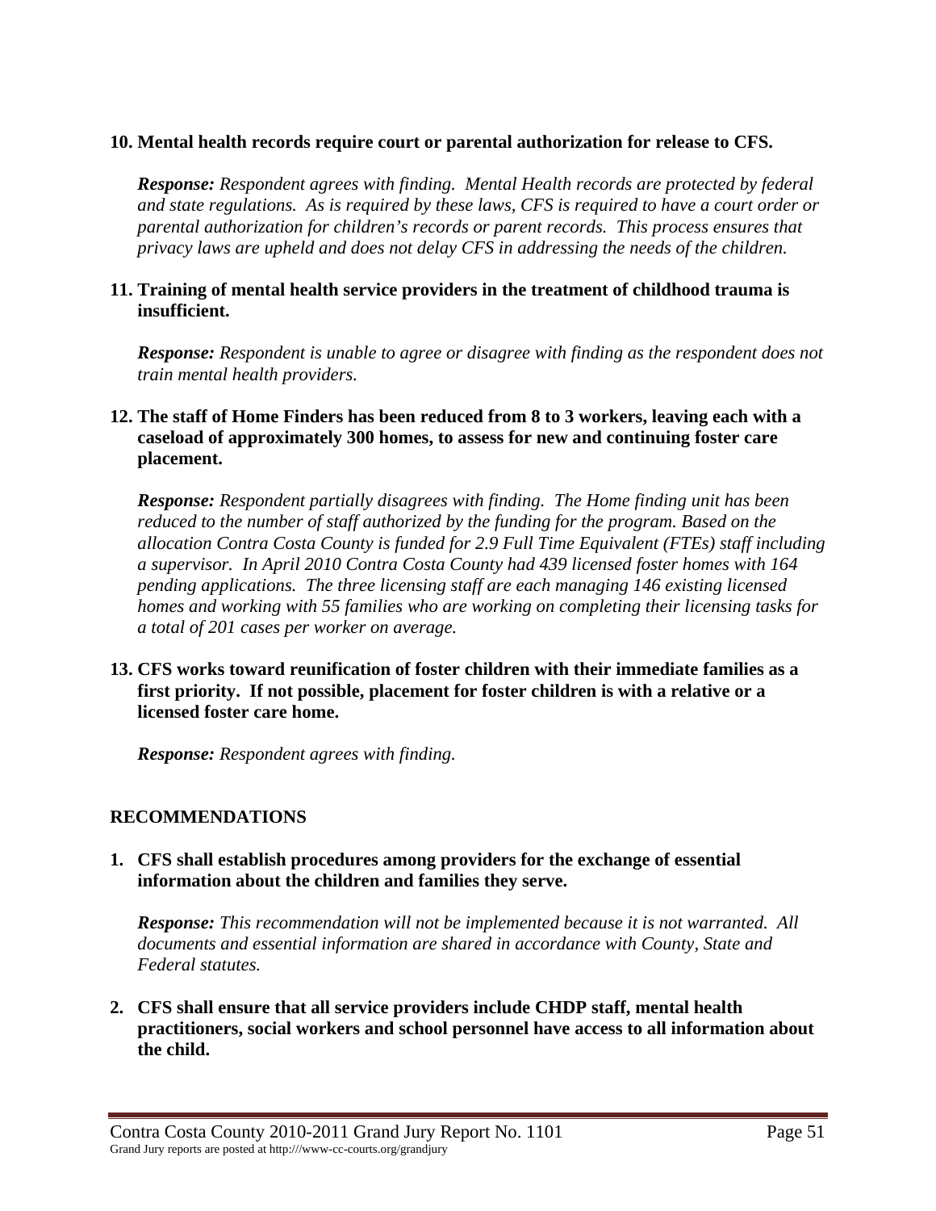**10. Mental health records require court or parental authorization for release to CFS.**

***Response:*** *Respondent agrees with finding. Mental Health records are protected by federal and state regulations. As is required by these laws, CFS is required to have a court order or parental authorization for children's records or parent records. This process ensures that privacy laws are upheld and does not delay CFS in addressing the needs of the children.*

**11. Training of mental health service providers in the treatment of childhood trauma is insufficient.**

***Response:*** *Respondent is unable to agree or disagree with finding as the respondent does not train mental health providers.*

**12. The staff of Home Finders has been reduced from 8 to 3 workers, leaving each with a caseload of approximately 300 homes, to assess for new and continuing foster care placement.**

***Response:*** *Respondent partially disagrees with finding. The Home finding unit has been reduced to the number of staff authorized by the funding for the program. Based on the allocation Contra Costa County is funded for 2.9 Full Time Equivalent (FTEs) staff including a supervisor. In April 2010 Contra Costa County had 439 licensed foster homes with 164 pending applications. The three licensing staff are each managing 146 existing licensed homes and working with 55 families who are working on completing their licensing tasks for a total of 201 cases per worker on average.*

**13. CFS works toward reunification of foster children with their immediate families as a first priority. If not possible, placement for foster children is with a relative or a licensed foster care home.**

***Response:*** *Respondent agrees with finding.*

## RECOMMENDATIONS

**1. CFS shall establish procedures among providers for the exchange of essential information about the children and families they serve.**

***Response:*** *This recommendation will not be implemented because it is not warranted. All documents and essential information are shared in accordance with County, State and Federal statutes.*

**2. CFS shall ensure that all service providers include CHDP staff, mental health practitioners, social workers and school personnel have access to all information about the child.**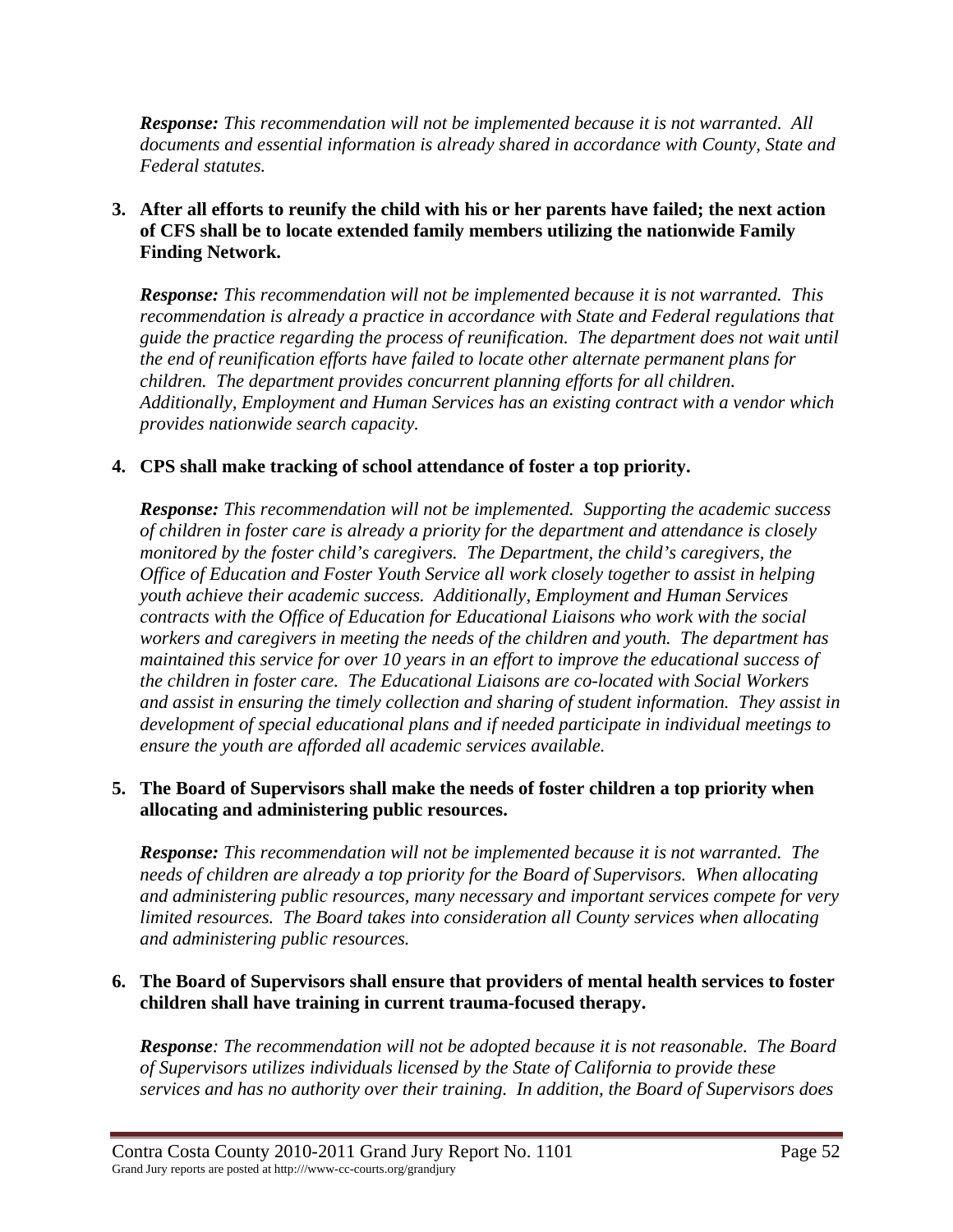***Response:*** *This recommendation will not be implemented because it is not warranted. All documents and essential information is already shared in accordance with County, State and Federal statutes.*

3. **After all efforts to reunify the child with his or her parents have failed; the next action of CFS shall be to locate extended family members utilizing the nationwide Family Finding Network.**

   ***Response:*** *This recommendation will not be implemented because it is not warranted. This recommendation is already a practice in accordance with State and Federal regulations that guide the practice regarding the process of reunification. The department does not wait until the end of reunification efforts have failed to locate other alternate permanent plans for children. The department provides concurrent planning efforts for all children. Additionally, Employment and Human Services has an existing contract with a vendor which provides nationwide search capacity.*

4. **CPS shall make tracking of school attendance of foster a top priority.**

   ***Response:*** *This recommendation will not be implemented. Supporting the academic success of children in foster care is already a priority for the department and attendance is closely monitored by the foster child's caregivers. The Department, the child's caregivers, the Office of Education and Foster Youth Service all work closely together to assist in helping youth achieve their academic success. Additionally, Employment and Human Services contracts with the Office of Education for Educational Liaisons who work with the social workers and caregivers in meeting the needs of the children and youth. The department has maintained this service for over 10 years in an effort to improve the educational success of the children in foster care. The Educational Liaisons are co-located with Social Workers and assist in ensuring the timely collection and sharing of student information. They assist in development of special educational plans and if needed participate in individual meetings to ensure the youth are afforded all academic services available.*

5. **The Board of Supervisors shall make the needs of foster children a top priority when allocating and administering public resources.**

   ***Response:*** *This recommendation will not be implemented because it is not warranted. The needs of children are already a top priority for the Board of Supervisors. When allocating and administering public resources, many necessary and important services compete for very limited resources. The Board takes into consideration all County services when allocating and administering public resources.*

6. **The Board of Supervisors shall ensure that providers of mental health services to foster children shall have training in current trauma-focused therapy.**

   ***Response****: The recommendation will not be adopted because it is not reasonable. The Board of Supervisors utilizes individuals licensed by the State of California to provide these services and has no authority over their training. In addition, the Board of Supervisors does*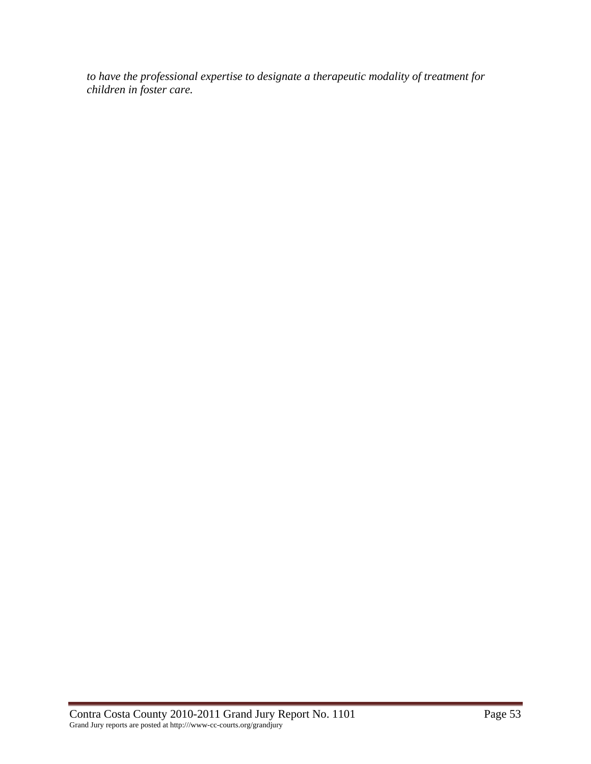*to have the professional expertise to designate a therapeutic modality of treatment for children in foster care.*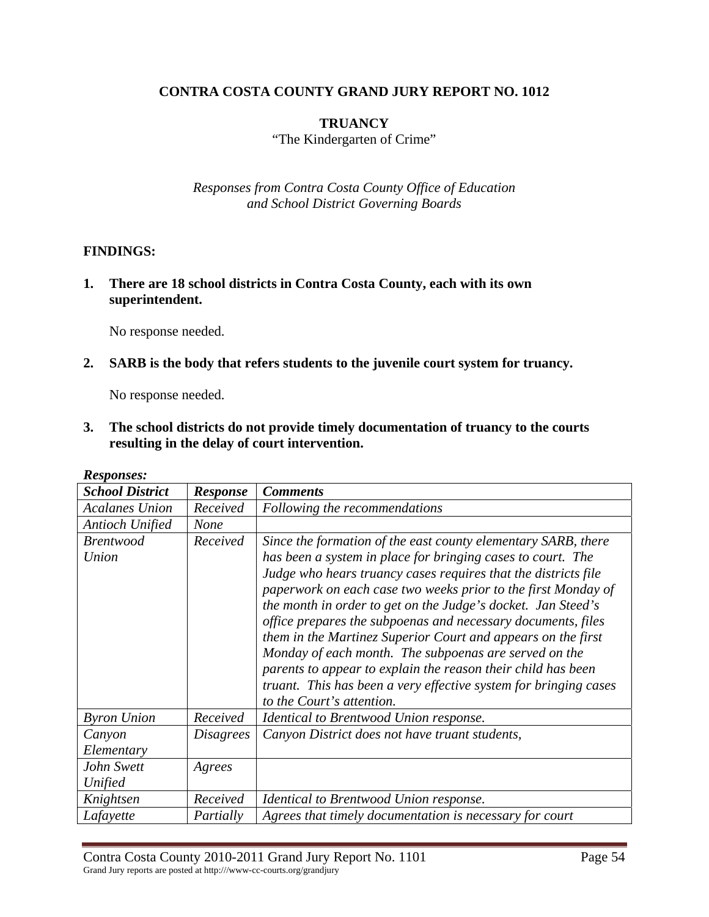**CONTRA COSTA COUNTY GRAND JURY REPORT NO. 1012**

**TRUANCY**

"The Kindergarten of Crime"

*Responses from Contra Costa County Office of Education and School District Governing Boards*

**FINDINGS:**

**1. There are 18 school districts in Contra Costa County, each with its own superintendent.**

No response needed.

**2. SARB is the body that refers students to the juvenile court system for truancy.**

No response needed.

**3. The school districts do not provide timely documentation of truancy to the courts resulting in the delay of court intervention.**

***Responses:***

| *School District* | *Response* | *Comments* |
|---|---|---|
| *Acalanes Union* | *Received* | *Following the recommendations* |
| *Antioch Unified* | *None* | |
| *Brentwood Union* | *Received* | *Since the formation of the east county elementary SARB, there has been a system in place for bringing cases to court. The Judge who hears truancy cases requires that the districts file paperwork on each case two weeks prior to the first Monday of the month in order to get on the Judge's docket. Jan Steed's office prepares the subpoenas and necessary documents, files them in the Martinez Superior Court and appears on the first Monday of each month. The subpoenas are served on the parents to appear to explain the reason their child has been truant. This has been a very effective system for bringing cases to the Court's attention.* |
| *Byron Union* | *Received* | *Identical to Brentwood Union response.* |
| *Canyon Elementary* | *Disagrees* | *Canyon District does not have truant students,* |
| *John Swett Unified* | *Agrees* | |
| *Knightsen* | *Received* | *Identical to Brentwood Union response.* |
| *Lafayette* | *Partially* | *Agrees that timely documentation is necessary for court* |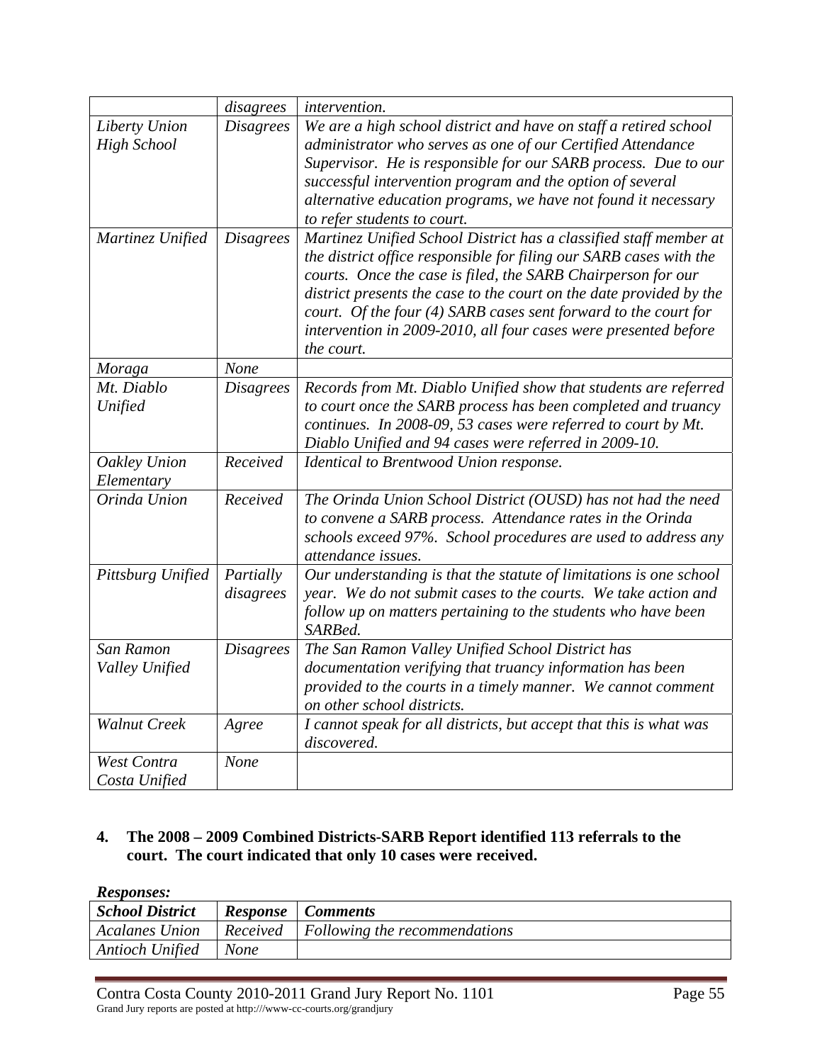| | | |
|---|---|---|
| | *disagrees* | *intervention.* |
| *Liberty Union High School* | *Disagrees* | *We are a high school district and have on staff a retired school administrator who serves as one of our Certified Attendance Supervisor. He is responsible for our SARB process. Due to our successful intervention program and the option of several alternative education programs, we have not found it necessary to refer students to court.* |
| *Martinez Unified* | *Disagrees* | *Martinez Unified School District has a classified staff member at the district office responsible for filing our SARB cases with the courts. Once the case is filed, the SARB Chairperson for our district presents the case to the court on the date provided by the court. Of the four (4) SARB cases sent forward to the court for intervention in 2009-2010, all four cases were presented before the court.* |
| *Moraga* | *None* | |
| *Mt. Diablo Unified* | *Disagrees* | *Records from Mt. Diablo Unified show that students are referred to court once the SARB process has been completed and truancy continues. In 2008-09, 53 cases were referred to court by Mt. Diablo Unified and 94 cases were referred in 2009-10.* |
| *Oakley Union Elementary* | *Received* | *Identical to Brentwood Union response.* |
| *Orinda Union* | *Received* | *The Orinda Union School District (OUSD) has not had the need to convene a SARB process. Attendance rates in the Orinda schools exceed 97%. School procedures are used to address any attendance issues.* |
| *Pittsburg Unified* | *Partially disagrees* | *Our understanding is that the statute of limitations is one school year. We do not submit cases to the courts. We take action and follow up on matters pertaining to the students who have been SARBed.* |
| *San Ramon Valley Unified* | *Disagrees* | *The San Ramon Valley Unified School District has documentation verifying that truancy information has been provided to the courts in a timely manner. We cannot comment on other school districts.* |
| *Walnut Creek* | *Agree* | *I cannot speak for all districts, but accept that this is what was discovered.* |
| *West Contra Costa Unified* | *None* | |

**4. The 2008 – 2009 Combined Districts-SARB Report identified 113 referrals to the court. The court indicated that only 10 cases were received.**

***Responses:***

| ***School District*** | ***Response*** | ***Comments*** |
|---|---|---|
| *Acalanes Union* | *Received* | *Following the recommendations* |
| *Antioch Unified* | *None* | |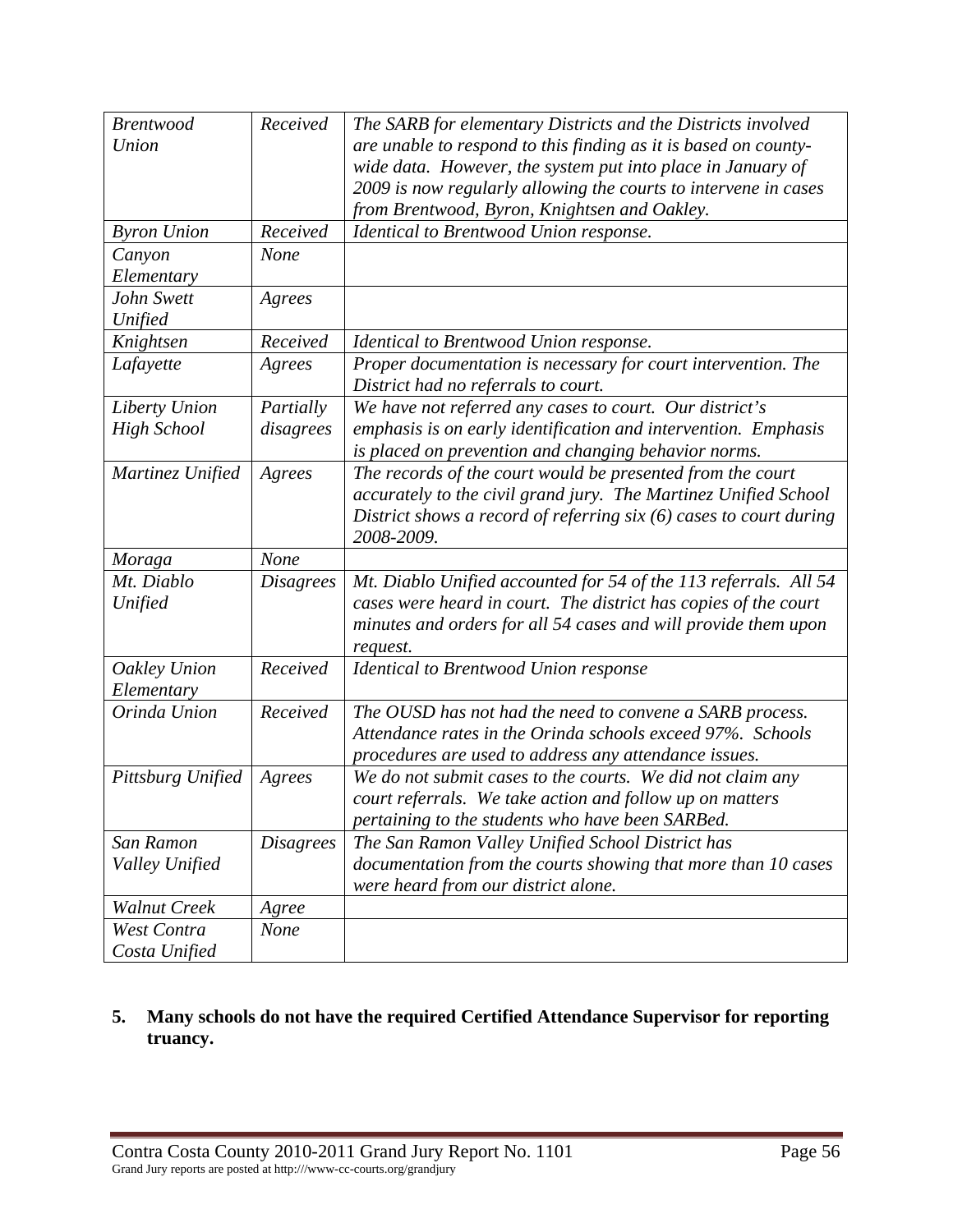| | | |
|---|---|---|
| *Brentwood Union* | *Received* | *The SARB for elementary Districts and the Districts involved are unable to respond to this finding as it is based on county-wide data. However, the system put into place in January of 2009 is now regularly allowing the courts to intervene in cases from Brentwood, Byron, Knightsen and Oakley.* |
| *Byron Union* | *Received* | *Identical to Brentwood Union response.* |
| *Canyon Elementary* | *None* | |
| *John Swett Unified* | *Agrees* | |
| *Knightsen* | *Received* | *Identical to Brentwood Union response.* |
| *Lafayette* | *Agrees* | *Proper documentation is necessary for court intervention. The District had no referrals to court.* |
| *Liberty Union High School* | *Partially disagrees* | *We have not referred any cases to court. Our district's emphasis is on early identification and intervention. Emphasis is placed on prevention and changing behavior norms.* |
| *Martinez Unified* | *Agrees* | *The records of the court would be presented from the court accurately to the civil grand jury. The Martinez Unified School District shows a record of referring six (6) cases to court during 2008-2009.* |
| *Moraga* | *None* | |
| *Mt. Diablo Unified* | *Disagrees* | *Mt. Diablo Unified accounted for 54 of the 113 referrals. All 54 cases were heard in court. The district has copies of the court minutes and orders for all 54 cases and will provide them upon request.* |
| *Oakley Union Elementary* | *Received* | *Identical to Brentwood Union response* |
| *Orinda Union* | *Received* | *The OUSD has not had the need to convene a SARB process. Attendance rates in the Orinda schools exceed 97%. Schools procedures are used to address any attendance issues.* |
| *Pittsburg Unified* | *Agrees* | *We do not submit cases to the courts. We did not claim any court referrals. We take action and follow up on matters pertaining to the students who have been SARBed.* |
| *San Ramon Valley Unified* | *Disagrees* | *The San Ramon Valley Unified School District has documentation from the courts showing that more than 10 cases were heard from our district alone.* |
| *Walnut Creek* | *Agree* | |
| *West Contra Costa Unified* | *None* | |

**5. Many schools do not have the required Certified Attendance Supervisor for reporting truancy.**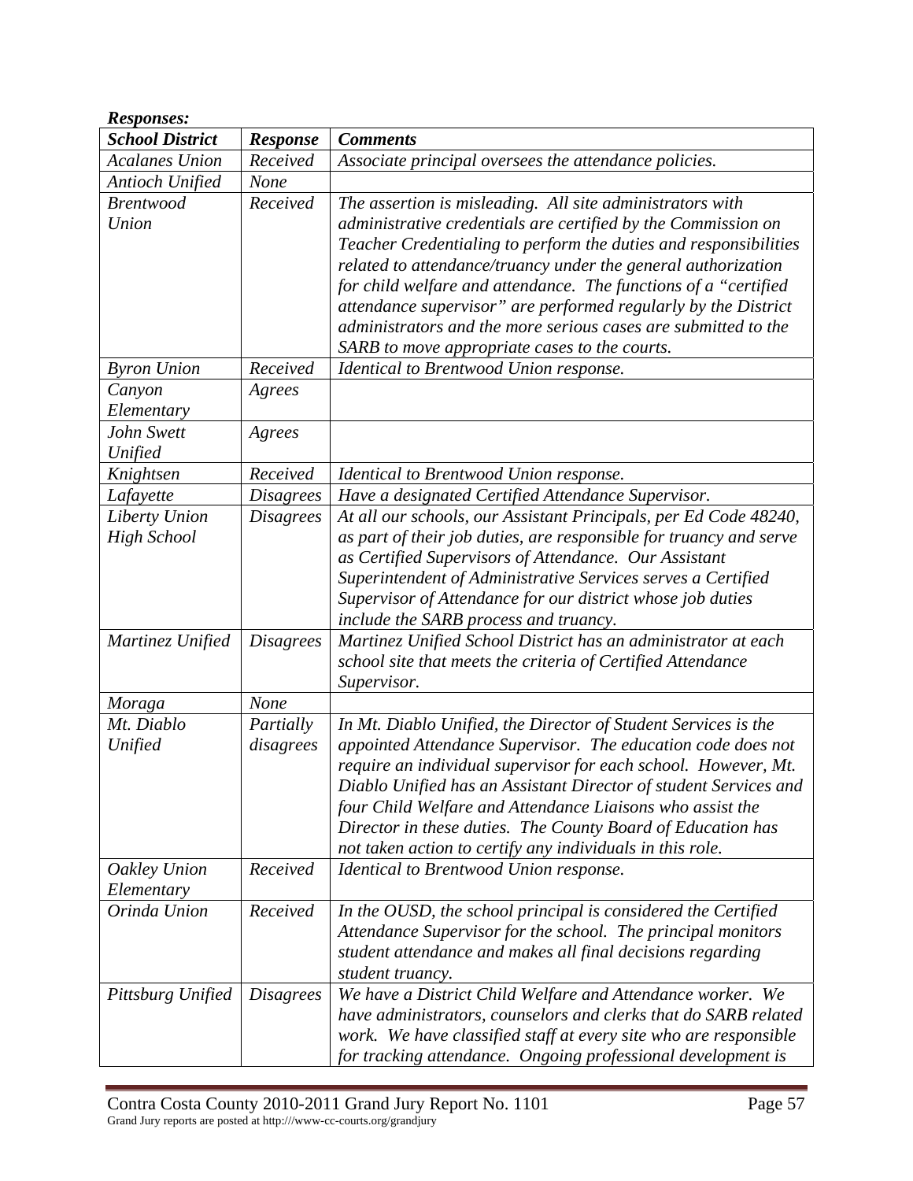***Responses:***

| *School District* | *Response* | *Comments* |
|---|---|---|
| *Acalanes Union* | *Received* | *Associate principal oversees the attendance policies.* |
| *Antioch Unified* | *None* | |
| *Brentwood Union* | *Received* | *The assertion is misleading. All site administrators with administrative credentials are certified by the Commission on Teacher Credentialing to perform the duties and responsibilities related to attendance/truancy under the general authorization for child welfare and attendance. The functions of a "certified attendance supervisor" are performed regularly by the District administrators and the more serious cases are submitted to the SARB to move appropriate cases to the courts.* |
| *Byron Union* | *Received* | *Identical to Brentwood Union response.* |
| *Canyon Elementary* | *Agrees* | |
| *John Swett Unified* | *Agrees* | |
| *Knightsen* | *Received* | *Identical to Brentwood Union response.* |
| *Lafayette* | *Disagrees* | *Have a designated Certified Attendance Supervisor.* |
| *Liberty Union High School* | *Disagrees* | *At all our schools, our Assistant Principals, per Ed Code 48240, as part of their job duties, are responsible for truancy and serve as Certified Supervisors of Attendance. Our Assistant Superintendent of Administrative Services serves a Certified Supervisor of Attendance for our district whose job duties include the SARB process and truancy.* |
| *Martinez Unified* | *Disagrees* | *Martinez Unified School District has an administrator at each school site that meets the criteria of Certified Attendance Supervisor.* |
| *Moraga* | *None* | |
| *Mt. Diablo Unified* | *Partially disagrees* | *In Mt. Diablo Unified, the Director of Student Services is the appointed Attendance Supervisor. The education code does not require an individual supervisor for each school. However, Mt. Diablo Unified has an Assistant Director of student Services and four Child Welfare and Attendance Liaisons who assist the Director in these duties. The County Board of Education has not taken action to certify any individuals in this role.* |
| *Oakley Union Elementary* | *Received* | *Identical to Brentwood Union response.* |
| *Orinda Union* | *Received* | *In the OUSD, the school principal is considered the Certified Attendance Supervisor for the school. The principal monitors student attendance and makes all final decisions regarding student truancy.* |
| *Pittsburg Unified* | *Disagrees* | *We have a District Child Welfare and Attendance worker. We have administrators, counselors and clerks that do SARB related work. We have classified staff at every site who are responsible for tracking attendance. Ongoing professional development is* |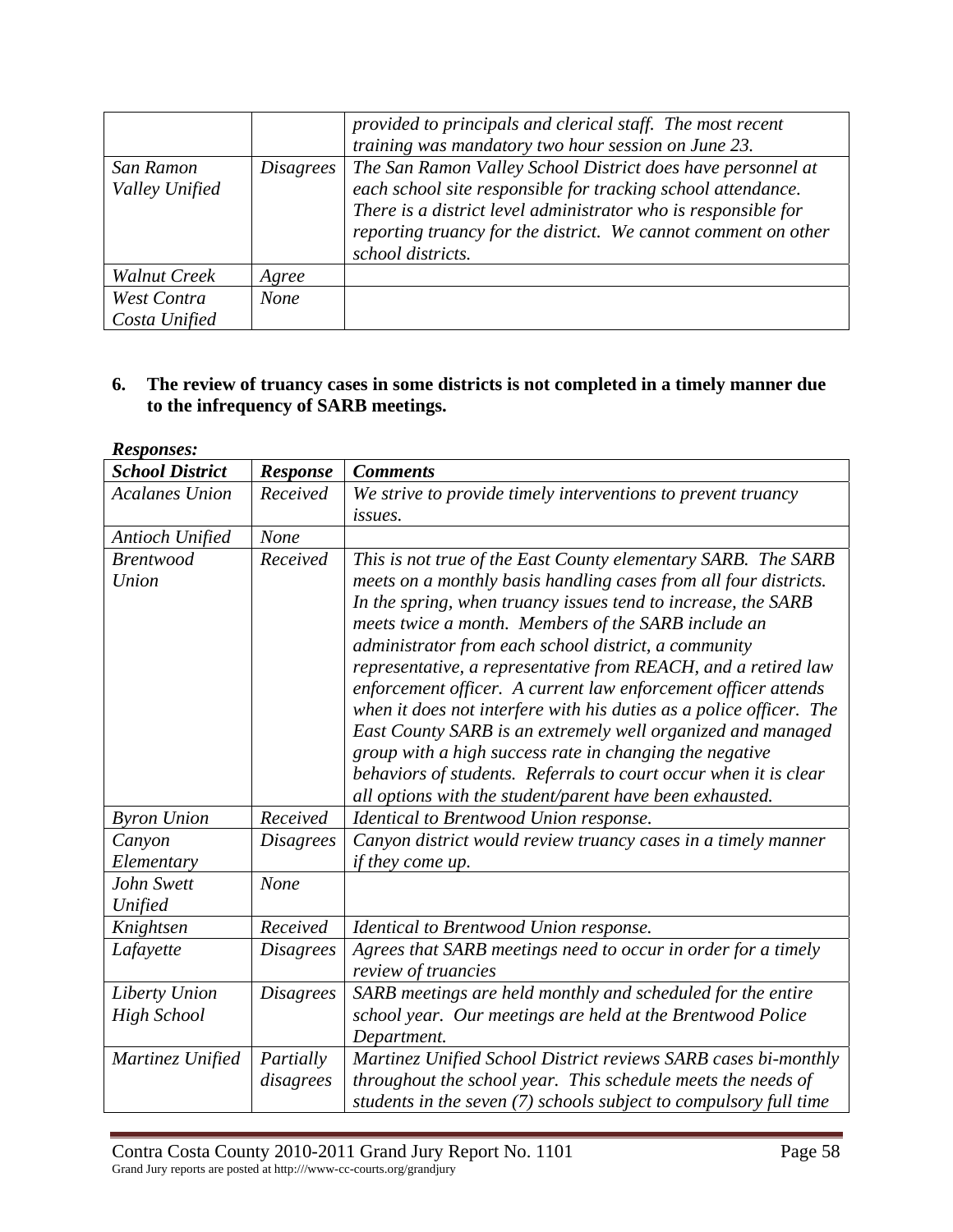| | | *provided to principals and clerical staff. The most recent training was mandatory two hour session on June 23.* |
|---|---|---|
| *San Ramon Valley Unified* | *Disagrees* | *The San Ramon Valley School District does have personnel at each school site responsible for tracking school attendance. There is a district level administrator who is responsible for reporting truancy for the district. We cannot comment on other school districts.* |
| *Walnut Creek* | *Agree* | |
| *West Contra Costa Unified* | *None* | |

**6. The review of truancy cases in some districts is not completed in a timely manner due to the infrequency of SARB meetings.**

***Responses:***

| ***School District*** | ***Response*** | ***Comments*** |
|---|---|---|
| *Acalanes Union* | *Received* | *We strive to provide timely interventions to prevent truancy issues.* |
| *Antioch Unified* | *None* | |
| *Brentwood Union* | *Received* | *This is not true of the East County elementary SARB. The SARB meets on a monthly basis handling cases from all four districts. In the spring, when truancy issues tend to increase, the SARB meets twice a month. Members of the SARB include an administrator from each school district, a community representative, a representative from REACH, and a retired law enforcement officer. A current law enforcement officer attends when it does not interfere with his duties as a police officer. The East County SARB is an extremely well organized and managed group with a high success rate in changing the negative behaviors of students. Referrals to court occur when it is clear all options with the student/parent have been exhausted.* |
| *Byron Union* | *Received* | *Identical to Brentwood Union response.* |
| *Canyon Elementary* | *Disagrees* | *Canyon district would review truancy cases in a timely manner if they come up.* |
| *John Swett Unified* | *None* | |
| *Knightsen* | *Received* | *Identical to Brentwood Union response.* |
| *Lafayette* | *Disagrees* | *Agrees that SARB meetings need to occur in order for a timely review of truancies* |
| *Liberty Union High School* | *Disagrees* | *SARB meetings are held monthly and scheduled for the entire school year. Our meetings are held at the Brentwood Police Department.* |
| *Martinez Unified* | *Partially disagrees* | *Martinez Unified School District reviews SARB cases bi-monthly throughout the school year. This schedule meets the needs of students in the seven (7) schools subject to compulsory full time* |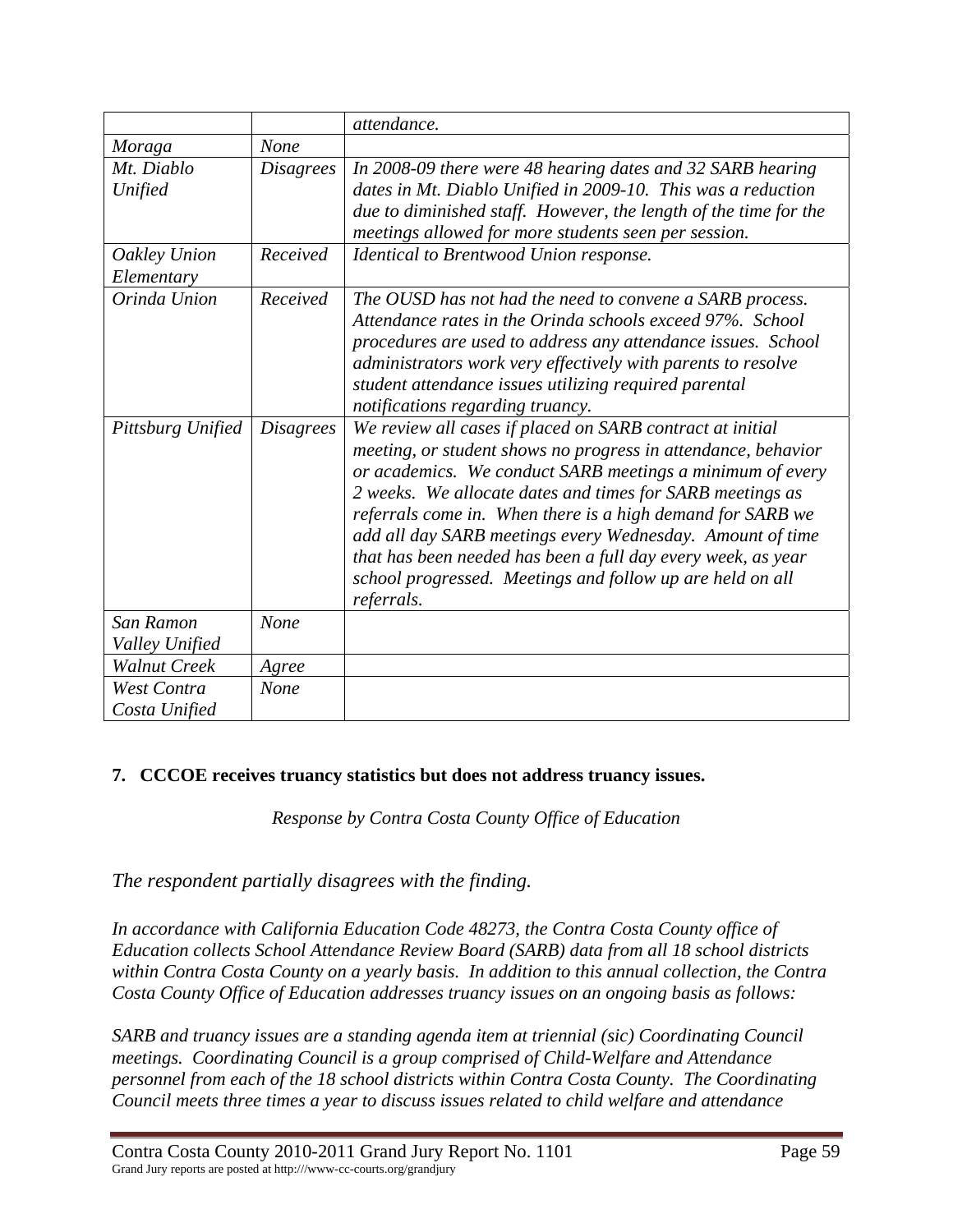| | | |
|---|---|---|
| | | *attendance.* |
| *Moraga* | *None* | |
| *Mt. Diablo Unified* | *Disagrees* | *In 2008-09 there were 48 hearing dates and 32 SARB hearing dates in Mt. Diablo Unified in 2009-10. This was a reduction due to diminished staff. However, the length of the time for the meetings allowed for more students seen per session.* |
| *Oakley Union Elementary* | *Received* | *Identical to Brentwood Union response.* |
| *Orinda Union* | *Received* | *The OUSD has not had the need to convene a SARB process. Attendance rates in the Orinda schools exceed 97%. School procedures are used to address any attendance issues. School administrators work very effectively with parents to resolve student attendance issues utilizing required parental notifications regarding truancy.* |
| *Pittsburg Unified* | *Disagrees* | *We review all cases if placed on SARB contract at initial meeting, or student shows no progress in attendance, behavior or academics. We conduct SARB meetings a minimum of every 2 weeks. We allocate dates and times for SARB meetings as referrals come in. When there is a high demand for SARB we add all day SARB meetings every Wednesday. Amount of time that has been needed has been a full day every week, as year school progressed. Meetings and follow up are held on all referrals.* |
| *San Ramon Valley Unified* | *None* | |
| *Walnut Creek* | *Agree* | |
| *West Contra Costa Unified* | *None* | |

**7. CCCOE receives truancy statistics but does not address truancy issues.**

*Response by Contra Costa County Office of Education*

*The respondent partially disagrees with the finding.*

*In accordance with California Education Code 48273, the Contra Costa County office of Education collects School Attendance Review Board (SARB) data from all 18 school districts within Contra Costa County on a yearly basis. In addition to this annual collection, the Contra Costa County Office of Education addresses truancy issues on an ongoing basis as follows:*

*SARB and truancy issues are a standing agenda item at triennial (sic) Coordinating Council meetings. Coordinating Council is a group comprised of Child-Welfare and Attendance personnel from each of the 18 school districts within Contra Costa County. The Coordinating Council meets three times a year to discuss issues related to child welfare and attendance*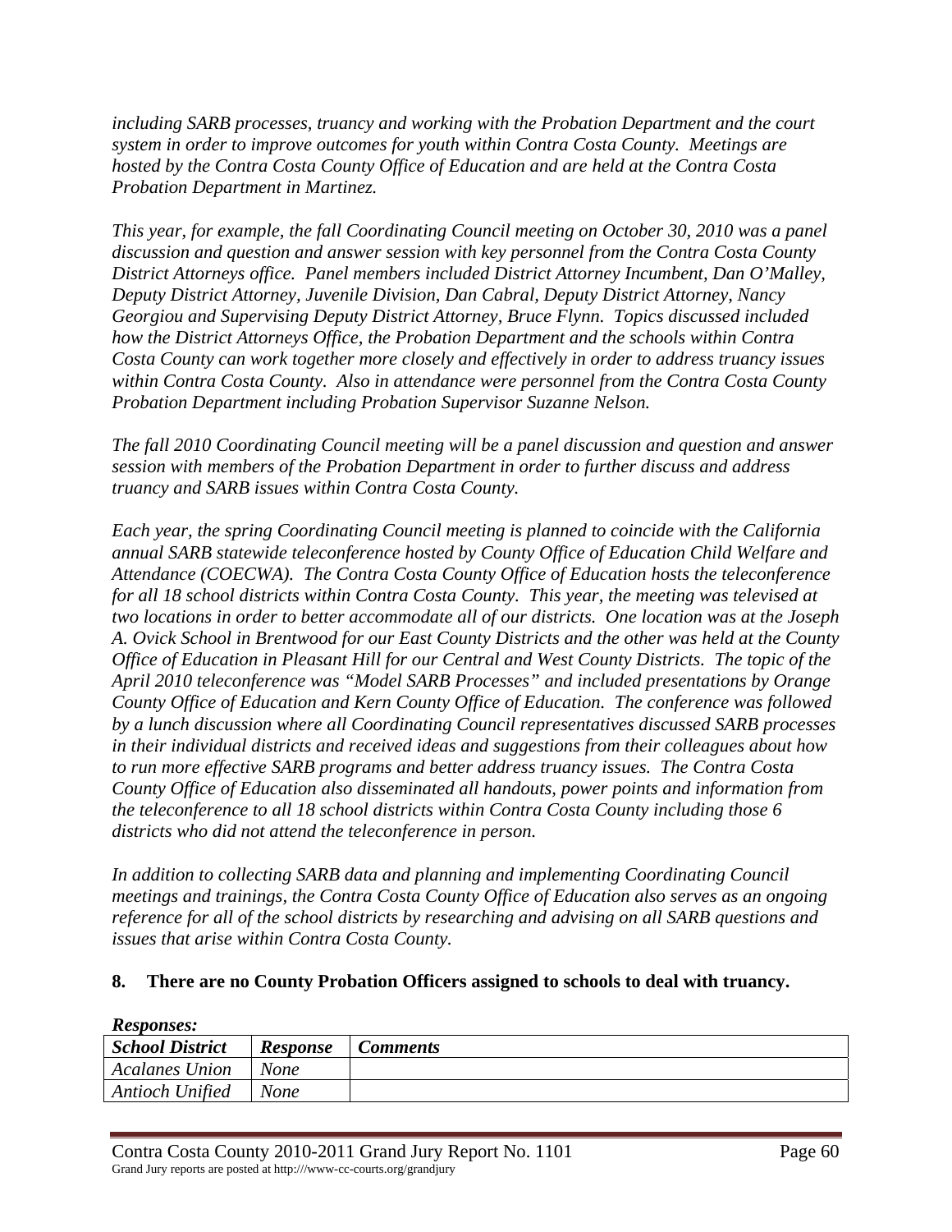*including SARB processes, truancy and working with the Probation Department and the court system in order to improve outcomes for youth within Contra Costa County. Meetings are hosted by the Contra Costa County Office of Education and are held at the Contra Costa Probation Department in Martinez.*

*This year, for example, the fall Coordinating Council meeting on October 30, 2010 was a panel discussion and question and answer session with key personnel from the Contra Costa County District Attorneys office. Panel members included District Attorney Incumbent, Dan O'Malley, Deputy District Attorney, Juvenile Division, Dan Cabral, Deputy District Attorney, Nancy Georgiou and Supervising Deputy District Attorney, Bruce Flynn. Topics discussed included how the District Attorneys Office, the Probation Department and the schools within Contra Costa County can work together more closely and effectively in order to address truancy issues within Contra Costa County. Also in attendance were personnel from the Contra Costa County Probation Department including Probation Supervisor Suzanne Nelson.*

*The fall 2010 Coordinating Council meeting will be a panel discussion and question and answer session with members of the Probation Department in order to further discuss and address truancy and SARB issues within Contra Costa County.*

*Each year, the spring Coordinating Council meeting is planned to coincide with the California annual SARB statewide teleconference hosted by County Office of Education Child Welfare and Attendance (COECWA). The Contra Costa County Office of Education hosts the teleconference for all 18 school districts within Contra Costa County. This year, the meeting was televised at two locations in order to better accommodate all of our districts. One location was at the Joseph A. Ovick School in Brentwood for our East County Districts and the other was held at the County Office of Education in Pleasant Hill for our Central and West County Districts. The topic of the April 2010 teleconference was "Model SARB Processes" and included presentations by Orange County Office of Education and Kern County Office of Education. The conference was followed by a lunch discussion where all Coordinating Council representatives discussed SARB processes in their individual districts and received ideas and suggestions from their colleagues about how to run more effective SARB programs and better address truancy issues. The Contra Costa County Office of Education also disseminated all handouts, power points and information from the teleconference to all 18 school districts within Contra Costa County including those 6 districts who did not attend the teleconference in person.*

*In addition to collecting SARB data and planning and implementing Coordinating Council meetings and trainings, the Contra Costa County Office of Education also serves as an ongoing reference for all of the school districts by researching and advising on all SARB questions and issues that arise within Contra Costa County.*

**8. There are no County Probation Officers assigned to schools to deal with truancy.**

***Responses:***

| *School District* | *Response* | *Comments* |
|---|---|---|
| *Acalanes Union* | *None* | |
| *Antioch Unified* | *None* | |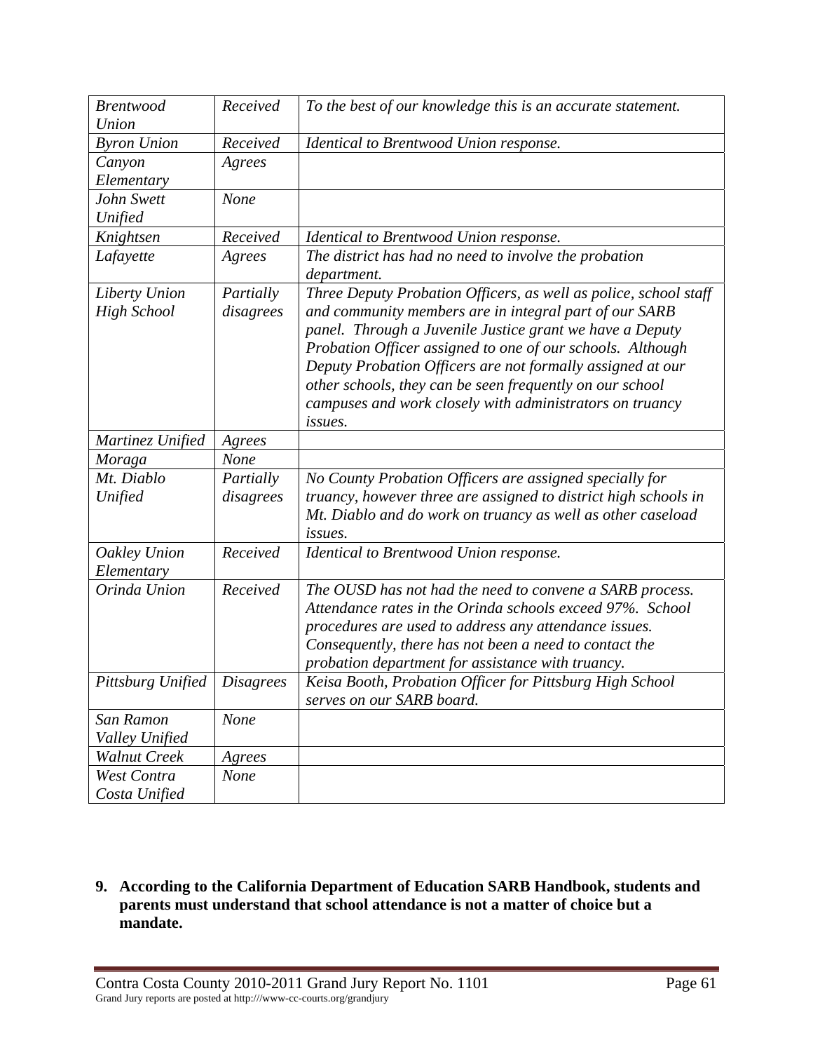| *Brentwood Union* | *Received* | *To the best of our knowledge this is an accurate statement.* |
|---|---|---|
| *Byron Union* | *Received* | *Identical to Brentwood Union response.* |
| *Canyon Elementary* | *Agrees* | |
| *John Swett Unified* | *None* | |
| *Knightsen* | *Received* | *Identical to Brentwood Union response.* |
| *Lafayette* | *Agrees* | *The district has had no need to involve the probation department.* |
| *Liberty Union High School* | *Partially disagrees* | *Three Deputy Probation Officers, as well as police, school staff and community members are in integral part of our SARB panel. Through a Juvenile Justice grant we have a Deputy Probation Officer assigned to one of our schools. Although Deputy Probation Officers are not formally assigned at our other schools, they can be seen frequently on our school campuses and work closely with administrators on truancy issues.* |
| *Martinez Unified* | *Agrees* | |
| *Moraga* | *None* | |
| *Mt. Diablo Unified* | *Partially disagrees* | *No County Probation Officers are assigned specially for truancy, however three are assigned to district high schools in Mt. Diablo and do work on truancy as well as other caseload issues.* |
| *Oakley Union Elementary* | *Received* | *Identical to Brentwood Union response.* |
| *Orinda Union* | *Received* | *The OUSD has not had the need to convene a SARB process. Attendance rates in the Orinda schools exceed 97%. School procedures are used to address any attendance issues. Consequently, there has not been a need to contact the probation department for assistance with truancy.* |
| *Pittsburg Unified* | *Disagrees* | *Keisa Booth, Probation Officer for Pittsburg High School serves on our SARB board.* |
| *San Ramon Valley Unified* | *None* | |
| *Walnut Creek* | *Agrees* | |
| *West Contra Costa Unified* | *None* | |

**9. According to the California Department of Education SARB Handbook, students and parents must understand that school attendance is not a matter of choice but a mandate.**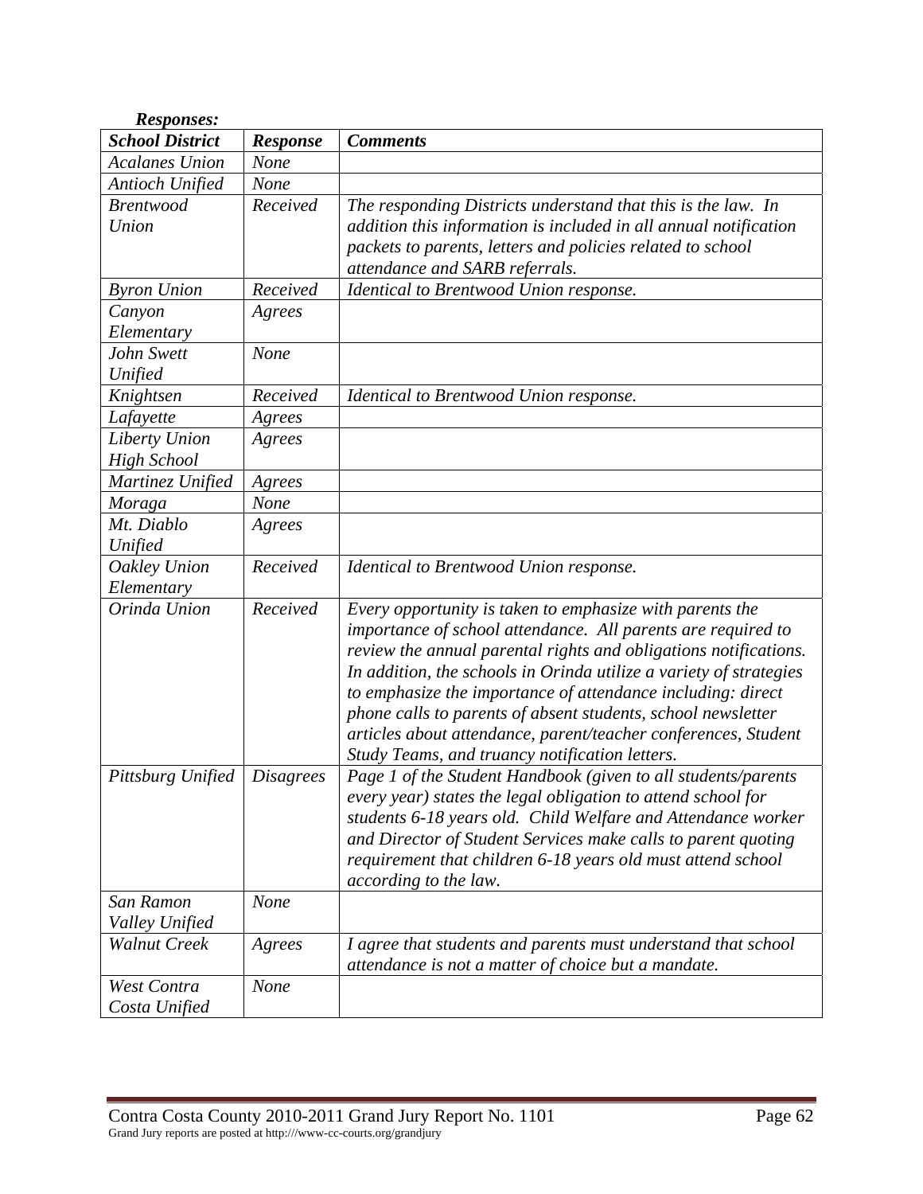***Responses:***

| ***School District*** | ***Response*** | ***Comments*** |
|---|---|---|
| *Acalanes Union* | *None* | |
| *Antioch Unified* | *None* | |
| *Brentwood Union* | *Received* | *The responding Districts understand that this is the law. In addition this information is included in all annual notification packets to parents, letters and policies related to school attendance and SARB referrals.* |
| *Byron Union* | *Received* | *Identical to Brentwood Union response.* |
| *Canyon Elementary* | *Agrees* | |
| *John Swett Unified* | *None* | |
| *Knightsen* | *Received* | *Identical to Brentwood Union response.* |
| *Lafayette* | *Agrees* | |
| *Liberty Union High School* | *Agrees* | |
| *Martinez Unified* | *Agrees* | |
| *Moraga* | *None* | |
| *Mt. Diablo Unified* | *Agrees* | |
| *Oakley Union Elementary* | *Received* | *Identical to Brentwood Union response.* |
| *Orinda Union* | *Received* | *Every opportunity is taken to emphasize with parents the importance of school attendance. All parents are required to review the annual parental rights and obligations notifications. In addition, the schools in Orinda utilize a variety of strategies to emphasize the importance of attendance including: direct phone calls to parents of absent students, school newsletter articles about attendance, parent/teacher conferences, Student Study Teams, and truancy notification letters.* |
| *Pittsburg Unified* | *Disagrees* | *Page 1 of the Student Handbook (given to all students/parents every year) states the legal obligation to attend school for students 6-18 years old. Child Welfare and Attendance worker and Director of Student Services make calls to parent quoting requirement that children 6-18 years old must attend school according to the law.* |
| *San Ramon Valley Unified* | *None* | |
| *Walnut Creek* | *Agrees* | *I agree that students and parents must understand that school attendance is not a matter of choice but a mandate.* |
| *West Contra Costa Unified* | *None* | |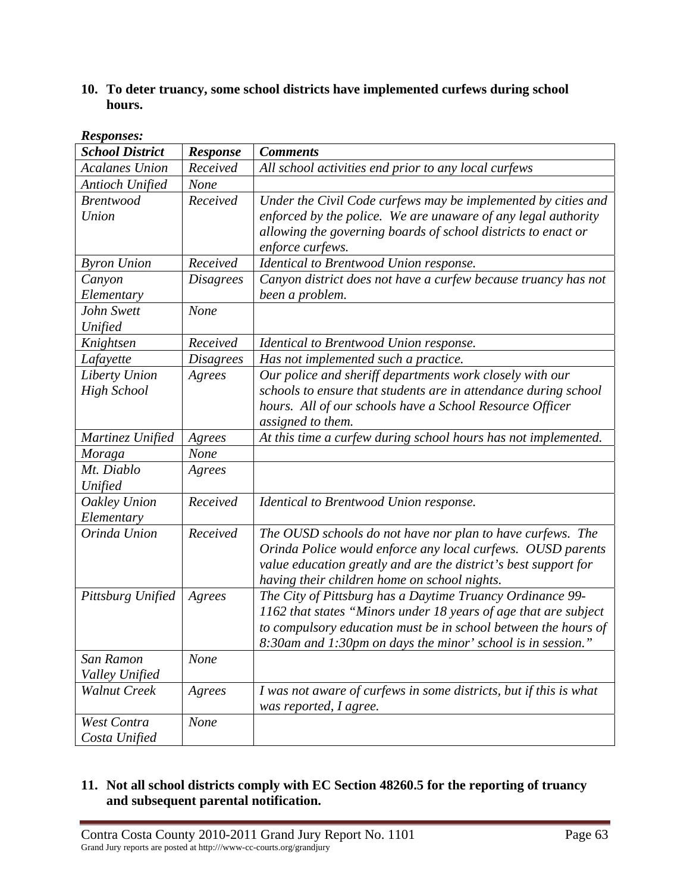**10. To deter truancy, some school districts have implemented curfews during school hours.**

***Responses:***

| *School District* | *Response* | *Comments* |
|---|---|---|
| *Acalanes Union* | *Received* | *All school activities end prior to any local curfews* |
| *Antioch Unified* | *None* | |
| *Brentwood Union* | *Received* | *Under the Civil Code curfews may be implemented by cities and enforced by the police. We are unaware of any legal authority allowing the governing boards of school districts to enact or enforce curfews.* |
| *Byron Union* | *Received* | *Identical to Brentwood Union response.* |
| *Canyon Elementary* | *Disagrees* | *Canyon district does not have a curfew because truancy has not been a problem.* |
| *John Swett Unified* | *None* | |
| *Knightsen* | *Received* | *Identical to Brentwood Union response.* |
| *Lafayette* | *Disagrees* | *Has not implemented such a practice.* |
| *Liberty Union High School* | *Agrees* | *Our police and sheriff departments work closely with our schools to ensure that students are in attendance during school hours. All of our schools have a School Resource Officer assigned to them.* |
| *Martinez Unified* | *Agrees* | *At this time a curfew during school hours has not implemented.* |
| *Moraga* | *None* | |
| *Mt. Diablo Unified* | *Agrees* | |
| *Oakley Union Elementary* | *Received* | *Identical to Brentwood Union response.* |
| *Orinda Union* | *Received* | *The OUSD schools do not have nor plan to have curfews. The Orinda Police would enforce any local curfews. OUSD parents value education greatly and are the district's best support for having their children home on school nights.* |
| *Pittsburg Unified* | *Agrees* | *The City of Pittsburg has a Daytime Truancy Ordinance 99-1162 that states "Minors under 18 years of age that are subject to compulsory education must be in school between the hours of 8:30am and 1:30pm on days the minor' school is in session."* |
| *San Ramon Valley Unified* | *None* | |
| *Walnut Creek* | *Agrees* | *I was not aware of curfews in some districts, but if this is what was reported, I agree.* |
| *West Contra Costa Unified* | *None* | |

**11. Not all school districts comply with EC Section 48260.5 for the reporting of truancy and subsequent parental notification.**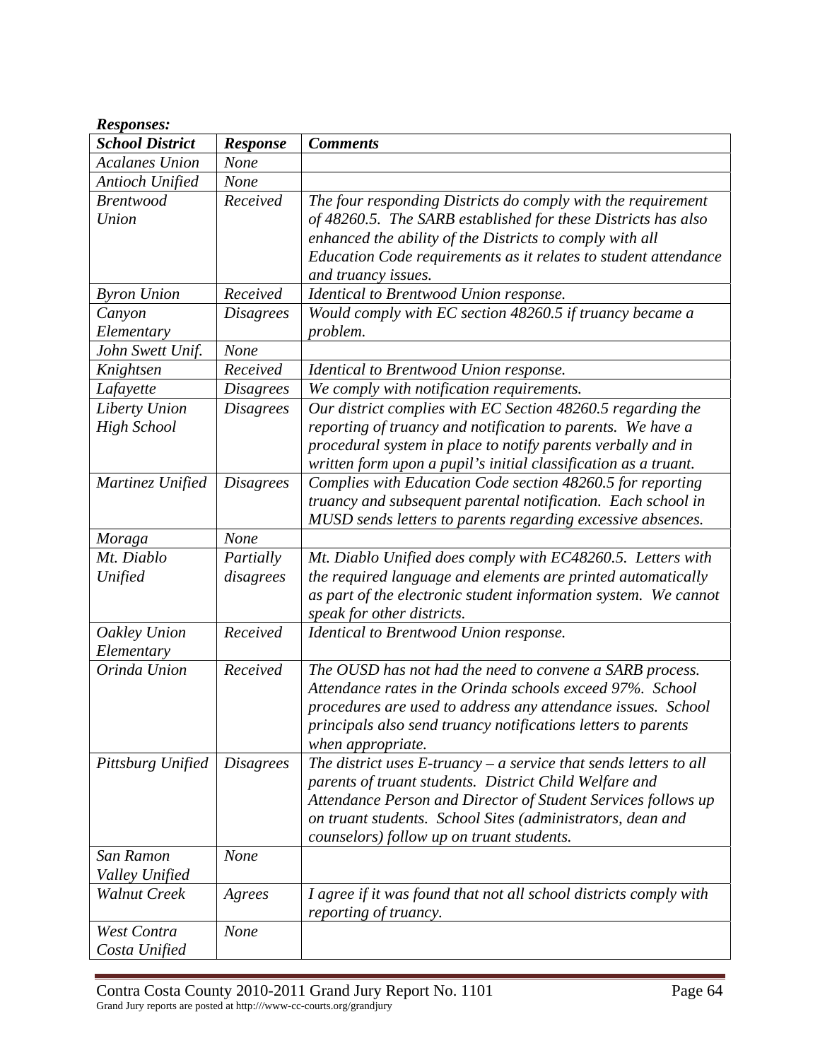***Responses:***

| ***School District*** | ***Response*** | ***Comments*** |
|---|---|---|
| *Acalanes Union* | *None* | |
| *Antioch Unified* | *None* | |
| *Brentwood Union* | *Received* | *The four responding Districts do comply with the requirement of 48260.5. The SARB established for these Districts has also enhanced the ability of the Districts to comply with all Education Code requirements as it relates to student attendance and truancy issues.* |
| *Byron Union* | *Received* | *Identical to Brentwood Union response.* |
| *Canyon Elementary* | *Disagrees* | *Would comply with EC section 48260.5 if truancy became a problem.* |
| *John Swett Unif.* | *None* | |
| *Knightsen* | *Received* | *Identical to Brentwood Union response.* |
| *Lafayette* | *Disagrees* | *We comply with notification requirements.* |
| *Liberty Union High School* | *Disagrees* | *Our district complies with EC Section 48260.5 regarding the reporting of truancy and notification to parents. We have a procedural system in place to notify parents verbally and in written form upon a pupil's initial classification as a truant.* |
| *Martinez Unified* | *Disagrees* | *Complies with Education Code section 48260.5 for reporting truancy and subsequent parental notification. Each school in MUSD sends letters to parents regarding excessive absences.* |
| *Moraga* | *None* | |
| *Mt. Diablo Unified* | *Partially disagrees* | *Mt. Diablo Unified does comply with EC48260.5. Letters with the required language and elements are printed automatically as part of the electronic student information system. We cannot speak for other districts.* |
| *Oakley Union Elementary* | *Received* | *Identical to Brentwood Union response.* |
| *Orinda Union* | *Received* | *The OUSD has not had the need to convene a SARB process. Attendance rates in the Orinda schools exceed 97%. School procedures are used to address any attendance issues. School principals also send truancy notifications letters to parents when appropriate.* |
| *Pittsburg Unified* | *Disagrees* | *The district uses E-truancy – a service that sends letters to all parents of truant students. District Child Welfare and Attendance Person and Director of Student Services follows up on truant students. School Sites (administrators, dean and counselors) follow up on truant students.* |
| *San Ramon Valley Unified* | *None* | |
| *Walnut Creek* | *Agrees* | *I agree if it was found that not all school districts comply with reporting of truancy.* |
| *West Contra Costa Unified* | *None* | |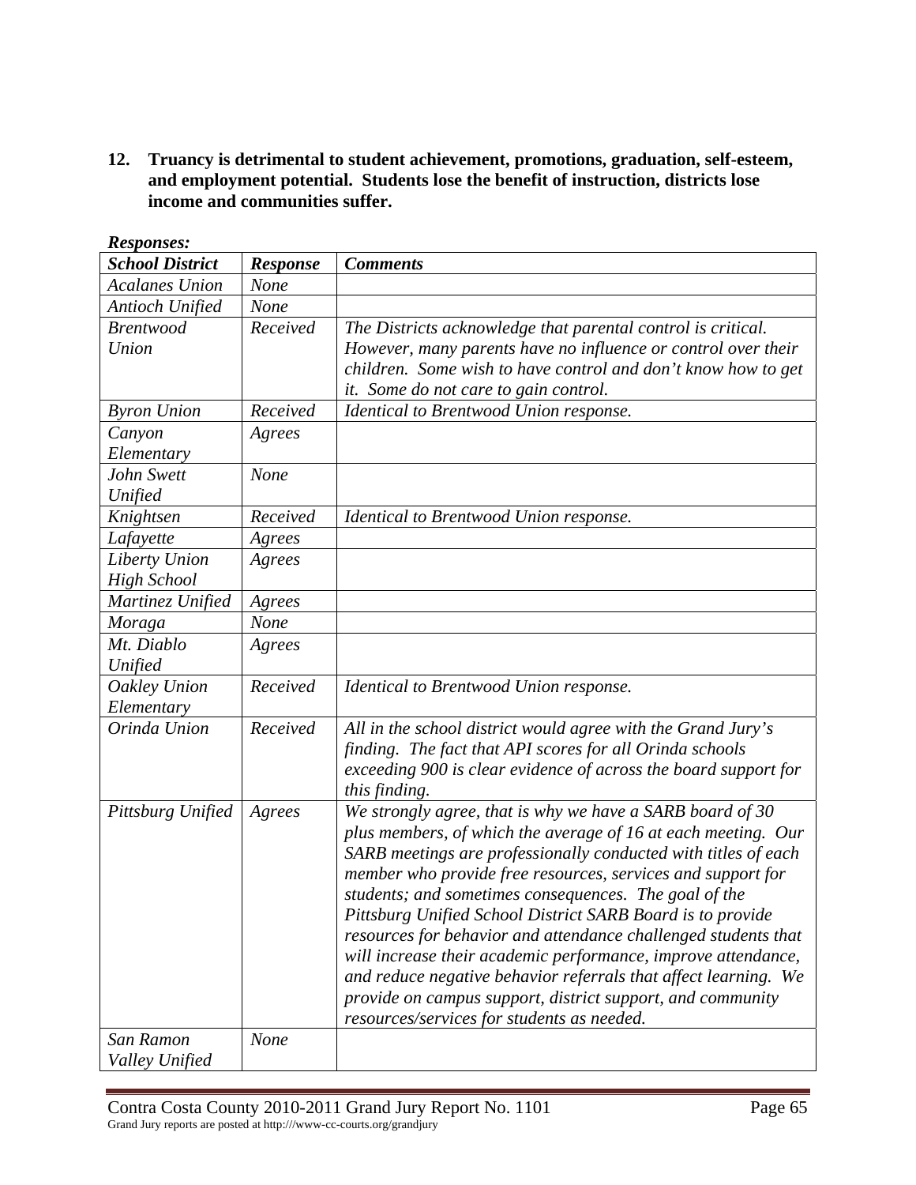**12. Truancy is detrimental to student achievement, promotions, graduation, self-esteem, and employment potential. Students lose the benefit of instruction, districts lose income and communities suffer.**

***Responses:***

| ***School District*** | ***Response*** | ***Comments*** |
|---|---|---|
| *Acalanes Union* | *None* | |
| *Antioch Unified* | *None* | |
| *Brentwood Union* | *Received* | *The Districts acknowledge that parental control is critical. However, many parents have no influence or control over their children. Some wish to have control and don't know how to get it. Some do not care to gain control.* |
| *Byron Union* | *Received* | *Identical to Brentwood Union response.* |
| *Canyon Elementary* | *Agrees* | |
| *John Swett Unified* | *None* | |
| *Knightsen* | *Received* | *Identical to Brentwood Union response.* |
| *Lafayette* | *Agrees* | |
| *Liberty Union High School* | *Agrees* | |
| *Martinez Unified* | *Agrees* | |
| *Moraga* | *None* | |
| *Mt. Diablo Unified* | *Agrees* | |
| *Oakley Union Elementary* | *Received* | *Identical to Brentwood Union response.* |
| *Orinda Union* | *Received* | *All in the school district would agree with the Grand Jury's finding. The fact that API scores for all Orinda schools exceeding 900 is clear evidence of across the board support for this finding.* |
| *Pittsburg Unified* | *Agrees* | *We strongly agree, that is why we have a SARB board of 30 plus members, of which the average of 16 at each meeting. Our SARB meetings are professionally conducted with titles of each member who provide free resources, services and support for students; and sometimes consequences. The goal of the Pittsburg Unified School District SARB Board is to provide resources for behavior and attendance challenged students that will increase their academic performance, improve attendance, and reduce negative behavior referrals that affect learning. We provide on campus support, district support, and community resources/services for students as needed.* |
| *San Ramon Valley Unified* | *None* | |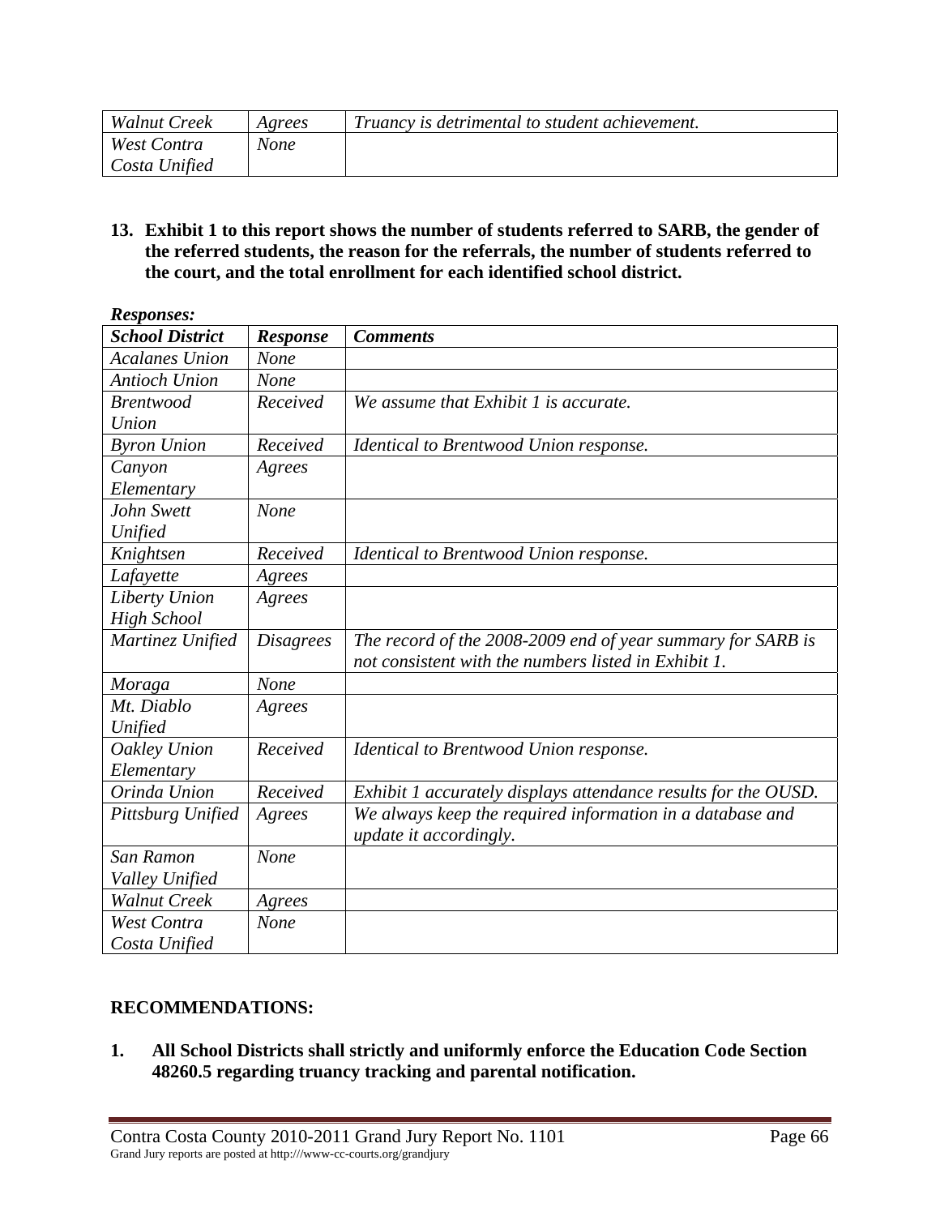| *Walnut Creek* | *Agrees* | *Truancy is detrimental to student achievement.* |
|---|---|---|
| *West Contra Costa Unified* | *None* | |

**13. Exhibit 1 to this report shows the number of students referred to SARB, the gender of the referred students, the reason for the referrals, the number of students referred to the court, and the total enrollment for each identified school district.**

***Responses:***

| ***School District*** | ***Response*** | ***Comments*** |
|---|---|---|
| *Acalanes Union* | *None* | |
| *Antioch Union* | *None* | |
| *Brentwood Union* | *Received* | *We assume that Exhibit 1 is accurate.* |
| *Byron Union* | *Received* | *Identical to Brentwood Union response.* |
| *Canyon Elementary* | *Agrees* | |
| *John Swett Unified* | *None* | |
| *Knightsen* | *Received* | *Identical to Brentwood Union response.* |
| *Lafayette* | *Agrees* | |
| *Liberty Union High School* | *Agrees* | |
| *Martinez Unified* | *Disagrees* | *The record of the 2008-2009 end of year summary for SARB is not consistent with the numbers listed in Exhibit 1.* |
| *Moraga* | *None* | |
| *Mt. Diablo Unified* | *Agrees* | |
| *Oakley Union Elementary* | *Received* | *Identical to Brentwood Union response.* |
| *Orinda Union* | *Received* | *Exhibit 1 accurately displays attendance results for the OUSD.* |
| *Pittsburg Unified* | *Agrees* | *We always keep the required information in a database and update it accordingly.* |
| *San Ramon Valley Unified* | *None* | |
| *Walnut Creek* | *Agrees* | |
| *West Contra Costa Unified* | *None* | |

**RECOMMENDATIONS:**

**1. All School Districts shall strictly and uniformly enforce the Education Code Section 48260.5 regarding truancy tracking and parental notification.**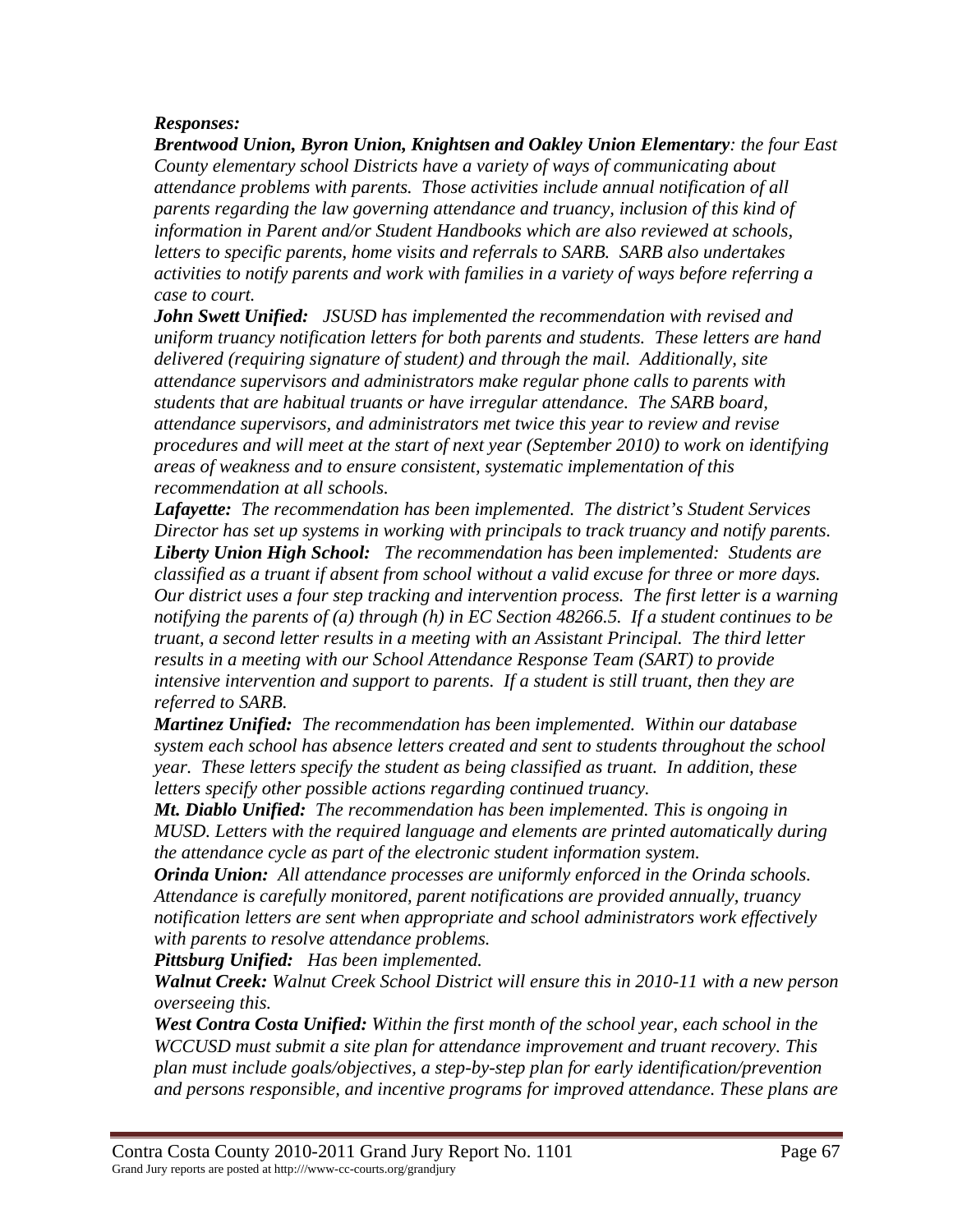***Responses:***

***Brentwood Union, Byron Union, Knightsen and Oakley Union Elementary****: the four East County elementary school Districts have a variety of ways of communicating about attendance problems with parents. Those activities include annual notification of all parents regarding the law governing attendance and truancy, inclusion of this kind of information in Parent and/or Student Handbooks which are also reviewed at schools, letters to specific parents, home visits and referrals to SARB. SARB also undertakes activities to notify parents and work with families in a variety of ways before referring a case to court.*

***John Swett Unified:*** *JSUSD has implemented the recommendation with revised and uniform truancy notification letters for both parents and students. These letters are hand delivered (requiring signature of student) and through the mail. Additionally, site attendance supervisors and administrators make regular phone calls to parents with students that are habitual truants or have irregular attendance. The SARB board, attendance supervisors, and administrators met twice this year to review and revise procedures and will meet at the start of next year (September 2010) to work on identifying areas of weakness and to ensure consistent, systematic implementation of this recommendation at all schools.*

***Lafayette:*** *The recommendation has been implemented. The district's Student Services Director has set up systems in working with principals to track truancy and notify parents.*

***Liberty Union High School:*** *The recommendation has been implemented: Students are classified as a truant if absent from school without a valid excuse for three or more days. Our district uses a four step tracking and intervention process. The first letter is a warning notifying the parents of (a) through (h) in EC Section 48266.5. If a student continues to be truant, a second letter results in a meeting with an Assistant Principal. The third letter results in a meeting with our School Attendance Response Team (SART) to provide intensive intervention and support to parents. If a student is still truant, then they are referred to SARB.*

***Martinez Unified:*** *The recommendation has been implemented. Within our database system each school has absence letters created and sent to students throughout the school year. These letters specify the student as being classified as truant. In addition, these letters specify other possible actions regarding continued truancy.*

***Mt. Diablo Unified:*** *The recommendation has been implemented. This is ongoing in MUSD. Letters with the required language and elements are printed automatically during the attendance cycle as part of the electronic student information system.*

***Orinda Union:*** *All attendance processes are uniformly enforced in the Orinda schools. Attendance is carefully monitored, parent notifications are provided annually, truancy notification letters are sent when appropriate and school administrators work effectively with parents to resolve attendance problems.*

***Pittsburg Unified:*** *Has been implemented.*

***Walnut Creek:*** *Walnut Creek School District will ensure this in 2010-11 with a new person overseeing this.*

***West Contra Costa Unified:*** *Within the first month of the school year, each school in the WCCUSD must submit a site plan for attendance improvement and truant recovery. This plan must include goals/objectives, a step-by-step plan for early identification/prevention and persons responsible, and incentive programs for improved attendance. These plans are*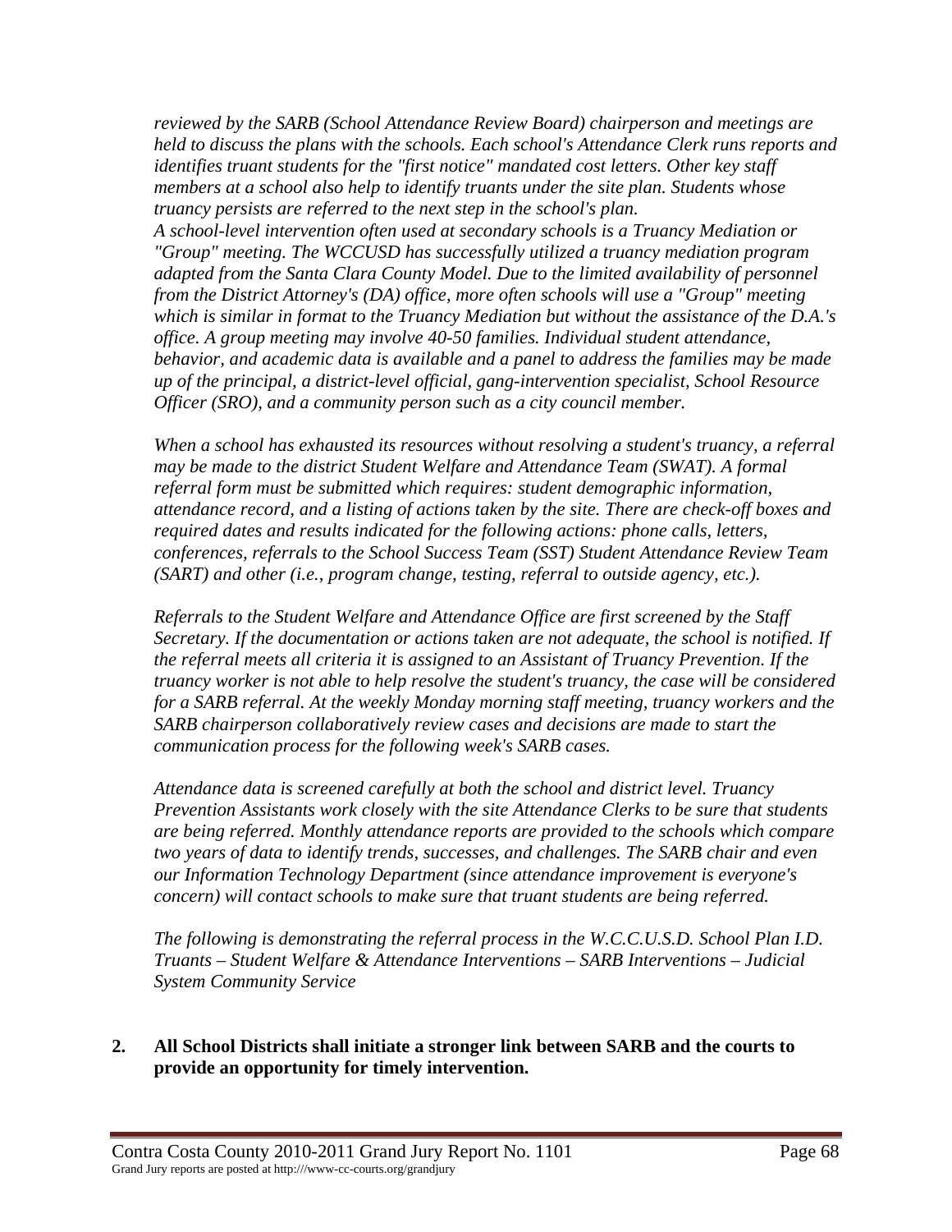*reviewed by the SARB (School Attendance Review Board) chairperson and meetings are held to discuss the plans with the schools. Each school's Attendance Clerk runs reports and identifies truant students for the "first notice" mandated cost letters. Other key staff members at a school also help to identify truants under the site plan. Students whose truancy persists are referred to the next step in the school's plan.*

*A school-level intervention often used at secondary schools is a Truancy Mediation or "Group" meeting. The WCCUSD has successfully utilized a truancy mediation program adapted from the Santa Clara County Model. Due to the limited availability of personnel from the District Attorney's (DA) office, more often schools will use a "Group" meeting which is similar in format to the Truancy Mediation but without the assistance of the D.A.'s office. A group meeting may involve 40-50 families. Individual student attendance, behavior, and academic data is available and a panel to address the families may be made up of the principal, a district-level official, gang-intervention specialist, School Resource Officer (SRO), and a community person such as a city council member.*

*When a school has exhausted its resources without resolving a student's truancy, a referral may be made to the district Student Welfare and Attendance Team (SWAT). A formal referral form must be submitted which requires: student demographic information, attendance record, and a listing of actions taken by the site. There are check-off boxes and required dates and results indicated for the following actions: phone calls, letters, conferences, referrals to the School Success Team (SST) Student Attendance Review Team (SART) and other (i.e., program change, testing, referral to outside agency, etc.).*

*Referrals to the Student Welfare and Attendance Office are first screened by the Staff Secretary. If the documentation or actions taken are not adequate, the school is notified. If the referral meets all criteria it is assigned to an Assistant of Truancy Prevention. If the truancy worker is not able to help resolve the student's truancy, the case will be considered for a SARB referral. At the weekly Monday morning staff meeting, truancy workers and the SARB chairperson collaboratively review cases and decisions are made to start the communication process for the following week's SARB cases.*

*Attendance data is screened carefully at both the school and district level. Truancy Prevention Assistants work closely with the site Attendance Clerks to be sure that students are being referred. Monthly attendance reports are provided to the schools which compare two years of data to identify trends, successes, and challenges. The SARB chair and even our Information Technology Department (since attendance improvement is everyone's concern) will contact schools to make sure that truant students are being referred.*

*The following is demonstrating the referral process in the W.C.C.U.S.D. School Plan I.D. Truants – Student Welfare & Attendance Interventions – SARB Interventions – Judicial System Community Service*

**2. All School Districts shall initiate a stronger link between SARB and the courts to provide an opportunity for timely intervention.**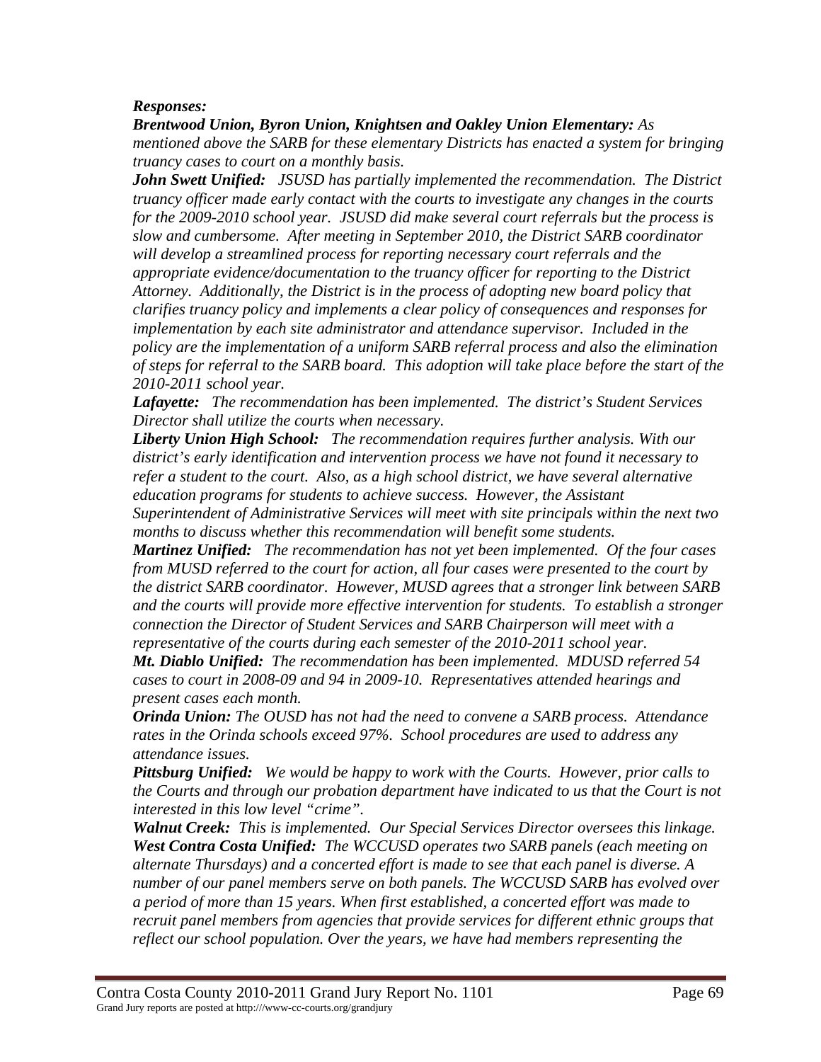***Responses:***

***Brentwood Union, Byron Union, Knightsen and Oakley Union Elementary:*** *As mentioned above the SARB for these elementary Districts has enacted a system for bringing truancy cases to court on a monthly basis.*

***John Swett Unified:*** *JSUSD has partially implemented the recommendation. The District truancy officer made early contact with the courts to investigate any changes in the courts for the 2009-2010 school year. JSUSD did make several court referrals but the process is slow and cumbersome. After meeting in September 2010, the District SARB coordinator will develop a streamlined process for reporting necessary court referrals and the appropriate evidence/documentation to the truancy officer for reporting to the District Attorney. Additionally, the District is in the process of adopting new board policy that clarifies truancy policy and implements a clear policy of consequences and responses for implementation by each site administrator and attendance supervisor. Included in the policy are the implementation of a uniform SARB referral process and also the elimination of steps for referral to the SARB board. This adoption will take place before the start of the 2010-2011 school year.*

***Lafayette:*** *The recommendation has been implemented. The district's Student Services Director shall utilize the courts when necessary.*

***Liberty Union High School:*** *The recommendation requires further analysis. With our district's early identification and intervention process we have not found it necessary to refer a student to the court. Also, as a high school district, we have several alternative education programs for students to achieve success. However, the Assistant Superintendent of Administrative Services will meet with site principals within the next two months to discuss whether this recommendation will benefit some students.*

***Martinez Unified:*** *The recommendation has not yet been implemented. Of the four cases from MUSD referred to the court for action, all four cases were presented to the court by the district SARB coordinator. However, MUSD agrees that a stronger link between SARB and the courts will provide more effective intervention for students. To establish a stronger connection the Director of Student Services and SARB Chairperson will meet with a representative of the courts during each semester of the 2010-2011 school year.*

***Mt. Diablo Unified:*** *The recommendation has been implemented. MDUSD referred 54 cases to court in 2008-09 and 94 in 2009-10. Representatives attended hearings and present cases each month.*

***Orinda Union:*** *The OUSD has not had the need to convene a SARB process. Attendance rates in the Orinda schools exceed 97%. School procedures are used to address any attendance issues.*

***Pittsburg Unified:*** *We would be happy to work with the Courts. However, prior calls to the Courts and through our probation department have indicated to us that the Court is not interested in this low level "crime".*

***Walnut Creek:*** *This is implemented. Our Special Services Director oversees this linkage.*

***West Contra Costa Unified:*** *The WCCUSD operates two SARB panels (each meeting on alternate Thursdays) and a concerted effort is made to see that each panel is diverse. A number of our panel members serve on both panels. The WCCUSD SARB has evolved over a period of more than 15 years. When first established, a concerted effort was made to recruit panel members from agencies that provide services for different ethnic groups that reflect our school population. Over the years, we have had members representing the*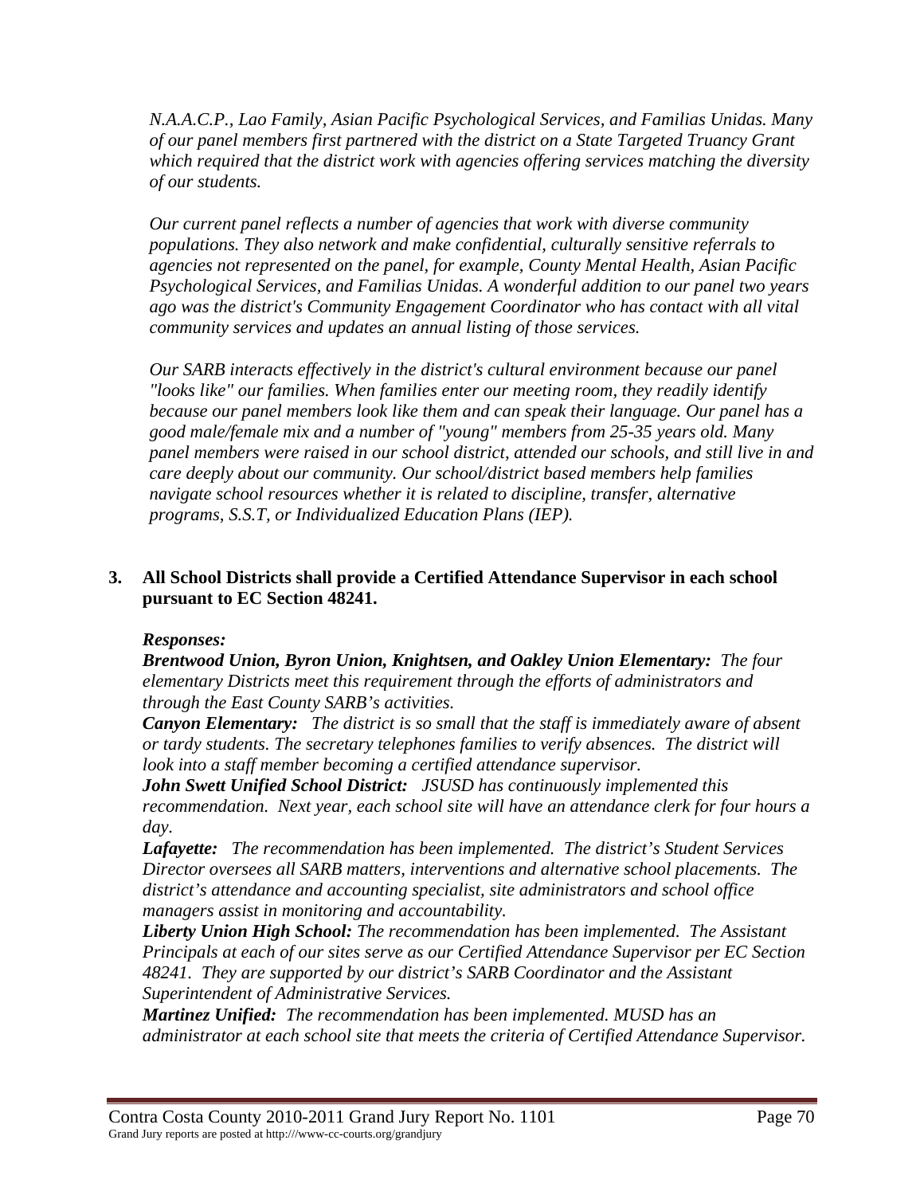*N.A.A.C.P., Lao Family, Asian Pacific Psychological Services, and Familias Unidas. Many of our panel members first partnered with the district on a State Targeted Truancy Grant which required that the district work with agencies offering services matching the diversity of our students.*

*Our current panel reflects a number of agencies that work with diverse community populations. They also network and make confidential, culturally sensitive referrals to agencies not represented on the panel, for example, County Mental Health, Asian Pacific Psychological Services, and Familias Unidas. A wonderful addition to our panel two years ago was the district's Community Engagement Coordinator who has contact with all vital community services and updates an annual listing of those services.*

*Our SARB interacts effectively in the district's cultural environment because our panel "looks like" our families. When families enter our meeting room, they readily identify because our panel members look like them and can speak their language. Our panel has a good male/female mix and a number of "young" members from 25-35 years old. Many panel members were raised in our school district, attended our schools, and still live in and care deeply about our community. Our school/district based members help families navigate school resources whether it is related to discipline, transfer, alternative programs, S.S.T, or Individualized Education Plans (IEP).*

**3. All School Districts shall provide a Certified Attendance Supervisor in each school pursuant to EC Section 48241.**

***Responses:***

***Brentwood Union, Byron Union, Knightsen, and Oakley Union Elementary:*** *The four elementary Districts meet this requirement through the efforts of administrators and through the East County SARB's activities.*

***Canyon Elementary:*** *The district is so small that the staff is immediately aware of absent or tardy students. The secretary telephones families to verify absences. The district will look into a staff member becoming a certified attendance supervisor.*

***John Swett Unified School District:*** *JSUSD has continuously implemented this recommendation. Next year, each school site will have an attendance clerk for four hours a day.*

***Lafayette:*** *The recommendation has been implemented. The district's Student Services Director oversees all SARB matters, interventions and alternative school placements. The district's attendance and accounting specialist, site administrators and school office managers assist in monitoring and accountability.*

***Liberty Union High School:*** *The recommendation has been implemented. The Assistant Principals at each of our sites serve as our Certified Attendance Supervisor per EC Section 48241. They are supported by our district's SARB Coordinator and the Assistant Superintendent of Administrative Services.*

***Martinez Unified:*** *The recommendation has been implemented. MUSD has an administrator at each school site that meets the criteria of Certified Attendance Supervisor.*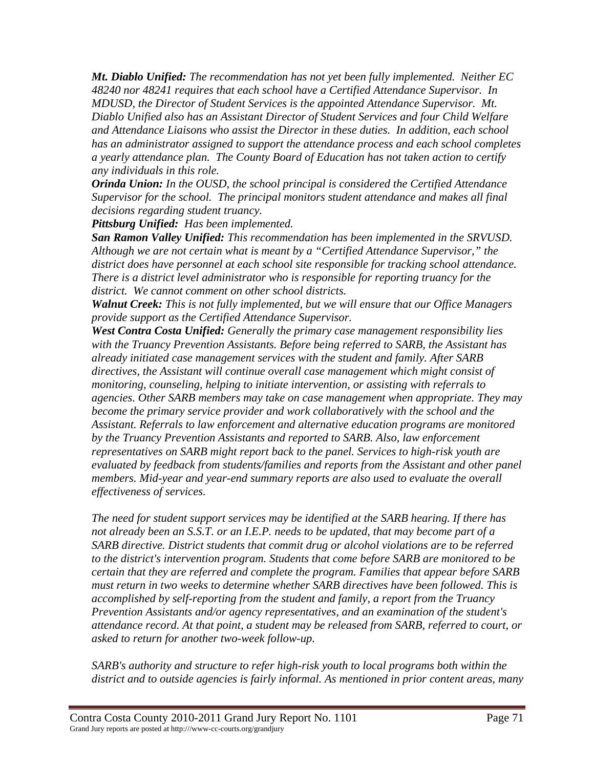***Mt. Diablo Unified:*** *The recommendation has not yet been fully implemented. Neither EC 48240 nor 48241 requires that each school have a Certified Attendance Supervisor. In MDUSD, the Director of Student Services is the appointed Attendance Supervisor. Mt. Diablo Unified also has an Assistant Director of Student Services and four Child Welfare and Attendance Liaisons who assist the Director in these duties. In addition, each school has an administrator assigned to support the attendance process and each school completes a yearly attendance plan. The County Board of Education has not taken action to certify any individuals in this role.*

***Orinda Union:*** *In the OUSD, the school principal is considered the Certified Attendance Supervisor for the school. The principal monitors student attendance and makes all final decisions regarding student truancy.*

***Pittsburg Unified:*** *Has been implemented.*

***San Ramon Valley Unified:*** *This recommendation has been implemented in the SRVUSD. Although we are not certain what is meant by a "Certified Attendance Supervisor," the district does have personnel at each school site responsible for tracking school attendance. There is a district level administrator who is responsible for reporting truancy for the district. We cannot comment on other school districts.*

***Walnut Creek:*** *This is not fully implemented, but we will ensure that our Office Managers provide support as the Certified Attendance Supervisor.*

***West Contra Costa Unified:*** *Generally the primary case management responsibility lies with the Truancy Prevention Assistants. Before being referred to SARB, the Assistant has already initiated case management services with the student and family. After SARB directives, the Assistant will continue overall case management which might consist of monitoring, counseling, helping to initiate intervention, or assisting with referrals to agencies. Other SARB members may take on case management when appropriate. They may become the primary service provider and work collaboratively with the school and the Assistant. Referrals to law enforcement and alternative education programs are monitored by the Truancy Prevention Assistants and reported to SARB. Also, law enforcement representatives on SARB might report back to the panel. Services to high-risk youth are evaluated by feedback from students/families and reports from the Assistant and other panel members. Mid-year and year-end summary reports are also used to evaluate the overall effectiveness of services.*

*The need for student support services may be identified at the SARB hearing. If there has not already been an S.S.T. or an I.E.P. needs to be updated, that may become part of a SARB directive. District students that commit drug or alcohol violations are to be referred to the district's intervention program. Students that come before SARB are monitored to be certain that they are referred and complete the program. Families that appear before SARB must return in two weeks to determine whether SARB directives have been followed. This is accomplished by self-reporting from the student and family, a report from the Truancy Prevention Assistants and/or agency representatives, and an examination of the student's attendance record. At that point, a student may be released from SARB, referred to court, or asked to return for another two-week follow-up.*

*SARB's authority and structure to refer high-risk youth to local programs both within the district and to outside agencies is fairly informal. As mentioned in prior content areas, many*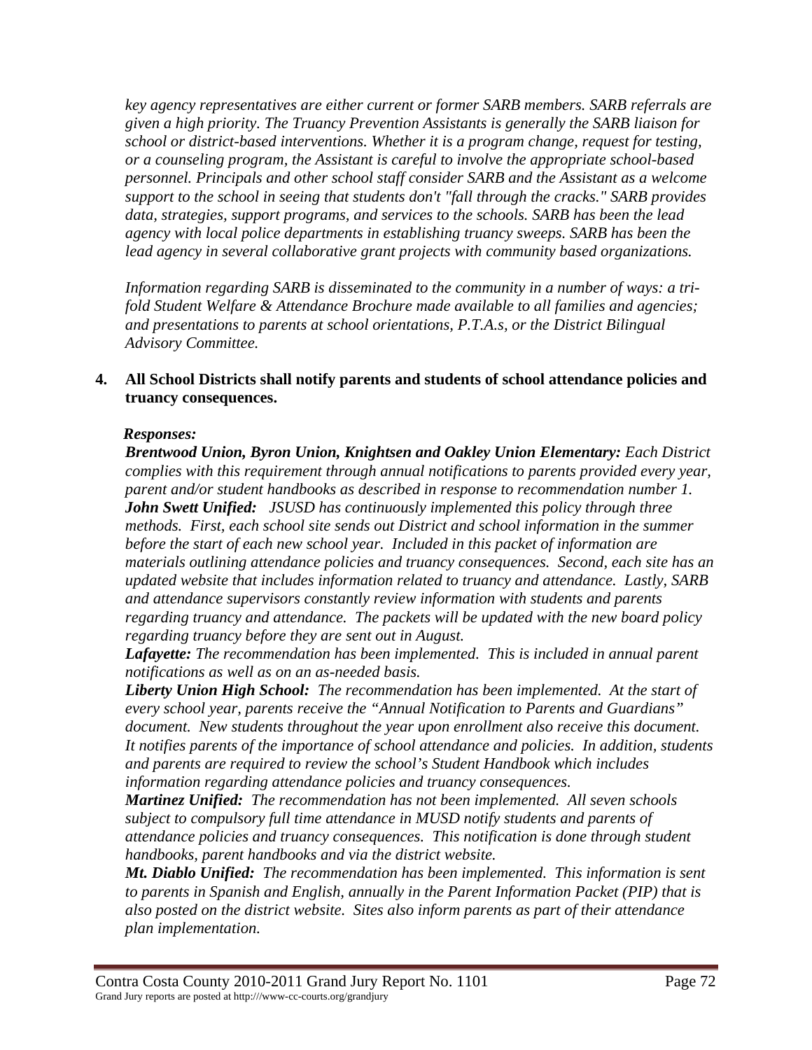*key agency representatives are either current or former SARB members. SARB referrals are given a high priority. The Truancy Prevention Assistants is generally the SARB liaison for school or district-based interventions. Whether it is a program change, request for testing, or a counseling program, the Assistant is careful to involve the appropriate school-based personnel. Principals and other school staff consider SARB and the Assistant as a welcome support to the school in seeing that students don't "fall through the cracks." SARB provides data, strategies, support programs, and services to the schools. SARB has been the lead agency with local police departments in establishing truancy sweeps. SARB has been the lead agency in several collaborative grant projects with community based organizations.*

*Information regarding SARB is disseminated to the community in a number of ways: a tri-fold Student Welfare & Attendance Brochure made available to all families and agencies; and presentations to parents at school orientations, P.T.A.s, or the District Bilingual Advisory Committee.*

**4. All School Districts shall notify parents and students of school attendance policies and truancy consequences.**

***Responses:***

***Brentwood Union, Byron Union, Knightsen and Oakley Union Elementary:*** *Each District complies with this requirement through annual notifications to parents provided every year, parent and/or student handbooks as described in response to recommendation number 1.*

***John Swett Unified:*** *JSUSD has continuously implemented this policy through three methods. First, each school site sends out District and school information in the summer before the start of each new school year. Included in this packet of information are materials outlining attendance policies and truancy consequences. Second, each site has an updated website that includes information related to truancy and attendance. Lastly, SARB and attendance supervisors constantly review information with students and parents regarding truancy and attendance. The packets will be updated with the new board policy regarding truancy before they are sent out in August.*

***Lafayette:*** *The recommendation has been implemented. This is included in annual parent notifications as well as on an as-needed basis.*

***Liberty Union High School:*** *The recommendation has been implemented. At the start of every school year, parents receive the "Annual Notification to Parents and Guardians" document. New students throughout the year upon enrollment also receive this document. It notifies parents of the importance of school attendance and policies. In addition, students and parents are required to review the school's Student Handbook which includes information regarding attendance policies and truancy consequences.*

***Martinez Unified:*** *The recommendation has not been implemented. All seven schools subject to compulsory full time attendance in MUSD notify students and parents of attendance policies and truancy consequences. This notification is done through student handbooks, parent handbooks and via the district website.*

***Mt. Diablo Unified:*** *The recommendation has been implemented. This information is sent to parents in Spanish and English, annually in the Parent Information Packet (PIP) that is also posted on the district website. Sites also inform parents as part of their attendance plan implementation.*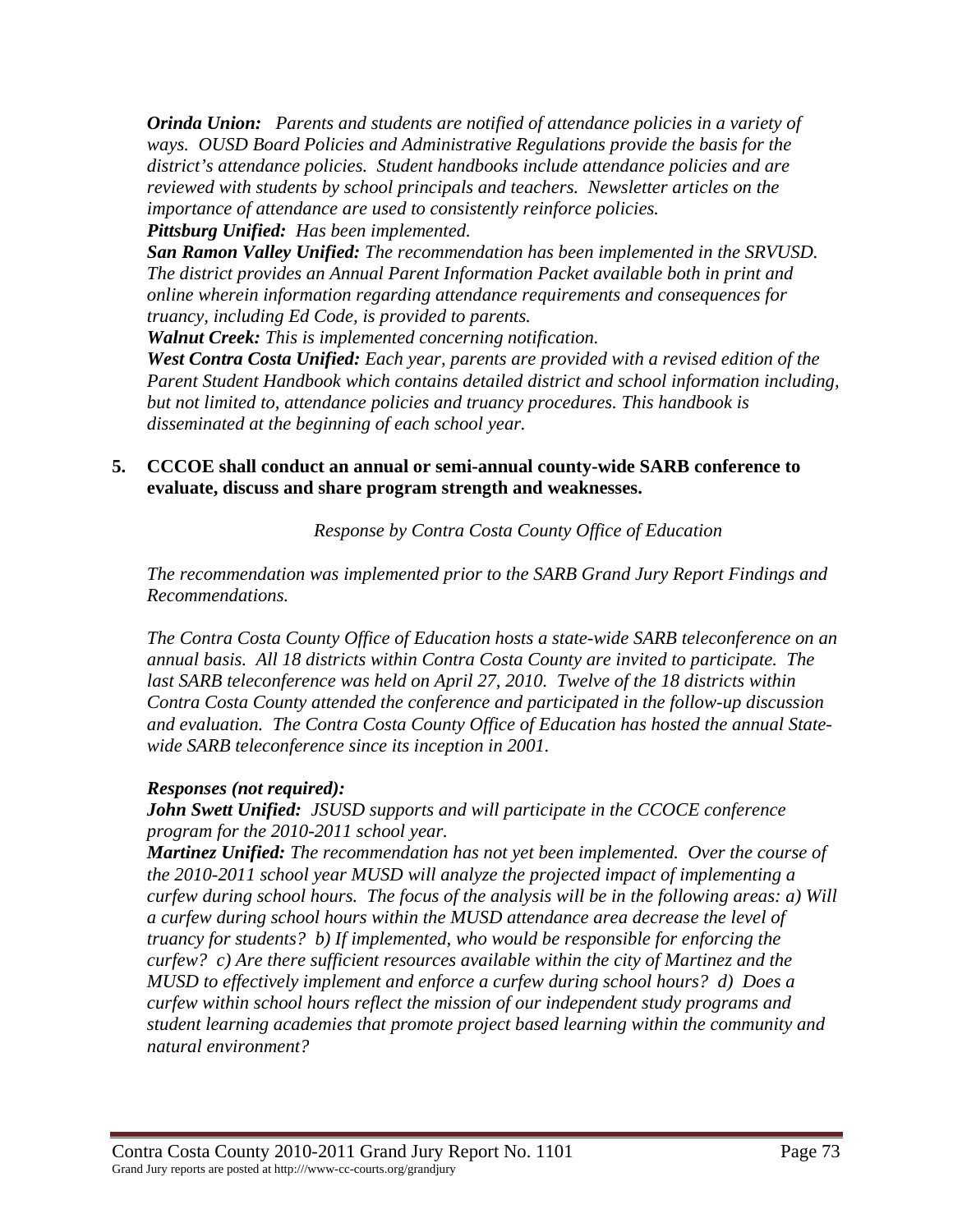***Orinda Union:*** *Parents and students are notified of attendance policies in a variety of ways. OUSD Board Policies and Administrative Regulations provide the basis for the district's attendance policies. Student handbooks include attendance policies and are reviewed with students by school principals and teachers. Newsletter articles on the importance of attendance are used to consistently reinforce policies.*

***Pittsburg Unified:*** *Has been implemented.*

***San Ramon Valley Unified:*** *The recommendation has been implemented in the SRVUSD. The district provides an Annual Parent Information Packet available both in print and online wherein information regarding attendance requirements and consequences for truancy, including Ed Code, is provided to parents.*

***Walnut Creek:*** *This is implemented concerning notification.*

***West Contra Costa Unified:*** *Each year, parents are provided with a revised edition of the Parent Student Handbook which contains detailed district and school information including, but not limited to, attendance policies and truancy procedures. This handbook is disseminated at the beginning of each school year.*

**5. CCCOE shall conduct an annual or semi-annual county-wide SARB conference to evaluate, discuss and share program strength and weaknesses.**

*Response by Contra Costa County Office of Education*

*The recommendation was implemented prior to the SARB Grand Jury Report Findings and Recommendations.*

*The Contra Costa County Office of Education hosts a state-wide SARB teleconference on an annual basis. All 18 districts within Contra Costa County are invited to participate. The last SARB teleconference was held on April 27, 2010. Twelve of the 18 districts within Contra Costa County attended the conference and participated in the follow-up discussion and evaluation. The Contra Costa County Office of Education has hosted the annual State-wide SARB teleconference since its inception in 2001.*

***Responses (not required):***

***John Swett Unified:*** *JSUSD supports and will participate in the CCOCE conference program for the 2010-2011 school year.*

***Martinez Unified:*** *The recommendation has not yet been implemented. Over the course of the 2010-2011 school year MUSD will analyze the projected impact of implementing a curfew during school hours. The focus of the analysis will be in the following areas: a) Will a curfew during school hours within the MUSD attendance area decrease the level of truancy for students? b) If implemented, who would be responsible for enforcing the curfew? c) Are there sufficient resources available within the city of Martinez and the MUSD to effectively implement and enforce a curfew during school hours? d) Does a curfew within school hours reflect the mission of our independent study programs and student learning academies that promote project based learning within the community and natural environment?*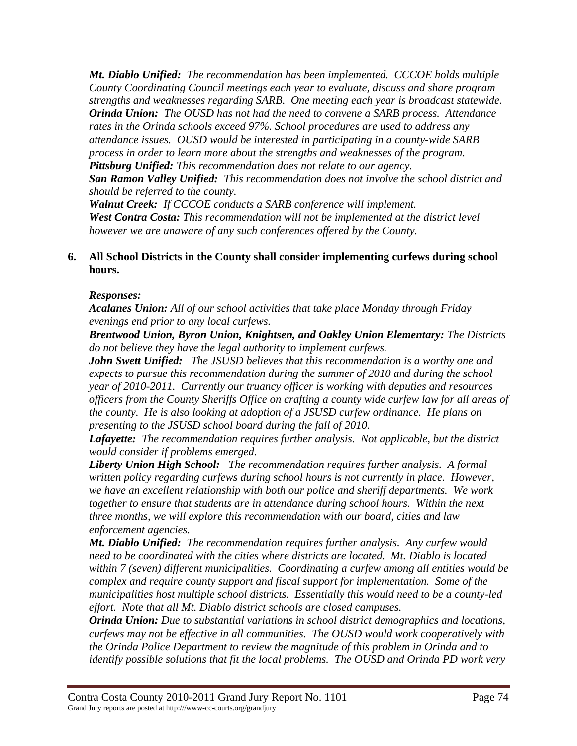***Mt. Diablo Unified:*** *The recommendation has been implemented. CCCOE holds multiple County Coordinating Council meetings each year to evaluate, discuss and share program strengths and weaknesses regarding SARB. One meeting each year is broadcast statewide.*
***Orinda Union:*** *The OUSD has not had the need to convene a SARB process. Attendance rates in the Orinda schools exceed 97%. School procedures are used to address any attendance issues. OUSD would be interested in participating in a county-wide SARB process in order to learn more about the strengths and weaknesses of the program.*
***Pittsburg Unified:*** *This recommendation does not relate to our agency.*
***San Ramon Valley Unified:*** *This recommendation does not involve the school district and should be referred to the county.*
***Walnut Creek:*** *If CCCOE conducts a SARB conference will implement.*
***West Contra Costa:*** *This recommendation will not be implemented at the district level however we are unaware of any such conferences offered by the County.*

**6. All School Districts in the County shall consider implementing curfews during school hours.**

***Responses:***
***Acalanes Union:*** *All of our school activities that take place Monday through Friday evenings end prior to any local curfews.*
***Brentwood Union, Byron Union, Knightsen, and Oakley Union Elementary:*** *The Districts do not believe they have the legal authority to implement curfews.*
***John Swett Unified:*** *The JSUSD believes that this recommendation is a worthy one and expects to pursue this recommendation during the summer of 2010 and during the school year of 2010-2011. Currently our truancy officer is working with deputies and resources officers from the County Sheriffs Office on crafting a county wide curfew law for all areas of the county. He is also looking at adoption of a JSUSD curfew ordinance. He plans on presenting to the JSUSD school board during the fall of 2010.*
***Lafayette:*** *The recommendation requires further analysis. Not applicable, but the district would consider if problems emerged.*
***Liberty Union High School:*** *The recommendation requires further analysis. A formal written policy regarding curfews during school hours is not currently in place. However, we have an excellent relationship with both our police and sheriff departments. We work together to ensure that students are in attendance during school hours. Within the next three months, we will explore this recommendation with our board, cities and law enforcement agencies.*
***Mt. Diablo Unified:*** *The recommendation requires further analysis. Any curfew would need to be coordinated with the cities where districts are located. Mt. Diablo is located within 7 (seven) different municipalities. Coordinating a curfew among all entities would be complex and require county support and fiscal support for implementation. Some of the municipalities host multiple school districts. Essentially this would need to be a county-led effort. Note that all Mt. Diablo district schools are closed campuses.*
***Orinda Union:*** *Due to substantial variations in school district demographics and locations, curfews may not be effective in all communities. The OUSD would work cooperatively with the Orinda Police Department to review the magnitude of this problem in Orinda and to identify possible solutions that fit the local problems. The OUSD and Orinda PD work very*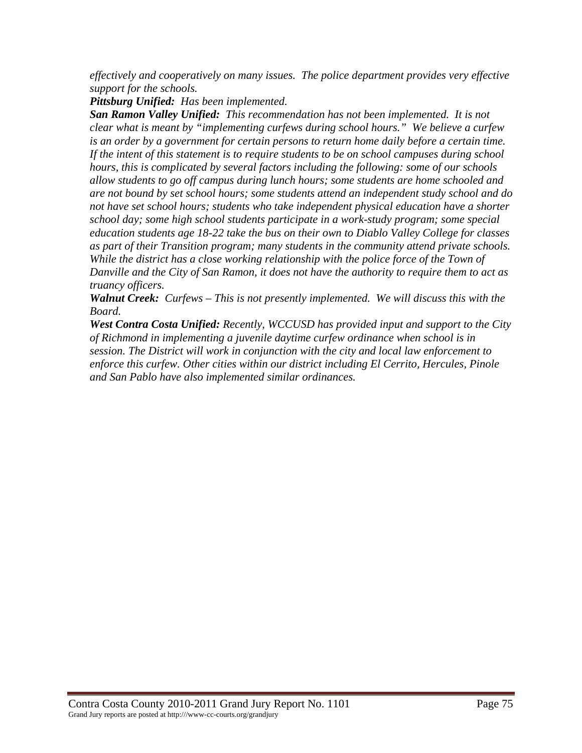*effectively and cooperatively on many issues. The police department provides very effective support for the schools.*

***Pittsburg Unified:*** *Has been implemented.*

***San Ramon Valley Unified:*** *This recommendation has not been implemented. It is not clear what is meant by "implementing curfews during school hours." We believe a curfew is an order by a government for certain persons to return home daily before a certain time. If the intent of this statement is to require students to be on school campuses during school hours, this is complicated by several factors including the following: some of our schools allow students to go off campus during lunch hours; some students are home schooled and are not bound by set school hours; some students attend an independent study school and do not have set school hours; students who take independent physical education have a shorter school day; some high school students participate in a work-study program; some special education students age 18-22 take the bus on their own to Diablo Valley College for classes as part of their Transition program; many students in the community attend private schools. While the district has a close working relationship with the police force of the Town of Danville and the City of San Ramon, it does not have the authority to require them to act as truancy officers.*

***Walnut Creek:*** *Curfews – This is not presently implemented. We will discuss this with the Board.*

***West Contra Costa Unified:*** *Recently, WCCUSD has provided input and support to the City of Richmond in implementing a juvenile daytime curfew ordinance when school is in session. The District will work in conjunction with the city and local law enforcement to enforce this curfew. Other cities within our district including El Cerrito, Hercules, Pinole and San Pablo have also implemented similar ordinances.*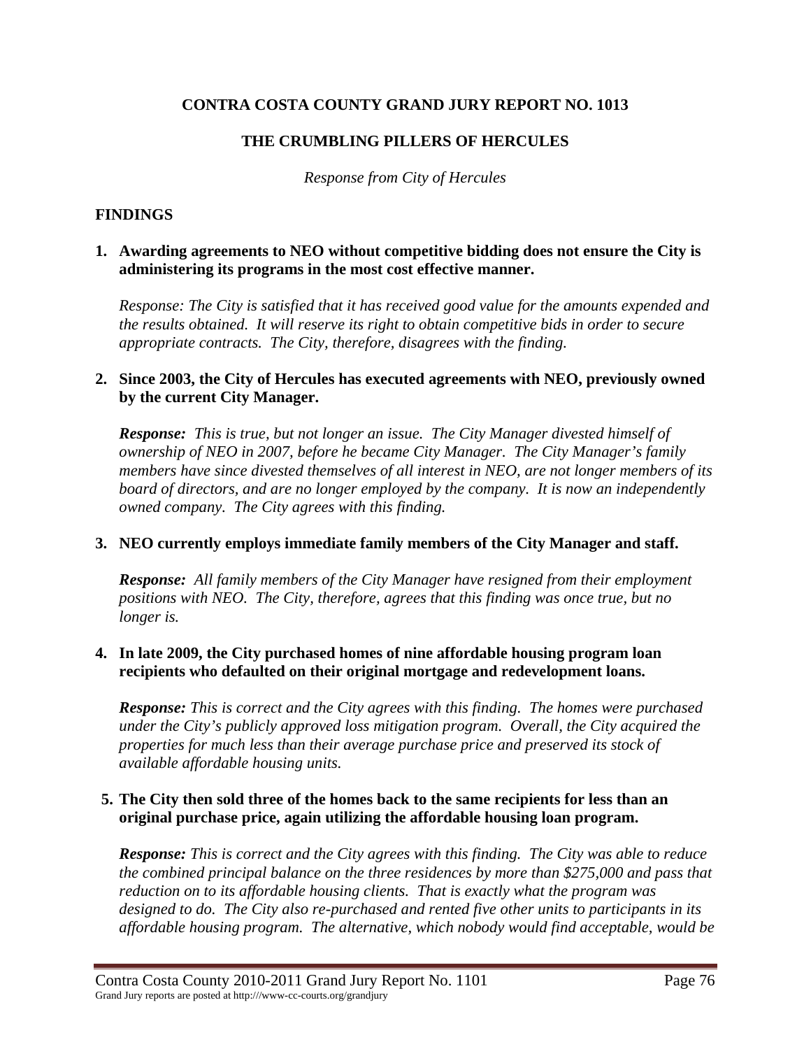**CONTRA COSTA COUNTY GRAND JURY REPORT NO. 1013**

**THE CRUMBLING PILLERS OF HERCULES**

*Response from City of Hercules*

## FINDINGS

**1. Awarding agreements to NEO without competitive bidding does not ensure the City is administering its programs in the most cost effective manner.**

*Response: The City is satisfied that it has received good value for the amounts expended and the results obtained. It will reserve its right to obtain competitive bids in order to secure appropriate contracts. The City, therefore, disagrees with the finding.*

**2. Since 2003, the City of Hercules has executed agreements with NEO, previously owned by the current City Manager.**

***Response:*** *This is true, but not longer an issue. The City Manager divested himself of ownership of NEO in 2007, before he became City Manager. The City Manager's family members have since divested themselves of all interest in NEO, are not longer members of its board of directors, and are no longer employed by the company. It is now an independently owned company. The City agrees with this finding.*

**3. NEO currently employs immediate family members of the City Manager and staff.**

***Response:*** *All family members of the City Manager have resigned from their employment positions with NEO. The City, therefore, agrees that this finding was once true, but no longer is.*

**4. In late 2009, the City purchased homes of nine affordable housing program loan recipients who defaulted on their original mortgage and redevelopment loans.**

***Response:*** *This is correct and the City agrees with this finding. The homes were purchased under the City's publicly approved loss mitigation program. Overall, the City acquired the properties for much less than their average purchase price and preserved its stock of available affordable housing units.*

**5. The City then sold three of the homes back to the same recipients for less than an original purchase price, again utilizing the affordable housing loan program.**

***Response:*** *This is correct and the City agrees with this finding. The City was able to reduce the combined principal balance on the three residences by more than $275,000 and pass that reduction on to its affordable housing clients. That is exactly what the program was designed to do. The City also re-purchased and rented five other units to participants in its affordable housing program. The alternative, which nobody would find acceptable, would be*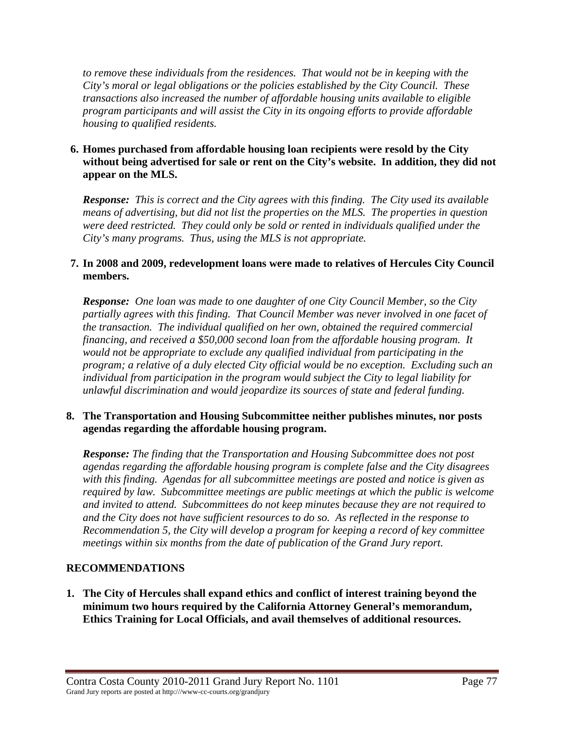*to remove these individuals from the residences. That would not be in keeping with the City's moral or legal obligations or the policies established by the City Council. These transactions also increased the number of affordable housing units available to eligible program participants and will assist the City in its ongoing efforts to provide affordable housing to qualified residents.*

**6. Homes purchased from affordable housing loan recipients were resold by the City without being advertised for sale or rent on the City's website. In addition, they did not appear on the MLS.**

***Response:*** *This is correct and the City agrees with this finding. The City used its available means of advertising, but did not list the properties on the MLS. The properties in question were deed restricted. They could only be sold or rented in individuals qualified under the City's many programs. Thus, using the MLS is not appropriate.*

**7. In 2008 and 2009, redevelopment loans were made to relatives of Hercules City Council members.**

***Response:*** *One loan was made to one daughter of one City Council Member, so the City partially agrees with this finding. That Council Member was never involved in one facet of the transaction. The individual qualified on her own, obtained the required commercial financing, and received a $50,000 second loan from the affordable housing program. It would not be appropriate to exclude any qualified individual from participating in the program; a relative of a duly elected City official would be no exception. Excluding such an individual from participation in the program would subject the City to legal liability for unlawful discrimination and would jeopardize its sources of state and federal funding.*

**8. The Transportation and Housing Subcommittee neither publishes minutes, nor posts agendas regarding the affordable housing program.**

***Response:*** *The finding that the Transportation and Housing Subcommittee does not post agendas regarding the affordable housing program is complete false and the City disagrees with this finding. Agendas for all subcommittee meetings are posted and notice is given as required by law. Subcommittee meetings are public meetings at which the public is welcome and invited to attend. Subcommittees do not keep minutes because they are not required to and the City does not have sufficient resources to do so. As reflected in the response to Recommendation 5, the City will develop a program for keeping a record of key committee meetings within six months from the date of publication of the Grand Jury report.*

## RECOMMENDATIONS

**1. The City of Hercules shall expand ethics and conflict of interest training beyond the minimum two hours required by the California Attorney General's memorandum, Ethics Training for Local Officials, and avail themselves of additional resources.**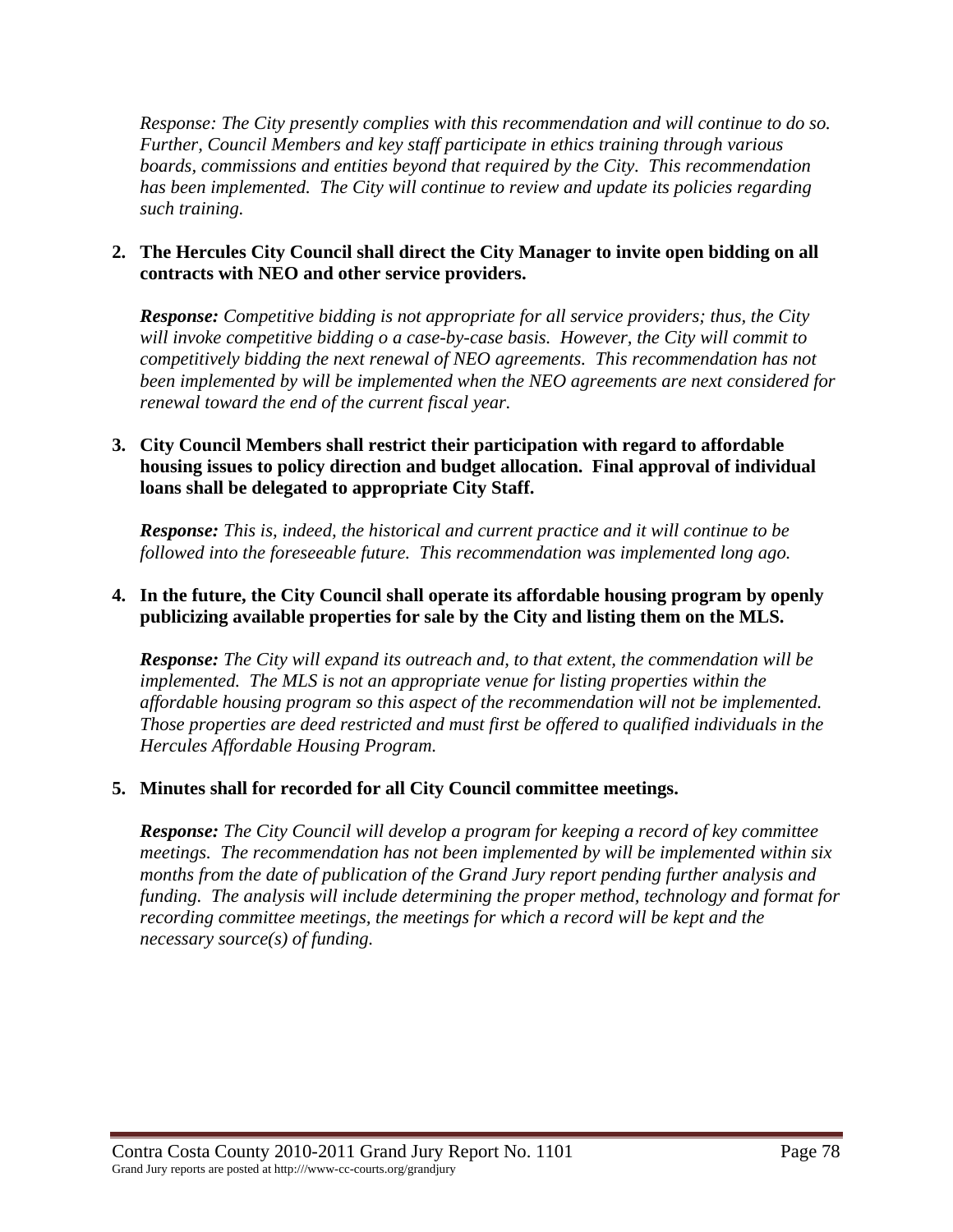*Response: The City presently complies with this recommendation and will continue to do so. Further, Council Members and key staff participate in ethics training through various boards, commissions and entities beyond that required by the City. This recommendation has been implemented. The City will continue to review and update its policies regarding such training.*

2. **The Hercules City Council shall direct the City Manager to invite open bidding on all contracts with NEO and other service providers.**

   ***Response:*** *Competitive bidding is not appropriate for all service providers; thus, the City will invoke competitive bidding o a case-by-case basis. However, the City will commit to competitively bidding the next renewal of NEO agreements. This recommendation has not been implemented by will be implemented when the NEO agreements are next considered for renewal toward the end of the current fiscal year.*

3. **City Council Members shall restrict their participation with regard to affordable housing issues to policy direction and budget allocation. Final approval of individual loans shall be delegated to appropriate City Staff.**

   ***Response:*** *This is, indeed, the historical and current practice and it will continue to be followed into the foreseeable future. This recommendation was implemented long ago.*

4. **In the future, the City Council shall operate its affordable housing program by openly publicizing available properties for sale by the City and listing them on the MLS.**

   ***Response:*** *The City will expand its outreach and, to that extent, the commendation will be implemented. The MLS is not an appropriate venue for listing properties within the affordable housing program so this aspect of the recommendation will not be implemented. Those properties are deed restricted and must first be offered to qualified individuals in the Hercules Affordable Housing Program.*

5. **Minutes shall for recorded for all City Council committee meetings.**

   ***Response:*** *The City Council will develop a program for keeping a record of key committee meetings. The recommendation has not been implemented by will be implemented within six months from the date of publication of the Grand Jury report pending further analysis and funding. The analysis will include determining the proper method, technology and format for recording committee meetings, the meetings for which a record will be kept and the necessary source(s) of funding.*